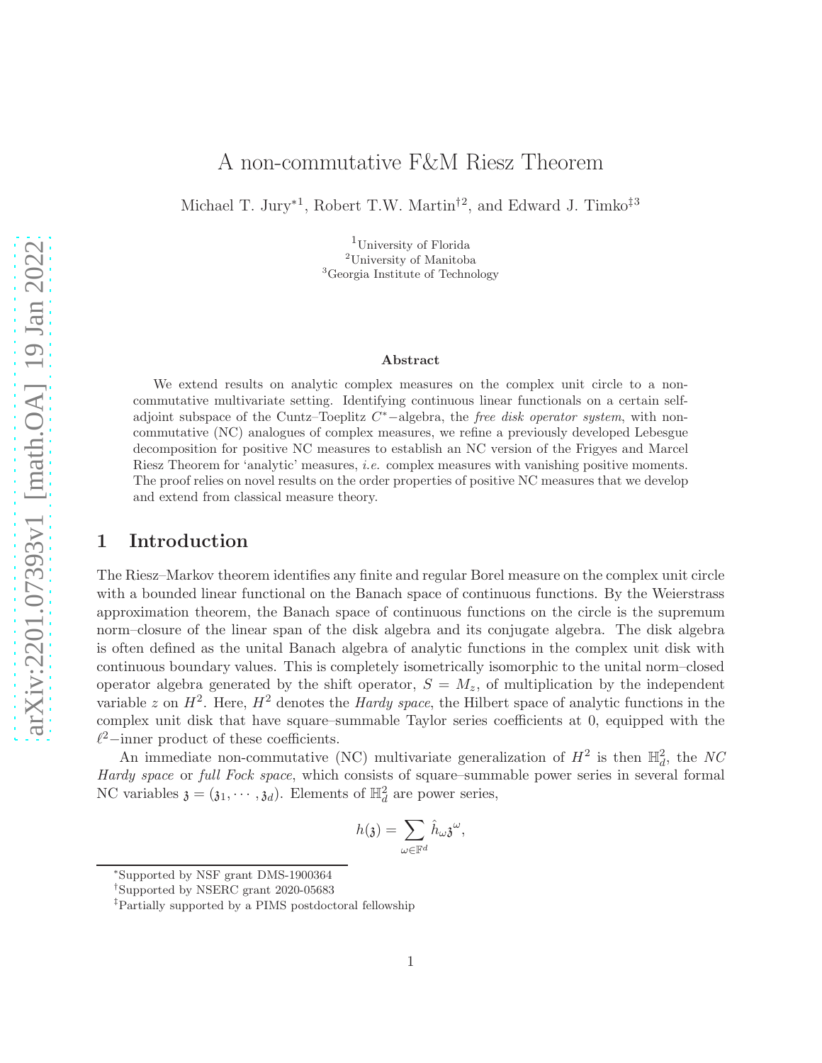# A non-commutative F&M Riesz Theorem

Michael T. Jury*[1], Robert T.W. Martin†[2], and Edward J. Timko‡[3]

[1]University of Florida
[2]University of Manitoba
[3]Georgia Institute of Technology

### Abstract

We extend results on analytic complex measures on the complex unit circle to a non-commutative multivariate setting. Identifying continuous linear functionals on a certain self-adjoint subspace of the Cuntz–Toeplitz $C^*-$algebra, the *free disk operator system*, with non-commutative (NC) analogues of complex measures, we refine a previously developed Lebesgue decomposition for positive NC measures to establish an NC version of the Frigyes and Marcel Riesz Theorem for 'analytic' measures, *i.e.* complex measures with vanishing positive moments. The proof relies on novel results on the order properties of positive NC measures that we develop and extend from classical measure theory.

## 1 Introduction

The Riesz–Markov theorem identifies any finite and regular Borel measure on the complex unit circle with a bounded linear functional on the Banach space of continuous functions. By the Weierstrass approximation theorem, the Banach space of continuous functions on the circle is the supremum norm–closure of the linear span of the disk algebra and its conjugate algebra. The disk algebra is often defined as the unital Banach algebra of analytic functions in the complex unit disk with continuous boundary values. This is completely isometrically isomorphic to the unital norm–closed operator algebra generated by the shift operator, $S = M_z$, of multiplication by the independent variable $z$ on $H^2$. Here, $H^2$ denotes the *Hardy space*, the Hilbert space of analytic functions in the complex unit disk that have square–summable Taylor series coefficients at 0, equipped with the $\ell^2-$inner product of these coefficients.

An immediate non-commutative (NC) multivariate generalization of $H^2$ is then $\mathbb{H}^2_d$, the *NC Hardy space* or *full Fock space*, which consists of square–summable power series in several formal NC variables $\mathfrak{z} = (\mathfrak{z}_1, \cdots, \mathfrak{z}_d)$. Elements of $\mathbb{H}^2_d$ are power series,

$$h(\mathfrak{z}) = \sum_{\omega \in \mathbb{F}^d} \hat{h}_\omega \mathfrak{z}^\omega,$$

*Supported by NSF grant DMS-1900364
†Supported by NSERC grant 2020-05683
‡Partially supported by a PIMS postdoctoral fellowship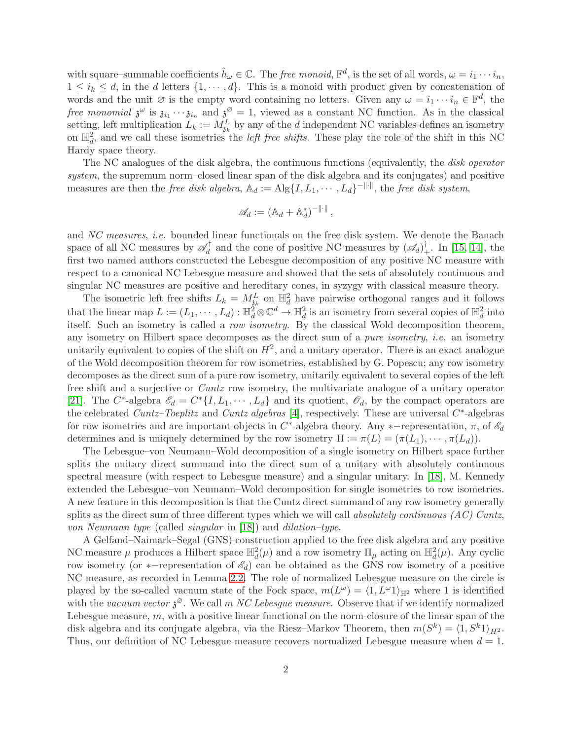with square–summable coefficients $\hat{h}_\omega \in \mathbb{C}$. The *free monoid*, $\mathbb{F}^d$, is the set of all words, $\omega = i_1 \cdots i_n$, $1 \leq i_k \leq d$, in the $d$ letters $\{1, \cdots, d\}$. This is a monoid with product given by concatenation of words and the unit $\varnothing$ is the empty word containing no letters. Given any $\omega = i_1 \cdots i_n \in \mathbb{F}^d$, the *free monomial* $\mathfrak{z}^\omega$ is $\mathfrak{z}_{i_1} \cdots \mathfrak{z}_{i_n}$ and $\mathfrak{z}^\varnothing = 1$, viewed as a constant NC function. As in the classical setting, left multiplication $L_k := M^L_{\mathfrak{z}_k}$ by any of the $d$ independent NC variables defines an isometry on $\mathbb{H}^2_d$, and we call these isometries the *left free shifts*. These play the role of the shift in this NC Hardy space theory.

The NC analogues of the disk algebra, the continuous functions (equivalently, the *disk operator system*, the supremum norm–closed linear span of the disk algebra and its conjugates) and positive measures are then the *free disk algebra*, $\mathbb{A}_d := \mathrm{Alg}\{I, L_1, \cdots, L_d\}^{-\|\cdot\|}$, the *free disk system*,

$$\mathscr{A}_d := (\mathbb{A}_d + \mathbb{A}_d^*)^{-\|\cdot\|},$$

and *NC measures*, *i.e.* bounded linear functionals on the free disk system. We denote the Banach space of all NC measures by $\mathscr{A}_d^\dagger$ and the cone of positive NC measures by $(\mathscr{A}_d)^\dagger_+$. In [15, 14], the first two named authors constructed the Lebesgue decomposition of any positive NC measure with respect to a canonical NC Lebesgue measure and showed that the sets of absolutely continuous and singular NC measures are positive and hereditary cones, in syzygy with classical measure theory.

The isometric left free shifts $L_k = M^L_{\mathfrak{z}_k}$ on $\mathbb{H}^2_d$ have pairwise orthogonal ranges and it follows that the linear map $L := (L_1, \cdots, L_d) : \mathbb{H}^2_d \otimes \mathbb{C}^d \to \mathbb{H}^2_d$ is an isometry from several copies of $\mathbb{H}^2_d$ into itself. Such an isometry is called a *row isometry*. By the classical Wold decomposition theorem, any isometry on Hilbert space decomposes as the direct sum of a *pure isometry*, *i.e.* an isometry unitarily equivalent to copies of the shift on $H^2$, and a unitary operator. There is an exact analogue of the Wold decomposition theorem for row isometries, established by G. Popescu; any row isometry decomposes as the direct sum of a pure row isometry, unitarily equivalent to several copies of the left free shift and a surjective or *Cuntz* row isometry, the multivariate analogue of a unitary operator [21]. The $C^*$-algebra $\mathscr{E}_d = C^*\{I, L_1, \cdots, L_d\}$ and its quotient, $\mathscr{O}_d$, by the compact operators are the celebrated *Cuntz–Toeplitz* and *Cuntz algebras* [4], respectively. These are universal $C^*$-algebras for row isometries and are important objects in $C^*$-algebra theory. Any $*-$representation, $\pi$, of $\mathscr{E}_d$ determines and is uniquely determined by the row isometry $\Pi := \pi(L) = (\pi(L_1), \cdots, \pi(L_d))$.

The Lebesgue–von Neumann–Wold decomposition of a single isometry on Hilbert space further splits the unitary direct summand into the direct sum of a unitary with absolutely continuous spectral measure (with respect to Lebesgue measure) and a singular unitary. In [18], M. Kennedy extended the Lebesgue–von Neumann–Wold decomposition for single isometries to row isometries. A new feature in this decomposition is that the Cuntz direct summand of any row isometry generally splits as the direct sum of three different types which we will call *absolutely continuous (AC) Cuntz*, *von Neumann type* (called *singular* in [18]) and *dilation–type*.

A Gelfand–Naimark–Segal (GNS) construction applied to the free disk algebra and any positive NC measure $\mu$ produces a Hilbert space $\mathbb{H}^2_d(\mu)$ and a row isometry $\Pi_\mu$ acting on $\mathbb{H}^2_d(\mu)$. Any cyclic row isometry (or $*-$representation of $\mathscr{E}_d$) can be obtained as the GNS row isometry of a positive NC measure, as recorded in Lemma 2.2. The role of normalized Lebesgue measure on the circle is played by the so-called vacuum state of the Fock space, $m(L^\omega) = \langle 1, L^\omega 1\rangle_{\mathbb{H}^2}$ where 1 is identified with the *vacuum vector* $\mathfrak{z}^\varnothing$. We call $m$ *NC Lebesgue measure*. Observe that if we identify normalized Lebesgue measure, $m$, with a positive linear functional on the norm-closure of the linear span of the disk algebra and its conjugate algebra, via the Riesz–Markov Theorem, then $m(S^k) = \langle 1, S^k 1\rangle_{H^2}$. Thus, our definition of NC Lebesgue measure recovers normalized Lebesgue measure when $d = 1$.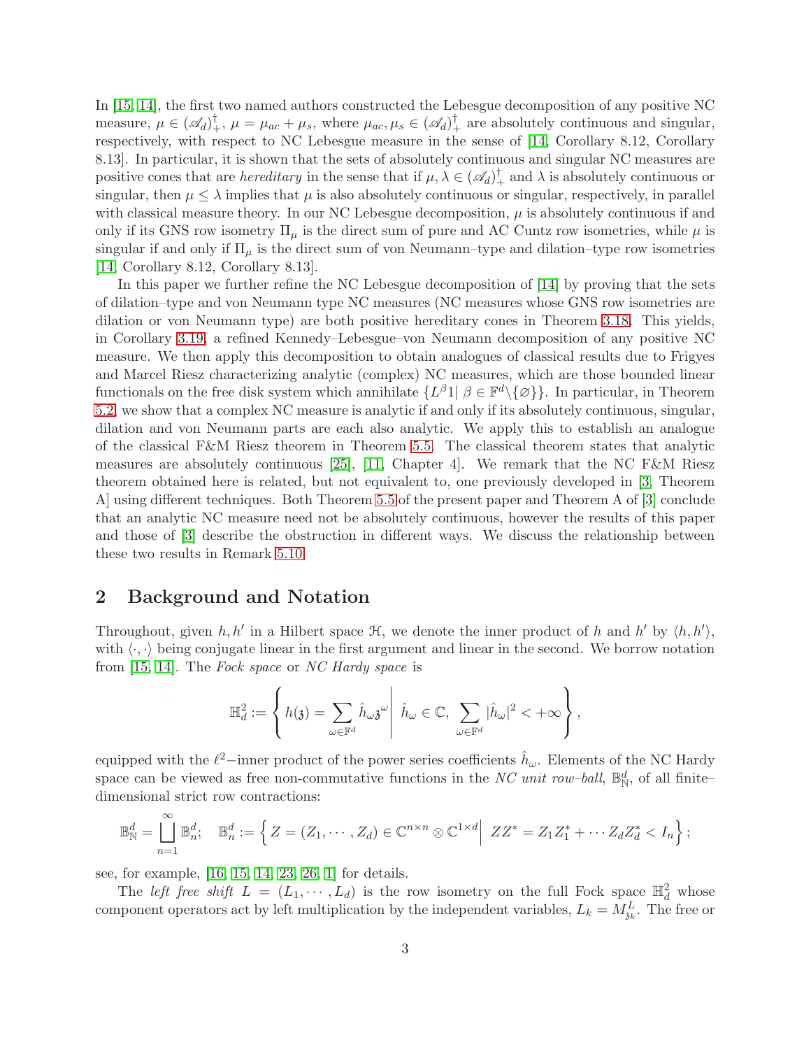In [15, 14], the first two named authors constructed the Lebesgue decomposition of any positive NC measure, $\mu \in (\mathscr{A}_d)^\dagger_+$, $\mu = \mu_{ac} + \mu_s$, where $\mu_{ac}, \mu_s \in (\mathscr{A}_d)^\dagger_+$ are absolutely continuous and singular, respectively, with respect to NC Lebesgue measure in the sense of [14, Corollary 8.12, Corollary 8.13]. In particular, it is shown that the sets of absolutely continuous and singular NC measures are positive cones that are *hereditary* in the sense that if $\mu, \lambda \in (\mathscr{A}_d)^\dagger_+$ and $\lambda$ is absolutely continuous or singular, then $\mu \leq \lambda$ implies that $\mu$ is also absolutely continuous or singular, respectively, in parallel with classical measure theory. In our NC Lebesgue decomposition, $\mu$ is absolutely continuous if and only if its GNS row isometry $\Pi_\mu$ is the direct sum of pure and AC Cuntz row isometries, while $\mu$ is singular if and only if $\Pi_\mu$ is the direct sum of von Neumann–type and dilation–type row isometries [14, Corollary 8.12, Corollary 8.13].

In this paper we further refine the NC Lebesgue decomposition of [14] by proving that the sets of dilation–type and von Neumann type NC measures (NC measures whose GNS row isometries are dilation or von Neumann type) are both positive hereditary cones in Theorem 3.18. This yields, in Corollary 3.19, a refined Kennedy–Lebesgue–von Neumann decomposition of any positive NC measure. We then apply this decomposition to obtain analogues of classical results due to Frigyes and Marcel Riesz characterizing analytic (complex) NC measures, which are those bounded linear functionals on the free disk system which annihilate $\{L^\beta 1 |\ \beta \in \mathbb{F}^d \backslash \{\varnothing\}\}$. In particular, in Theorem 5.2, we show that a complex NC measure is analytic if and only if its absolutely continuous, singular, dilation and von Neumann parts are each also analytic. We apply this to establish an analogue of the classical F&M Riesz theorem in Theorem 5.5. The classical theorem states that analytic measures are absolutely continuous [25], [11, Chapter 4]. We remark that the NC F&M Riesz theorem obtained here is related, but not equivalent to, one previously developed in [3, Theorem A] using different techniques. Both Theorem 5.5 of the present paper and Theorem A of [3] conclude that an analytic NC measure need not be absolutely continuous, however the results of this paper and those of [3] describe the obstruction in different ways. We discuss the relationship between these two results in Remark 5.10.

## 2 Background and Notation

Throughout, given $h, h'$ in a Hilbert space $\mathcal{H}$, we denote the inner product of $h$ and $h'$ by $\langle h, h' \rangle$, with $\langle \cdot, \cdot \rangle$ being conjugate linear in the first argument and linear in the second. We borrow notation from [15, 14]. The *Fock space* or *NC Hardy space* is

$$\mathbb{H}^2_d := \left\{ h(\mathfrak{z}) = \sum_{\omega \in \mathbb{F}^d} \hat{h}_\omega \mathfrak{z}^\omega \,\middle|\, \hat{h}_\omega \in \mathbb{C},\ \sum_{\omega \in \mathbb{F}^d} |\hat{h}_\omega|^2 < +\infty \right\},$$

equipped with the $\ell^2-$inner product of the power series coefficients $\hat{h}_\omega$. Elements of the NC Hardy space can be viewed as free non-commutative functions in the *NC unit row–ball*, $\mathbb{B}^d_{\mathbb{N}}$, of all finite–dimensional strict row contractions:

$$\mathbb{B}^d_{\mathbb{N}} = \bigsqcup_{n=1}^\infty \mathbb{B}^d_n; \quad \mathbb{B}^d_n := \left\{ Z = (Z_1, \cdots, Z_d) \in \mathbb{C}^{n \times n} \otimes \mathbb{C}^{1 \times d} \,\middle|\, ZZ^* = Z_1 Z_1^* + \cdots Z_d Z_d^* < I_n \right\};$$

see, for example, [16, 15, 14, 23, 26, 1] for details.

The *left free shift* $L = (L_1, \cdots, L_d)$ is the row isometry on the full Fock space $\mathbb{H}^2_d$ whose component operators act by left multiplication by the independent variables, $L_k = M^L_{\mathfrak{z}_k}$. The free or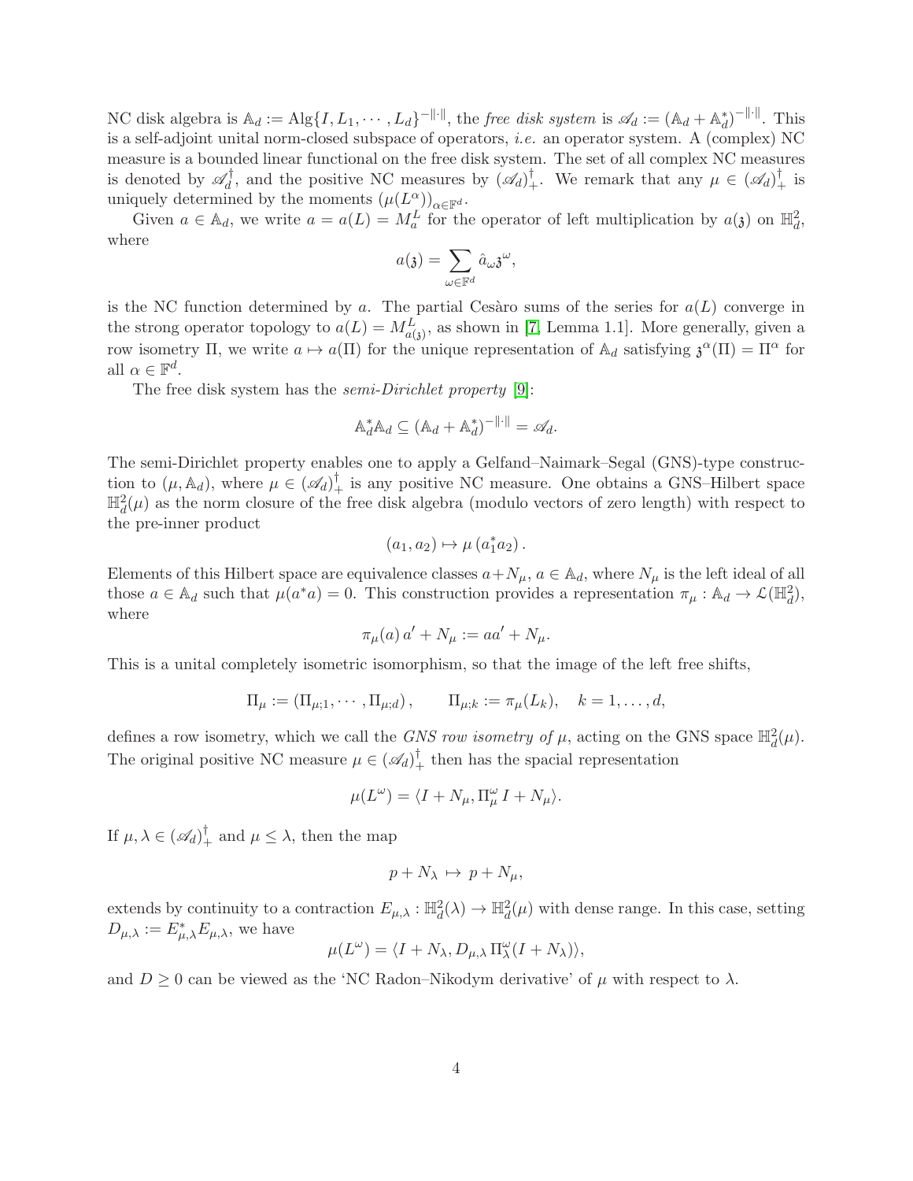NC disk algebra is $\mathbb{A}_d := \mathrm{Alg}\{I, L_1, \cdots, L_d\}^{-\|\cdot\|}$, the *free disk system* is $\mathscr{A}_d := (\mathbb{A}_d + \mathbb{A}_d^*)^{-\|\cdot\|}$. This is a self-adjoint unital norm-closed subspace of operators, *i.e.* an operator system. A (complex) NC measure is a bounded linear functional on the free disk system. The set of all complex NC measures is denoted by $\mathscr{A}_d^\dagger$, and the positive NC measures by $(\mathscr{A}_d)_+^\dagger$. We remark that any $\mu \in (\mathscr{A}_d)_+^\dagger$ is uniquely determined by the moments $(\mu(L^\alpha))_{\alpha \in \mathbb{F}^d}$.

Given $a \in \mathbb{A}_d$, we write $a = a(L) = M_a^L$ for the operator of left multiplication by $a(\mathfrak{z})$ on $\mathbb{H}_d^2$, where

$$a(\mathfrak{z}) = \sum_{\omega \in \mathbb{F}^d} \hat{a}_\omega \mathfrak{z}^\omega,$$

is the NC function determined by $a$. The partial Cesàro sums of the series for $a(L)$ converge in the strong operator topology to $a(L) = M_{a(\mathfrak{z})}^L$, as shown in [7, Lemma 1.1]. More generally, given a row isometry $\Pi$, we write $a \mapsto a(\Pi)$ for the unique representation of $\mathbb{A}_d$ satisfying $\mathfrak{z}^\alpha(\Pi) = \Pi^\alpha$ for all $\alpha \in \mathbb{F}^d$.

The free disk system has the *semi-Dirichlet property* [9]:

$$\mathbb{A}_d^* \mathbb{A}_d \subseteq (\mathbb{A}_d + \mathbb{A}_d^*)^{-\|\cdot\|} = \mathscr{A}_d.$$

The semi-Dirichlet property enables one to apply a Gelfand–Naimark–Segal (GNS)-type construction to $(\mu, \mathbb{A}_d)$, where $\mu \in (\mathscr{A}_d)_+^\dagger$ is any positive NC measure. One obtains a GNS–Hilbert space $\mathbb{H}_d^2(\mu)$ as the norm closure of the free disk algebra (modulo vectors of zero length) with respect to the pre-inner product

$$(a_1, a_2) \mapsto \mu\left(a_1^* a_2\right).$$

Elements of this Hilbert space are equivalence classes $a + N_\mu$, $a \in \mathbb{A}_d$, where $N_\mu$ is the left ideal of all those $a \in \mathbb{A}_d$ such that $\mu(a^* a) = 0$. This construction provides a representation $\pi_\mu : \mathbb{A}_d \to \mathcal{L}(\mathbb{H}_d^2)$, where

$$\pi_\mu(a)\, a' + N_\mu := a a' + N_\mu.$$

This is a unital completely isometric isomorphism, so that the image of the left free shifts,

$$\Pi_\mu := (\Pi_{\mu;1}, \cdots, \Pi_{\mu;d}), \qquad \Pi_{\mu;k} := \pi_\mu(L_k), \quad k = 1, \ldots, d,$$

defines a row isometry, which we call the *GNS row isometry of* $\mu$, acting on the GNS space $\mathbb{H}_d^2(\mu)$. The original positive NC measure $\mu \in (\mathscr{A}_d)_+^\dagger$ then has the spacial representation

$$\mu(L^\omega) = \langle I + N_\mu, \Pi_\mu^\omega\, I + N_\mu \rangle.$$

If $\mu, \lambda \in (\mathscr{A}_d)_+^\dagger$ and $\mu \leq \lambda$, then the map

$$p + N_\lambda \mapsto p + N_\mu,$$

extends by continuity to a contraction $E_{\mu,\lambda} : \mathbb{H}_d^2(\lambda) \to \mathbb{H}_d^2(\mu)$ with dense range. In this case, setting $D_{\mu,\lambda} := E_{\mu,\lambda}^* E_{\mu,\lambda}$, we have

$$\mu(L^\omega) = \langle I + N_\lambda, D_{\mu,\lambda}\, \Pi_\lambda^\omega (I + N_\lambda) \rangle,$$

and $D \geq 0$ can be viewed as the 'NC Radon–Nikodym derivative' of $\mu$ with respect to $\lambda$.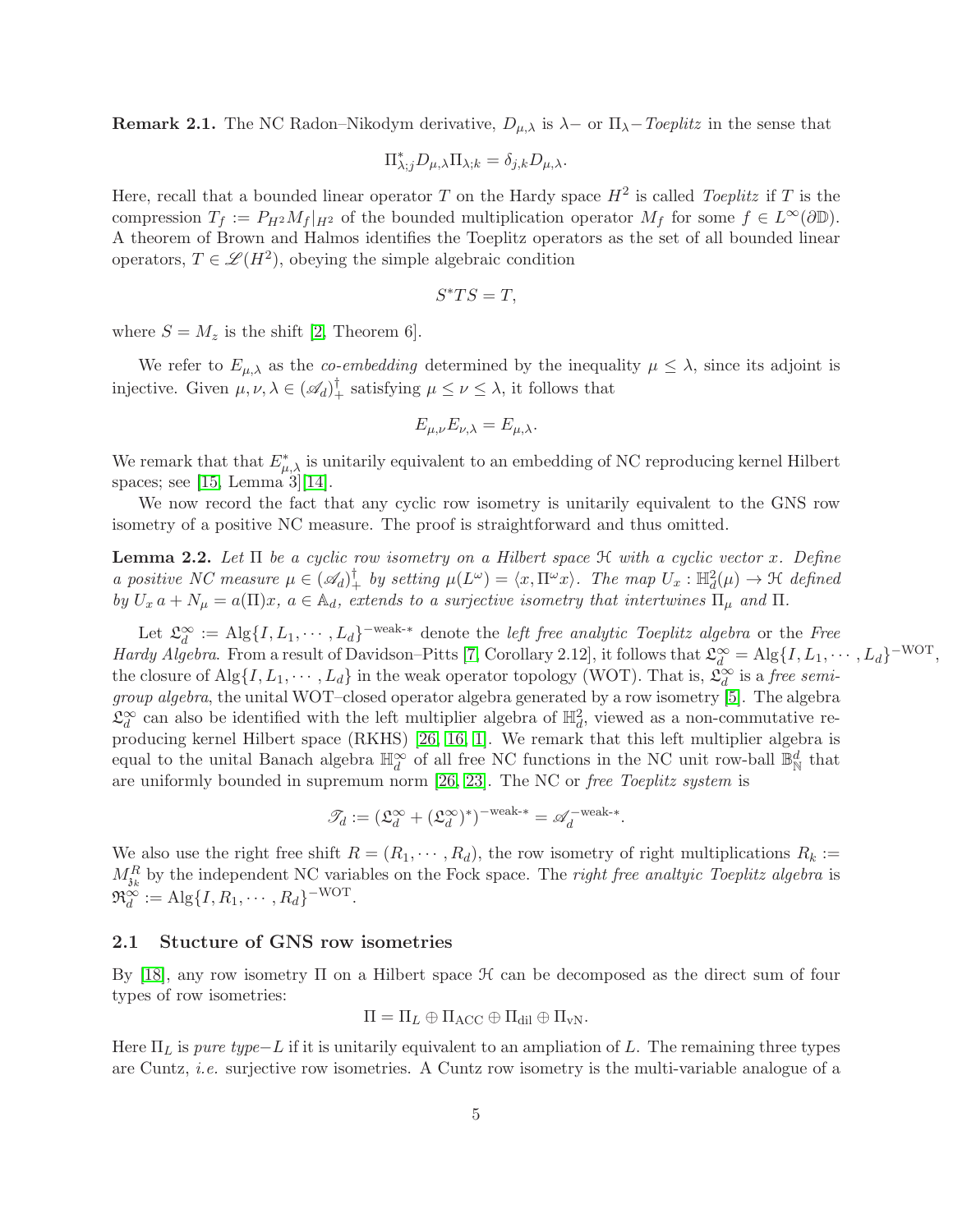**Remark 2.1.** The NC Radon–Nikodym derivative, $D_{\mu,\lambda}$ is $\lambda-$ or $\Pi_\lambda-$*Toeplitz* in the sense that

$$\Pi_{\lambda;j}^* D_{\mu,\lambda} \Pi_{\lambda;k} = \delta_{j,k} D_{\mu,\lambda}.$$

Here, recall that a bounded linear operator $T$ on the Hardy space $H^2$ is called *Toeplitz* if $T$ is the compression $T_f := P_{H^2} M_f|_{H^2}$ of the bounded multiplication operator $M_f$ for some $f \in L^\infty(\partial\mathbb{D})$. A theorem of Brown and Halmos identifies the Toeplitz operators as the set of all bounded linear operators, $T \in \mathscr{L}(H^2)$, obeying the simple algebraic condition

$$S^* T S = T,$$

where $S = M_z$ is the shift [2, Theorem 6].

We refer to $E_{\mu,\lambda}$ as the *co-embedding* determined by the inequality $\mu \leq \lambda$, since its adjoint is injective. Given $\mu, \nu, \lambda \in (\mathscr{A}_d)_+^\dagger$ satisfying $\mu \leq \nu \leq \lambda$, it follows that

$$E_{\mu,\nu} E_{\nu,\lambda} = E_{\mu,\lambda}.$$

We remark that that $E_{\mu,\lambda}^*$ is unitarily equivalent to an embedding of NC reproducing kernel Hilbert spaces; see [15, Lemma 3][14].

We now record the fact that any cyclic row isometry is unitarily equivalent to the GNS row isometry of a positive NC measure. The proof is straightforward and thus omitted.

**Lemma 2.2.** *Let $\Pi$ be a cyclic row isometry on a Hilbert space $\mathcal{H}$ with a cyclic vector $x$. Define a positive NC measure $\mu \in (\mathscr{A}_d)_+^\dagger$ by setting $\mu(L^\omega) = \langle x, \Pi^\omega x\rangle$. The map $U_x : \mathbb{H}^2_d(\mu) \to \mathcal{H}$ defined by $U_x\, a + N_\mu = a(\Pi)x$, $a \in \mathbb{A}_d$, extends to a surjective isometry that intertwines $\Pi_\mu$ and $\Pi$.*

Let $\mathfrak{L}_d^\infty := \mathrm{Alg}\{I, L_1, \cdots, L_d\}^{-\text{weak-}*}$ denote the *left free analytic Toeplitz algebra* or the *Free Hardy Algebra*. From a result of Davidson–Pitts [7, Corollary 2.12], it follows that $\mathfrak{L}_d^\infty = \mathrm{Alg}\{I, L_1, \cdots, L_d\}^{-\mathrm{WOT}}$, the closure of $\mathrm{Alg}\{I, L_1, \cdots, L_d\}$ in the weak operator topology (WOT). That is, $\mathfrak{L}_d^\infty$ is a *free semigroup algebra*, the unital WOT–closed operator algebra generated by a row isometry [5]. The algebra $\mathfrak{L}_d^\infty$ can also be identified with the left multiplier algebra of $\mathbb{H}^2_d$, viewed as a non-commutative reproducing kernel Hilbert space (RKHS) [26, 16, 1]. We remark that this left multiplier algebra is equal to the unital Banach algebra $\mathbb{H}^\infty_d$ of all free NC functions in the NC unit row-ball $\mathbb{B}^d_{\mathbb{N}}$ that are uniformly bounded in supremum norm [26, 23]. The NC or *free Toeplitz system* is

$$\mathscr{T}_d := (\mathfrak{L}_d^\infty + (\mathfrak{L}_d^\infty)^*)^{-\text{weak-}*} = \mathscr{A}_d^{-\text{weak-}*}.$$

We also use the right free shift $R = (R_1, \cdots, R_d)$, the row isometry of right multiplications $R_k := M^R_{\mathfrak{z}_k}$ by the independent NC variables on the Fock space. The *right free analtyic Toeplitz algebra* is $\mathfrak{R}_d^\infty := \mathrm{Alg}\{I, R_1, \cdots, R_d\}^{-\mathrm{WOT}}$.

## 2.1 Stucture of GNS row isometries

By [18], any row isometry $\Pi$ on a Hilbert space $\mathcal{H}$ can be decomposed as the direct sum of four types of row isometries:

$$\Pi = \Pi_L \oplus \Pi_{\mathrm{ACC}} \oplus \Pi_{\mathrm{dil}} \oplus \Pi_{\mathrm{vN}}.$$

Here $\Pi_L$ is *pure type$-L$* if it is unitarily equivalent to an ampliation of $L$. The remaining three types are Cuntz, *i.e.* surjective row isometries. A Cuntz row isometry is the multi-variable analogue of a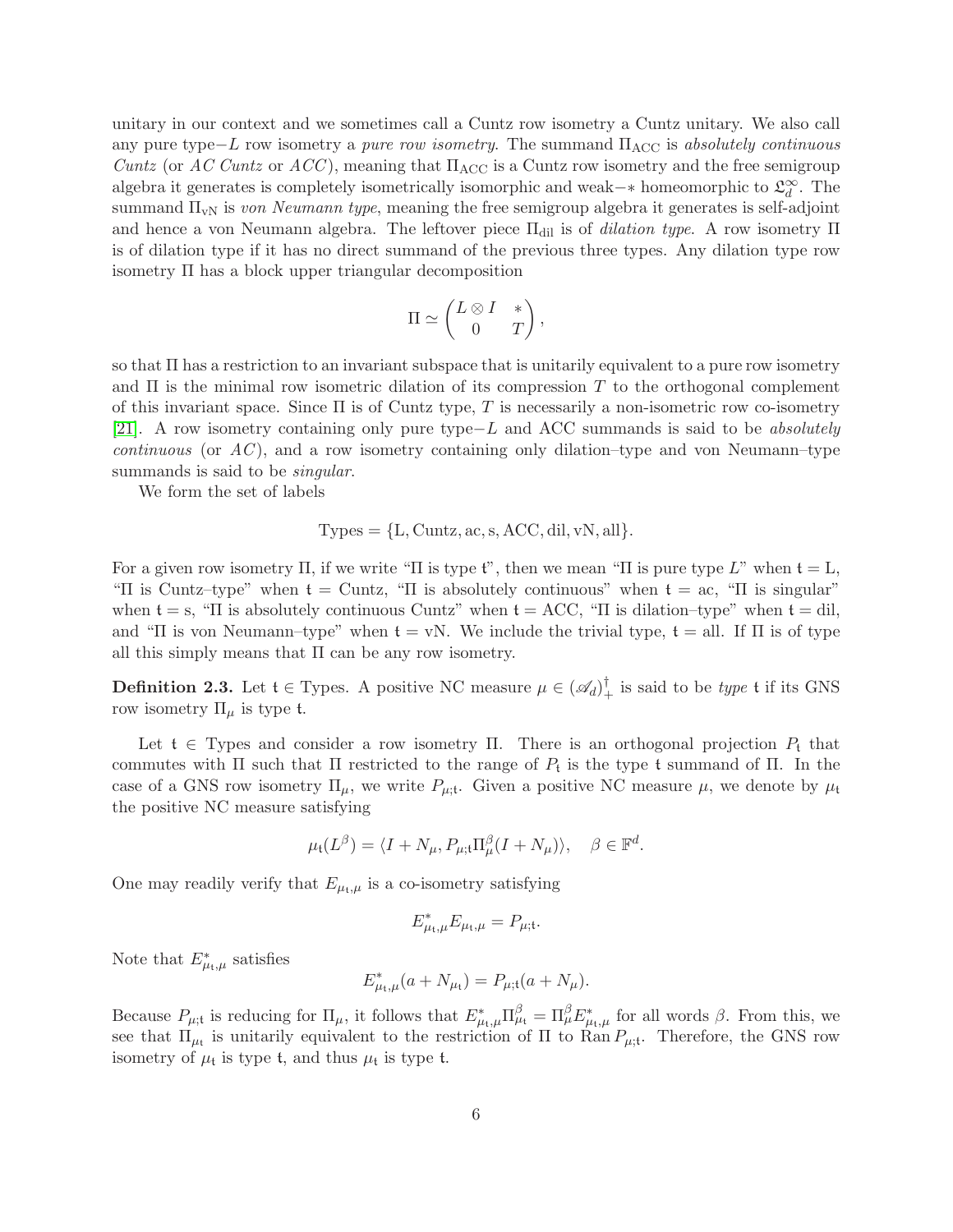unitary in our context and we sometimes call a Cuntz row isometry a Cuntz unitary. We also call any pure type$-L$ row isometry a *pure row isometry*. The summand $\Pi_{\mathrm{ACC}}$ is *absolutely continuous Cuntz* (or *AC Cuntz* or *ACC*), meaning that $\Pi_{\mathrm{ACC}}$ is a Cuntz row isometry and the free semigroup algebra it generates is completely isometrically isomorphic and weak$-*$ homeomorphic to $\mathfrak{L}^\infty_d$. The summand $\Pi_{\mathrm{vN}}$ is *von Neumann type*, meaning the free semigroup algebra it generates is self-adjoint and hence a von Neumann algebra. The leftover piece $\Pi_{\mathrm{dil}}$ is of *dilation type*. A row isometry $\Pi$ is of dilation type if it has no direct summand of the previous three types. Any dilation type row isometry $\Pi$ has a block upper triangular decomposition

$$\Pi \simeq \begin{pmatrix} L\otimes I & * \\ 0 & T \end{pmatrix},$$

so that $\Pi$ has a restriction to an invariant subspace that is unitarily equivalent to a pure row isometry and $\Pi$ is the minimal row isometric dilation of its compression $T$ to the orthogonal complement of this invariant space. Since $\Pi$ is of Cuntz type, $T$ is necessarily a non-isometric row co-isometry [21]. A row isometry containing only pure type$-L$ and ACC summands is said to be *absolutely continuous* (or *AC*), and a row isometry containing only dilation–type and von Neumann–type summands is said to be *singular*.

We form the set of labels

$$\mathrm{Types} = \{\mathrm{L}, \mathrm{Cuntz}, \mathrm{ac}, \mathrm{s}, \mathrm{ACC}, \mathrm{dil}, \mathrm{vN}, \mathrm{all}\}.$$

For a given row isometry $\Pi$, if we write "$\Pi$ is type $\mathfrak{t}$", then we mean "$\Pi$ is pure type $L$" when $\mathfrak{t} = \mathrm{L}$, "$\Pi$ is Cuntz–type" when $\mathfrak{t} = \mathrm{Cuntz}$, "$\Pi$ is absolutely continuous" when $\mathfrak{t} = \mathrm{ac}$, "$\Pi$ is singular" when $\mathfrak{t} = \mathrm{s}$, "$\Pi$ is absolutely continuous Cuntz" when $\mathfrak{t} = \mathrm{ACC}$, "$\Pi$ is dilation–type" when $\mathfrak{t} = \mathrm{dil}$, and "$\Pi$ is von Neumann–type" when $\mathfrak{t} = \mathrm{vN}$. We include the trivial type, $\mathfrak{t} = \mathrm{all}$. If $\Pi$ is of type all this simply means that $\Pi$ can be any row isometry.

**Definition 2.3.** Let $\mathfrak{t} \in \mathrm{Types}$. A positive NC measure $\mu \in (\mathscr{A}_d)^\dagger_+$ is said to be *type* $\mathfrak{t}$ if its GNS row isometry $\Pi_\mu$ is type $\mathfrak{t}$.

Let $\mathfrak{t} \in \mathrm{Types}$ and consider a row isometry $\Pi$. There is an orthogonal projection $P_\mathfrak{t}$ that commutes with $\Pi$ such that $\Pi$ restricted to the range of $P_\mathfrak{t}$ is the type $\mathfrak{t}$ summand of $\Pi$. In the case of a GNS row isometry $\Pi_\mu$, we write $P_{\mu;\mathfrak{t}}$. Given a positive NC measure $\mu$, we denote by $\mu_\mathfrak{t}$ the positive NC measure satisfying

$$\mu_\mathfrak{t}(L^\beta) = \langle I + N_\mu, P_{\mu;\mathfrak{t}} \Pi^\beta_\mu (I+N_\mu)\rangle, \quad \beta \in \mathbb{F}^d.$$

One may readily verify that $E_{\mu_\mathfrak{t},\mu}$ is a co-isometry satisfying

$$E^*_{\mu_\mathfrak{t},\mu} E_{\mu_\mathfrak{t},\mu} = P_{\mu;\mathfrak{t}}.$$

Note that $E^*_{\mu_\mathfrak{t},\mu}$ satisfies

$$E^*_{\mu_\mathfrak{t},\mu}(a + N_{\mu_\mathfrak{t}}) = P_{\mu;\mathfrak{t}}(a+N_\mu).$$

Because $P_{\mu;\mathfrak{t}}$ is reducing for $\Pi_\mu$, it follows that $E^*_{\mu_\mathfrak{t},\mu}\Pi^\beta_{\mu_\mathfrak{t}} = \Pi^\beta_\mu E^*_{\mu_\mathfrak{t},\mu}$ for all words $\beta$. From this, we see that $\Pi_{\mu_\mathfrak{t}}$ is unitarily equivalent to the restriction of $\Pi$ to $\mathrm{Ran}\, P_{\mu;\mathfrak{t}}$. Therefore, the GNS row isometry of $\mu_\mathfrak{t}$ is type $\mathfrak{t}$, and thus $\mu_\mathfrak{t}$ is type $\mathfrak{t}$.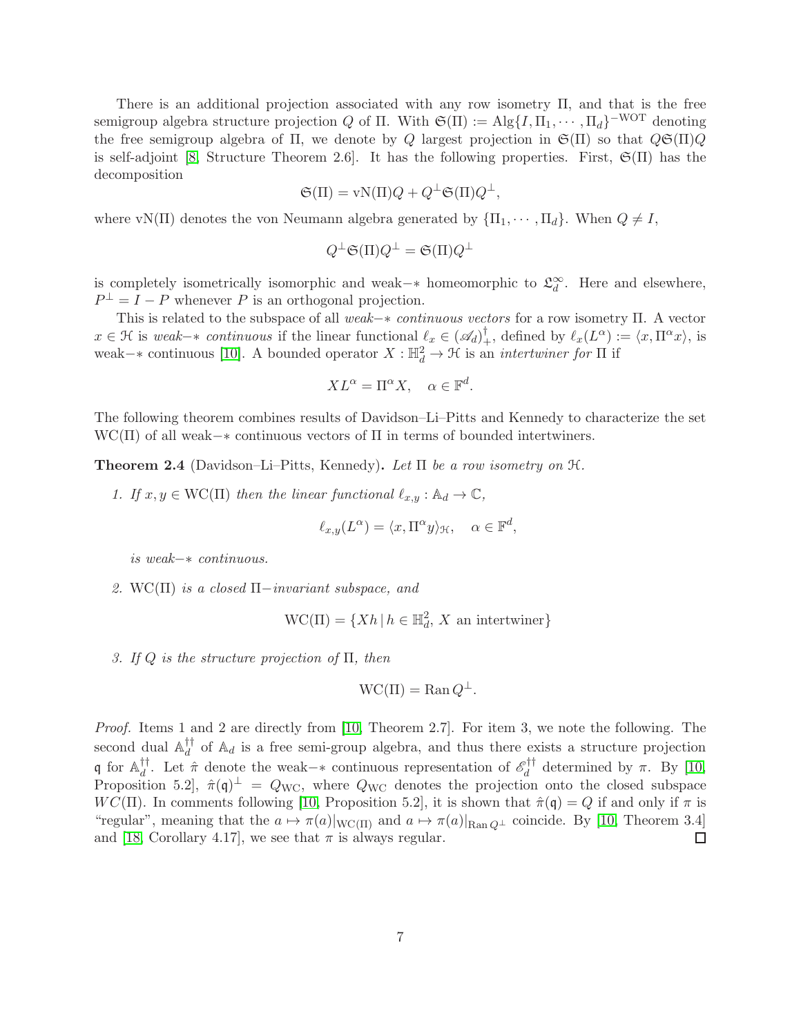There is an additional projection associated with any row isometry $\Pi$, and that is the free semigroup algebra structure projection $Q$ of $\Pi$. With $\mathfrak{S}(\Pi) := \mathrm{Alg}\{I, \Pi_1, \cdots, \Pi_d\}^{-\mathrm{WOT}}$ denoting the free semigroup algebra of $\Pi$, we denote by $Q$ largest projection in $\mathfrak{S}(\Pi)$ so that $Q\mathfrak{S}(\Pi)Q$ is self-adjoint [8, Structure Theorem 2.6]. It has the following properties. First, $\mathfrak{S}(\Pi)$ has the decomposition

$$\mathfrak{S}(\Pi) = \mathrm{vN}(\Pi)Q + Q^{\perp}\mathfrak{S}(\Pi)Q^{\perp},$$

where $\mathrm{vN}(\Pi)$ denotes the von Neumann algebra generated by $\{\Pi_1, \cdots, \Pi_d\}$. When $Q \neq I$,

$$Q^{\perp}\mathfrak{S}(\Pi)Q^{\perp} = \mathfrak{S}(\Pi)Q^{\perp}$$

is completely isometrically isomorphic and weak$-*$ homeomorphic to $\mathfrak{L}_d^{\infty}$. Here and elsewhere, $P^{\perp} = I - P$ whenever $P$ is an orthogonal projection.

This is related to the subspace of all *weak$-*$ continuous vectors* for a row isometry $\Pi$. A vector $x \in \mathcal{H}$ is *weak$-*$ continuous* if the linear functional $\ell_x \in (\mathscr{A}_d)^{\dagger}_{+}$, defined by $\ell_x(L^{\alpha}) := \langle x, \Pi^{\alpha} x\rangle$, is weak$-*$ continuous [10]. A bounded operator $X : \mathbb{H}^2_d \to \mathcal{H}$ is an *intertwiner for* $\Pi$ if

$$XL^{\alpha} = \Pi^{\alpha}X, \quad \alpha \in \mathbb{F}^d.$$

The following theorem combines results of Davidson–Li–Pitts and Kennedy to characterize the set $\mathrm{WC}(\Pi)$ of all weak$-*$ continuous vectors of $\Pi$ in terms of bounded intertwiners.

**Theorem 2.4** (Davidson–Li–Pitts, Kennedy)**.** *Let $\Pi$ be a row isometry on $\mathcal{H}$.*

1. *If $x, y \in \mathrm{WC}(\Pi)$ then the linear functional $\ell_{x,y} : \mathbb{A}_d \to \mathbb{C}$,*

$$\ell_{x,y}(L^{\alpha}) = \langle x, \Pi^{\alpha} y\rangle_{\mathcal{H}}, \quad \alpha \in \mathbb{F}^d,$$

   *is weak$-*$ continuous.*

2. *$\mathrm{WC}(\Pi)$ is a closed $\Pi-$invariant subspace, and*

$$\mathrm{WC}(\Pi) = \{Xh \,|\, h \in \mathbb{H}^2_d,\ X \text{ an intertwiner}\}$$

3. *If $Q$ is the structure projection of $\Pi$, then*

$$\mathrm{WC}(\Pi) = \mathrm{Ran}\, Q^{\perp}.$$

*Proof.* Items 1 and 2 are directly from [10, Theorem 2.7]. For item 3, we note the following. The second dual $\mathbb{A}_d^{\dagger\dagger}$ of $\mathbb{A}_d$ is a free semi-group algebra, and thus there exists a structure projection $\mathfrak{q}$ for $\mathbb{A}_d^{\dagger\dagger}$. Let $\hat{\pi}$ denote the weak$-*$ continuous representation of $\mathscr{E}_d^{\dagger\dagger}$ determined by $\pi$. By [10, Proposition 5.2], $\hat{\pi}(\mathfrak{q})^{\perp} = Q_{\mathrm{WC}}$, where $Q_{\mathrm{WC}}$ denotes the projection onto the closed subspace $WC(\Pi)$. In comments following [10, Proposition 5.2], it is shown that $\hat{\pi}(\mathfrak{q}) = Q$ if and only if $\pi$ is "regular", meaning that the $a \mapsto \pi(a)|_{\mathrm{WC}(\Pi)}$ and $a \mapsto \pi(a)|_{\mathrm{Ran}\, Q^{\perp}}$ coincide. By [10, Theorem 3.4] and [18, Corollary 4.17], we see that $\pi$ is always regular. $\square$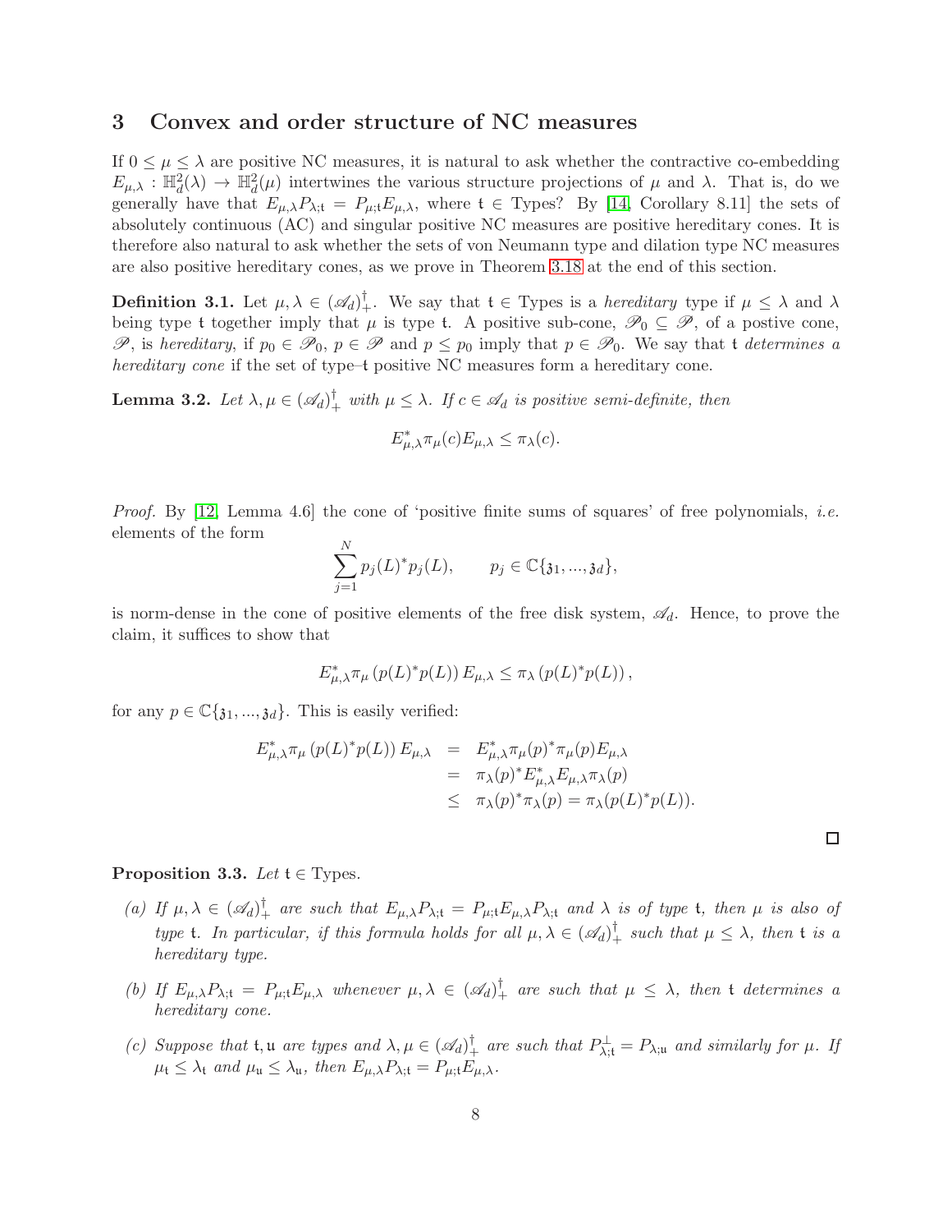## 3 Convex and order structure of NC measures

If $0 \leq \mu \leq \lambda$ are positive NC measures, it is natural to ask whether the contractive co-embedding $E_{\mu,\lambda} : \mathbb{H}^2_d(\lambda) \to \mathbb{H}^2_d(\mu)$ intertwines the various structure projections of $\mu$ and $\lambda$. That is, do we generally have that $E_{\mu,\lambda} P_{\lambda;\mathfrak{t}} = P_{\mu;\mathfrak{t}} E_{\mu,\lambda}$, where $\mathfrak{t} \in$ Types? By [14, Corollary 8.11] the sets of absolutely continuous (AC) and singular positive NC measures are positive hereditary cones. It is therefore also natural to ask whether the sets of von Neumann type and dilation type NC measures are also positive hereditary cones, as we prove in Theorem 3.18 at the end of this section.

**Definition 3.1.** Let $\mu, \lambda \in (\mathscr{A}_d)^\dagger_+$. We say that $\mathfrak{t} \in$ Types is a *hereditary* type if $\mu \leq \lambda$ and $\lambda$ being type $\mathfrak{t}$ together imply that $\mu$ is type $\mathfrak{t}$. A positive sub-cone, $\mathscr{P}_0 \subseteq \mathscr{P}$, of a postive cone, $\mathscr{P}$, is *hereditary*, if $p_0 \in \mathscr{P}_0$, $p \in \mathscr{P}$ and $p \leq p_0$ imply that $p \in \mathscr{P}_0$. We say that $\mathfrak{t}$ *determines a hereditary cone* if the set of type–$\mathfrak{t}$ positive NC measures form a hereditary cone.

**Lemma 3.2.** *Let $\lambda, \mu \in (\mathscr{A}_d)^\dagger_+$ with $\mu \leq \lambda$. If $c \in \mathscr{A}_d$ is positive semi-definite, then*

$$E^*_{\mu,\lambda} \pi_\mu(c) E_{\mu,\lambda} \leq \pi_\lambda(c).$$

*Proof.* By [12, Lemma 4.6] the cone of 'positive finite sums of squares' of free polynomials, *i.e.* elements of the form

$$\sum_{j=1}^{N} p_j(L)^* p_j(L), \qquad p_j \in \mathbb{C}\{\mathfrak{z}_1, ..., \mathfrak{z}_d\},$$

is norm-dense in the cone of positive elements of the free disk system, $\mathscr{A}_d$. Hence, to prove the claim, it suffices to show that

$$E^*_{\mu,\lambda} \pi_\mu \left( p(L)^* p(L) \right) E_{\mu,\lambda} \leq \pi_\lambda \left( p(L)^* p(L) \right),$$

for any $p \in \mathbb{C}\{\mathfrak{z}_1, ..., \mathfrak{z}_d\}$. This is easily verified:

$$\begin{aligned} E^*_{\mu,\lambda} \pi_\mu \left( p(L)^* p(L) \right) E_{\mu,\lambda} &= E^*_{\mu,\lambda} \pi_\mu(p)^* \pi_\mu(p) E_{\mu,\lambda} \\ &= \pi_\lambda(p)^* E^*_{\mu,\lambda} E_{\mu,\lambda} \pi_\lambda(p) \\ &\leq \pi_\lambda(p)^* \pi_\lambda(p) = \pi_\lambda(p(L)^* p(L)). \end{aligned}$$

$\square$

**Proposition 3.3.** *Let $\mathfrak{t} \in$ Types.*

*(a) If $\mu, \lambda \in (\mathscr{A}_d)^\dagger_+$ are such that $E_{\mu,\lambda} P_{\lambda;\mathfrak{t}} = P_{\mu;\mathfrak{t}} E_{\mu,\lambda} P_{\lambda;\mathfrak{t}}$ and $\lambda$ is of type $\mathfrak{t}$, then $\mu$ is also of type $\mathfrak{t}$. In particular, if this formula holds for all $\mu, \lambda \in (\mathscr{A}_d)^\dagger_+$ such that $\mu \leq \lambda$, then $\mathfrak{t}$ is a hereditary type.*

*(b) If $E_{\mu,\lambda} P_{\lambda;\mathfrak{t}} = P_{\mu;\mathfrak{t}} E_{\mu,\lambda}$ whenever $\mu, \lambda \in (\mathscr{A}_d)^\dagger_+$ are such that $\mu \leq \lambda$, then $\mathfrak{t}$ determines a hereditary cone.*

*(c) Suppose that $\mathfrak{t}, \mathfrak{u}$ are types and $\lambda, \mu \in (\mathscr{A}_d)^\dagger_+$ are such that $P^\perp_{\lambda;\mathfrak{t}} = P_{\lambda;\mathfrak{u}}$ and similarly for $\mu$. If $\mu_\mathfrak{t} \leq \lambda_\mathfrak{t}$ and $\mu_\mathfrak{u} \leq \lambda_\mathfrak{u}$, then $E_{\mu,\lambda} P_{\lambda;\mathfrak{t}} = P_{\mu;\mathfrak{t}} E_{\mu,\lambda}$.*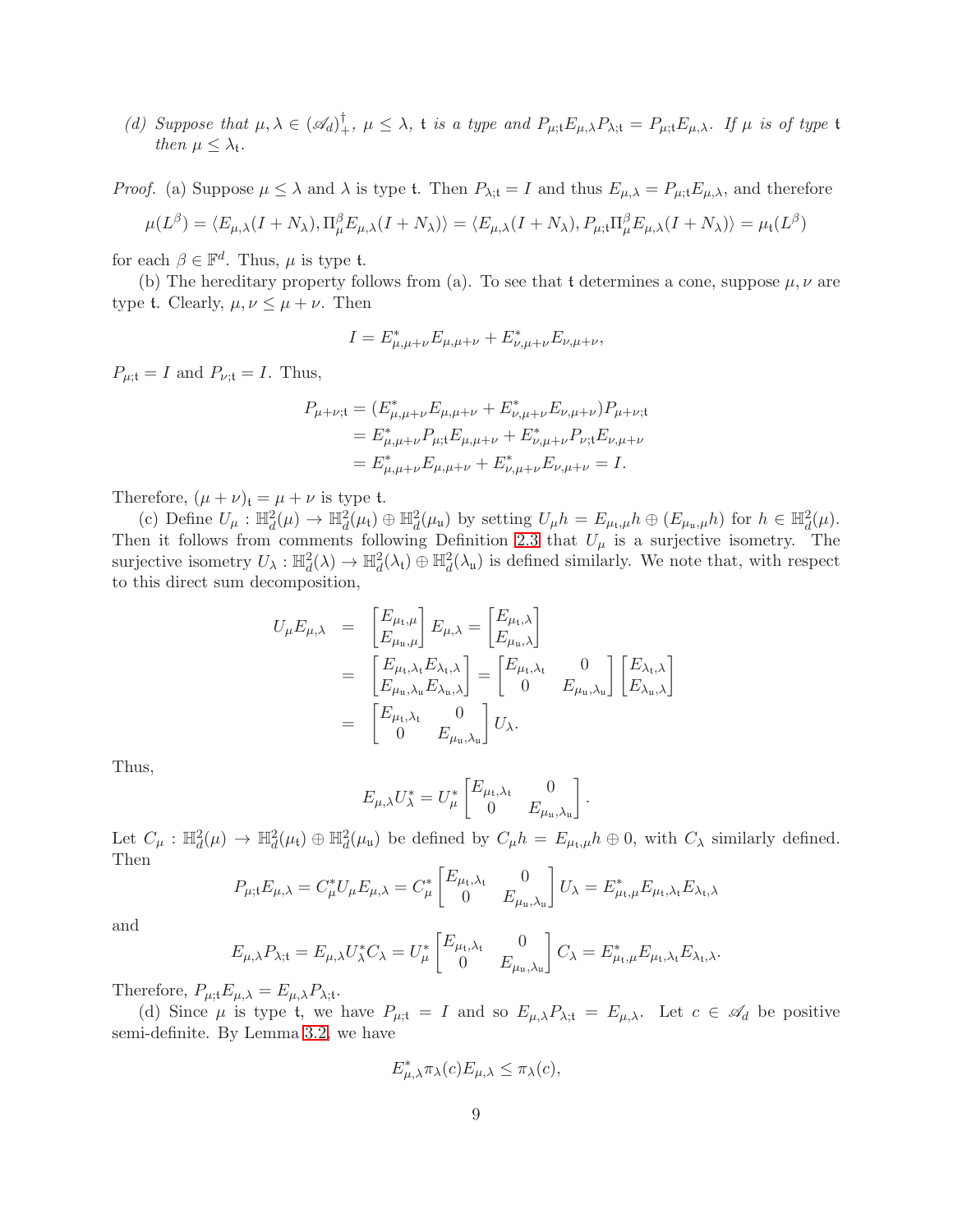(d) *Suppose that* $\mu, \lambda \in (\mathscr{A}_d)^\dagger_+$, $\mu \leq \lambda$, $\mathfrak{t}$ *is a type and* $P_{\mu;\mathfrak{t}} E_{\mu,\lambda} P_{\lambda;\mathfrak{t}} = P_{\mu;\mathfrak{t}} E_{\mu,\lambda}$. *If* $\mu$ *is of type* $\mathfrak{t}$ *then* $\mu \leq \lambda_\mathfrak{t}$.

*Proof.* (a) Suppose $\mu \leq \lambda$ and $\lambda$ is type $\mathfrak{t}$. Then $P_{\lambda;\mathfrak{t}} = I$ and thus $E_{\mu,\lambda} = P_{\mu;\mathfrak{t}} E_{\mu,\lambda}$, and therefore

$$\mu(L^\beta) = \langle E_{\mu,\lambda}(I + N_\lambda), \Pi^\beta_\mu E_{\mu,\lambda}(I + N_\lambda)\rangle = \langle E_{\mu,\lambda}(I + N_\lambda), P_{\mu;\mathfrak{t}} \Pi^\beta_\mu E_{\mu,\lambda}(I + N_\lambda)\rangle = \mu_\mathfrak{t}(L^\beta)$$

for each $\beta \in \mathbb{F}^d$. Thus, $\mu$ is type $\mathfrak{t}$.

(b) The hereditary property follows from (a). To see that $\mathfrak{t}$ determines a cone, suppose $\mu, \nu$ are type $\mathfrak{t}$. Clearly, $\mu, \nu \leq \mu + \nu$. Then

$$I = E^*_{\mu,\mu+\nu} E_{\mu,\mu+\nu} + E^*_{\nu,\mu+\nu} E_{\nu,\mu+\nu},$$

$P_{\mu;\mathfrak{t}} = I$ and $P_{\nu;\mathfrak{t}} = I$. Thus,

$$\begin{aligned}
P_{\mu+\nu;\mathfrak{t}} &= (E^*_{\mu,\mu+\nu} E_{\mu,\mu+\nu} + E^*_{\nu,\mu+\nu} E_{\nu,\mu+\nu}) P_{\mu+\nu;\mathfrak{t}} \\
&= E^*_{\mu,\mu+\nu} P_{\mu;\mathfrak{t}} E_{\mu,\mu+\nu} + E^*_{\nu,\mu+\nu} P_{\nu;\mathfrak{t}} E_{\nu,\mu+\nu} \\
&= E^*_{\mu,\mu+\nu} E_{\mu,\mu+\nu} + E^*_{\nu,\mu+\nu} E_{\nu,\mu+\nu} = I.
\end{aligned}$$

Therefore, $(\mu + \nu)_\mathfrak{t} = \mu + \nu$ is type $\mathfrak{t}$.

(c) Define $U_\mu : \mathbb{H}^2_d(\mu) \to \mathbb{H}^2_d(\mu_\mathfrak{t}) \oplus \mathbb{H}^2_d(\mu_\mathfrak{u})$ by setting $U_\mu h = E_{\mu_\mathfrak{t},\mu} h \oplus (E_{\mu_\mathfrak{u},\mu} h)$ for $h \in \mathbb{H}^2_d(\mu)$. Then it follows from comments following Definition 2.3 that $U_\mu$ is a surjective isometry. The surjective isometry $U_\lambda : \mathbb{H}^2_d(\lambda) \to \mathbb{H}^2_d(\lambda_\mathfrak{t}) \oplus \mathbb{H}^2_d(\lambda_\mathfrak{u})$ is defined similarly. We note that, with respect to this direct sum decomposition,

$$\begin{aligned}
U_\mu E_{\mu,\lambda} &= \begin{bmatrix} E_{\mu_\mathfrak{t},\mu} \\ E_{\mu_\mathfrak{u},\mu} \end{bmatrix} E_{\mu,\lambda} = \begin{bmatrix} E_{\mu_\mathfrak{t},\lambda} \\ E_{\mu_\mathfrak{u},\lambda} \end{bmatrix} \\
&= \begin{bmatrix} E_{\mu_\mathfrak{t},\lambda_\mathfrak{t}} E_{\lambda_\mathfrak{t},\lambda} \\ E_{\mu_\mathfrak{u},\lambda_\mathfrak{u}} E_{\lambda_\mathfrak{u},\lambda} \end{bmatrix} = \begin{bmatrix} E_{\mu_\mathfrak{t},\lambda_\mathfrak{t}} & 0 \\ 0 & E_{\mu_\mathfrak{u},\lambda_\mathfrak{u}} \end{bmatrix} \begin{bmatrix} E_{\lambda_\mathfrak{t},\lambda} \\ E_{\lambda_\mathfrak{u},\lambda} \end{bmatrix} \\
&= \begin{bmatrix} E_{\mu_\mathfrak{t},\lambda_\mathfrak{t}} & 0 \\ 0 & E_{\mu_\mathfrak{u},\lambda_\mathfrak{u}} \end{bmatrix} U_\lambda.
\end{aligned}$$

Thus,

$$E_{\mu,\lambda} U^*_\lambda = U^*_\mu \begin{bmatrix} E_{\mu_\mathfrak{t},\lambda_\mathfrak{t}} & 0 \\ 0 & E_{\mu_\mathfrak{u},\lambda_\mathfrak{u}} \end{bmatrix}.$$

Let $C_\mu : \mathbb{H}^2_d(\mu) \to \mathbb{H}^2_d(\mu_\mathfrak{t}) \oplus \mathbb{H}^2_d(\mu_\mathfrak{u})$ be defined by $C_\mu h = E_{\mu_\mathfrak{t},\mu} h \oplus 0$, with $C_\lambda$ similarly defined. Then

$$P_{\mu;\mathfrak{t}} E_{\mu,\lambda} = C^*_\mu U_\mu E_{\mu,\lambda} = C^*_\mu \begin{bmatrix} E_{\mu_\mathfrak{t},\lambda_\mathfrak{t}} & 0 \\ 0 & E_{\mu_\mathfrak{u},\lambda_\mathfrak{u}} \end{bmatrix} U_\lambda = E^*_{\mu_\mathfrak{t},\mu} E_{\mu_\mathfrak{t},\lambda_\mathfrak{t}} E_{\lambda_\mathfrak{t},\lambda}$$

and

$$E_{\mu,\lambda} P_{\lambda;\mathfrak{t}} = E_{\mu,\lambda} U^*_\lambda C_\lambda = U^*_\mu \begin{bmatrix} E_{\mu_\mathfrak{t},\lambda_\mathfrak{t}} & 0 \\ 0 & E_{\mu_\mathfrak{u},\lambda_\mathfrak{u}} \end{bmatrix} C_\lambda = E^*_{\mu_\mathfrak{t},\mu} E_{\mu_\mathfrak{t},\lambda_\mathfrak{t}} E_{\lambda_\mathfrak{t},\lambda}.$$

Therefore, $P_{\mu;\mathfrak{t}} E_{\mu,\lambda} = E_{\mu,\lambda} P_{\lambda;\mathfrak{t}}$.

(d) Since $\mu$ is type $\mathfrak{t}$, we have $P_{\mu;\mathfrak{t}} = I$ and so $E_{\mu,\lambda} P_{\lambda;\mathfrak{t}} = E_{\mu,\lambda}$. Let $c \in \mathscr{A}_d$ be positive semi-definite. By Lemma 3.2, we have

$$E^*_{\mu,\lambda} \pi_\lambda(c) E_{\mu,\lambda} \leq \pi_\lambda(c),$$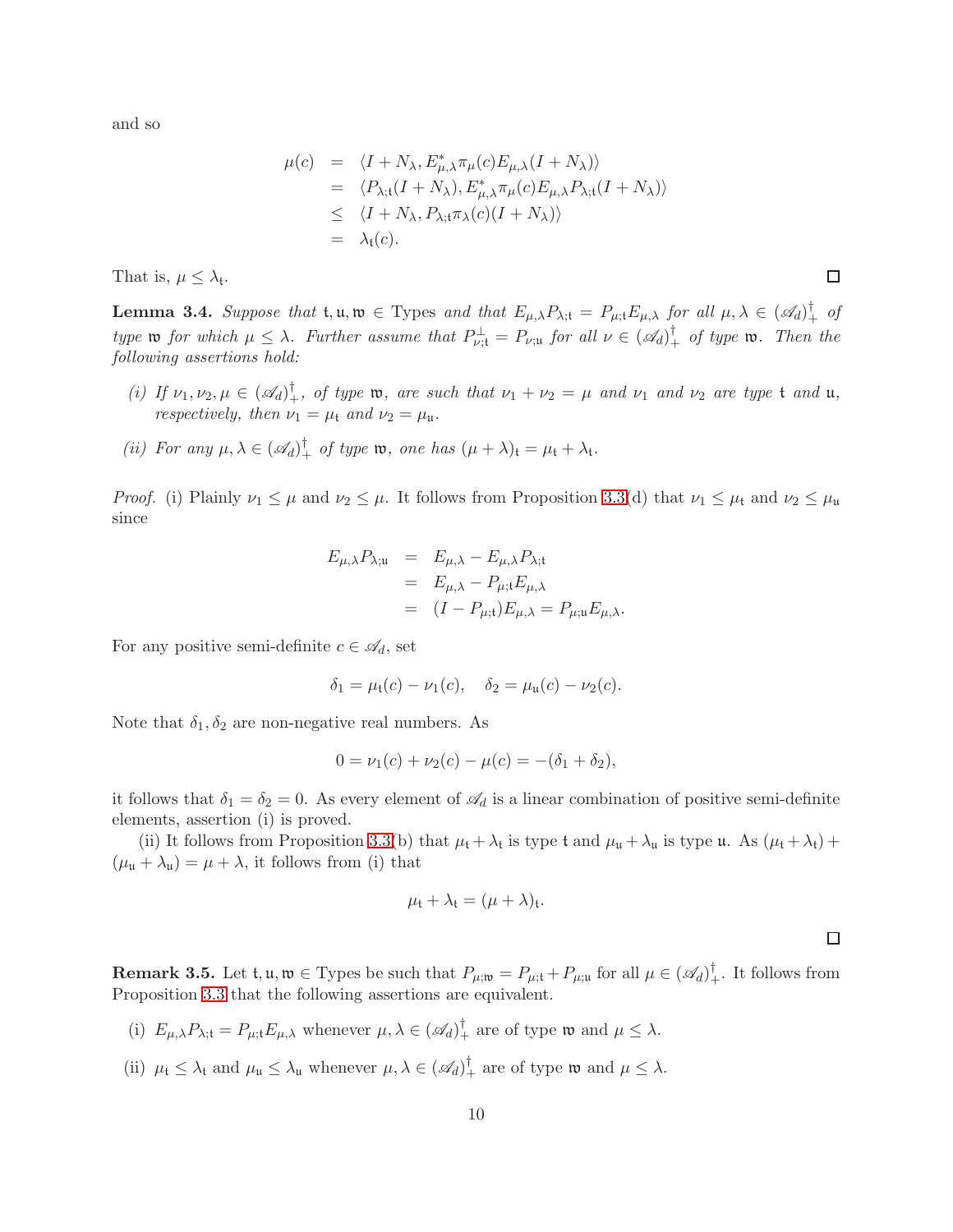and so

$$
\begin{aligned}
\mu(c) &= \langle I + N_\lambda, E_{\mu,\lambda}^* \pi_\mu(c) E_{\mu,\lambda}(I + N_\lambda)\rangle \\
&= \langle P_{\lambda;\mathfrak{t}}(I + N_\lambda), E_{\mu,\lambda}^* \pi_\mu(c) E_{\mu,\lambda} P_{\lambda;\mathfrak{t}}(I + N_\lambda)\rangle \\
&\leq \langle I + N_\lambda, P_{\lambda;\mathfrak{t}} \pi_\lambda(c)(I + N_\lambda)\rangle \\
&= \lambda_{\mathfrak{t}}(c).
\end{aligned}
$$

That is, $\mu \leq \lambda_{\mathfrak{t}}$. ☐

**Lemma 3.4.** *Suppose that $\mathfrak{t}, \mathfrak{u}, \mathfrak{w} \in$ Types and that $E_{\mu,\lambda} P_{\lambda;\mathfrak{t}} = P_{\mu;\mathfrak{t}} E_{\mu,\lambda}$ for all $\mu, \lambda \in (\mathscr{A}_d)_+^\dagger$ of type $\mathfrak{w}$ for which $\mu \leq \lambda$. Further assume that $P_{\nu;\mathfrak{t}}^\perp = P_{\nu;\mathfrak{u}}$ for all $\nu \in (\mathscr{A}_d)_+^\dagger$ of type $\mathfrak{w}$. Then the following assertions hold:*

*(i) If $\nu_1, \nu_2, \mu \in (\mathscr{A}_d)_+^\dagger$, of type $\mathfrak{w}$, are such that $\nu_1 + \nu_2 = \mu$ and $\nu_1$ and $\nu_2$ are type $\mathfrak{t}$ and $\mathfrak{u}$, respectively, then $\nu_1 = \mu_{\mathfrak{t}}$ and $\nu_2 = \mu_{\mathfrak{u}}$.*

*(ii) For any $\mu, \lambda \in (\mathscr{A}_d)_+^\dagger$ of type $\mathfrak{w}$, one has $(\mu + \lambda)_{\mathfrak{t}} = \mu_{\mathfrak{t}} + \lambda_{\mathfrak{t}}$.*

*Proof.* (i) Plainly $\nu_1 \leq \mu$ and $\nu_2 \leq \mu$. It follows from Proposition 3.3(d) that $\nu_1 \leq \mu_{\mathfrak{t}}$ and $\nu_2 \leq \mu_{\mathfrak{u}}$ since

$$
\begin{aligned}
E_{\mu,\lambda} P_{\lambda;\mathfrak{u}} &= E_{\mu,\lambda} - E_{\mu,\lambda} P_{\lambda;\mathfrak{t}} \\
&= E_{\mu,\lambda} - P_{\mu;\mathfrak{t}} E_{\mu,\lambda} \\
&= (I - P_{\mu;\mathfrak{t}}) E_{\mu,\lambda} = P_{\mu;\mathfrak{u}} E_{\mu,\lambda}.
\end{aligned}
$$

For any positive semi-definite $c \in \mathscr{A}_d$, set

$$
\delta_1 = \mu_{\mathfrak{t}}(c) - \nu_1(c), \quad \delta_2 = \mu_{\mathfrak{u}}(c) - \nu_2(c).
$$

Note that $\delta_1, \delta_2$ are non-negative real numbers. As

$$
0 = \nu_1(c) + \nu_2(c) - \mu(c) = -(\delta_1 + \delta_2),
$$

it follows that $\delta_1 = \delta_2 = 0$. As every element of $\mathscr{A}_d$ is a linear combination of positive semi-definite elements, assertion (i) is proved.

(ii) It follows from Proposition 3.3(b) that $\mu_{\mathfrak{t}} + \lambda_{\mathfrak{t}}$ is type $\mathfrak{t}$ and $\mu_{\mathfrak{u}} + \lambda_{\mathfrak{u}}$ is type $\mathfrak{u}$. As $(\mu_{\mathfrak{t}} + \lambda_{\mathfrak{t}}) + (\mu_{\mathfrak{u}} + \lambda_{\mathfrak{u}}) = \mu + \lambda$, it follows from (i) that

$$
\mu_{\mathfrak{t}} + \lambda_{\mathfrak{t}} = (\mu + \lambda)_{\mathfrak{t}}.
$$

☐

**Remark 3.5.** Let $\mathfrak{t}, \mathfrak{u}, \mathfrak{w} \in$ Types be such that $P_{\mu;\mathfrak{w}} = P_{\mu;\mathfrak{t}} + P_{\mu;\mathfrak{u}}$ for all $\mu \in (\mathscr{A}_d)_+^\dagger$. It follows from Proposition 3.3 that the following assertions are equivalent.

(i) $E_{\mu,\lambda} P_{\lambda;\mathfrak{t}} = P_{\mu;\mathfrak{t}} E_{\mu,\lambda}$ whenever $\mu, \lambda \in (\mathscr{A}_d)_+^\dagger$ are of type $\mathfrak{w}$ and $\mu \leq \lambda$.

(ii) $\mu_{\mathfrak{t}} \leq \lambda_{\mathfrak{t}}$ and $\mu_{\mathfrak{u}} \leq \lambda_{\mathfrak{u}}$ whenever $\mu, \lambda \in (\mathscr{A}_d)_+^\dagger$ are of type $\mathfrak{w}$ and $\mu \leq \lambda$.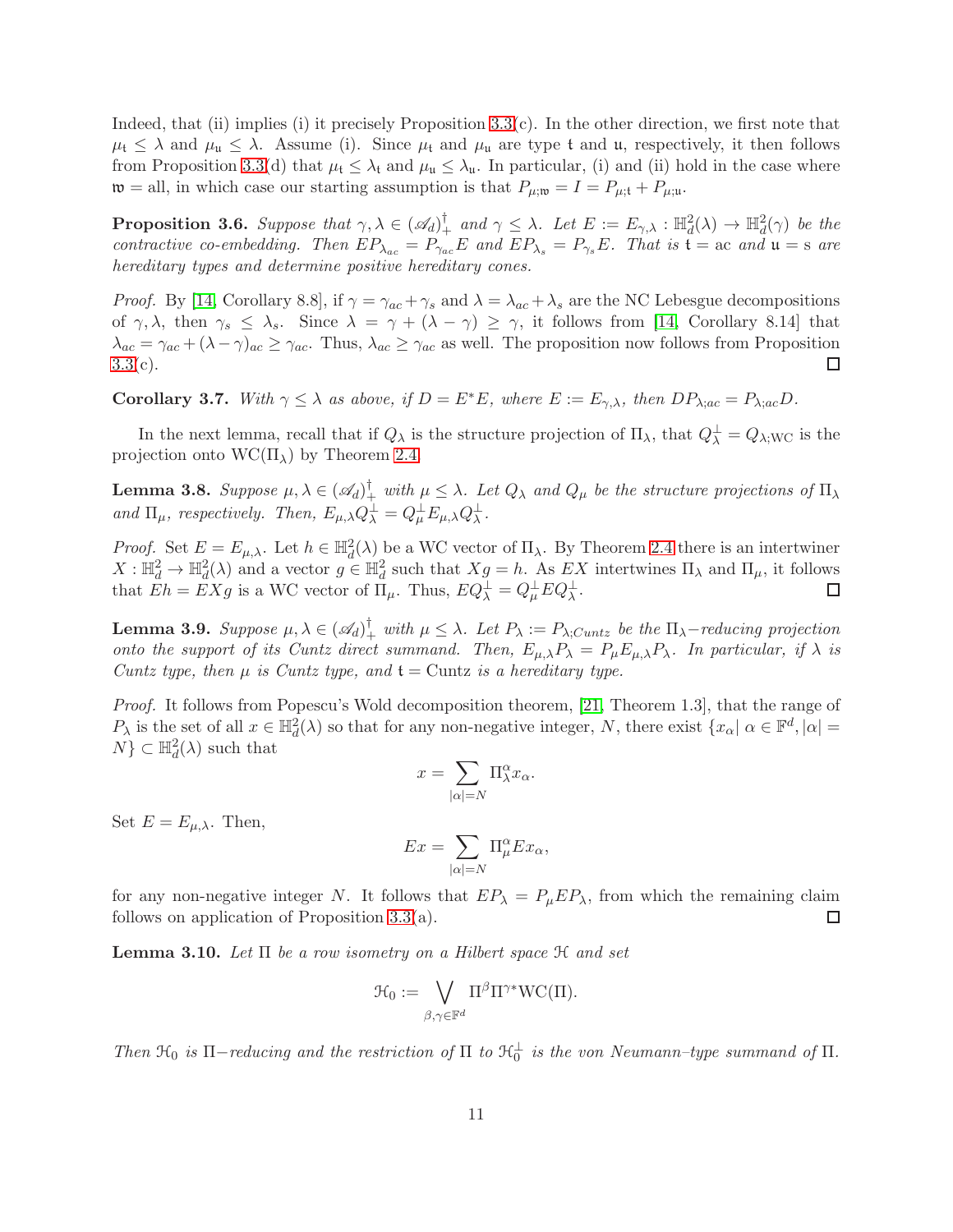Indeed, that (ii) implies (i) it precisely Proposition 3.3(c). In the other direction, we first note that $\mu_{\mathfrak{t}} \leq \lambda$ and $\mu_{\mathfrak{u}} \leq \lambda$. Assume (i). Since $\mu_{\mathfrak{t}}$ and $\mu_{\mathfrak{u}}$ are type $\mathfrak{t}$ and $\mathfrak{u}$, respectively, it then follows from Proposition 3.3(d) that $\mu_{\mathfrak{t}} \leq \lambda_{\mathfrak{t}}$ and $\mu_{\mathfrak{u}} \leq \lambda_{\mathfrak{u}}$. In particular, (i) and (ii) hold in the case where $\mathfrak{w} = \text{all}$, in which case our starting assumption is that $P_{\mu;\mathfrak{w}} = I = P_{\mu;\mathfrak{t}} + P_{\mu;\mathfrak{u}}$.

**Proposition 3.6.** *Suppose that $\gamma, \lambda \in (\mathscr{A}_d)^\dagger_+$ and $\gamma \leq \lambda$. Let $E := E_{\gamma,\lambda} : \mathbb{H}^2_d(\lambda) \to \mathbb{H}^2_d(\gamma)$ be the contractive co-embedding. Then $EP_{\lambda_{ac}} = P_{\gamma_{ac}}E$ and $EP_{\lambda_s} = P_{\gamma_s}E$. That is $\mathfrak{t} = \text{ac}$ and $\mathfrak{u} = \text{s}$ are hereditary types and determine positive hereditary cones.*

*Proof.* By [14, Corollary 8.8], if $\gamma = \gamma_{ac} + \gamma_s$ and $\lambda = \lambda_{ac} + \lambda_s$ are the NC Lebesgue decompositions of $\gamma, \lambda$, then $\gamma_s \leq \lambda_s$. Since $\lambda = \gamma + (\lambda - \gamma) \geq \gamma$, it follows from [14, Corollary 8.14] that $\lambda_{ac} = \gamma_{ac} + (\lambda - \gamma)_{ac} \geq \gamma_{ac}$. Thus, $\lambda_{ac} \geq \gamma_{ac}$ as well. The proposition now follows from Proposition 3.3(c). □

**Corollary 3.7.** *With $\gamma \leq \lambda$ as above, if $D = E^*E$, where $E := E_{\gamma,\lambda}$, then $DP_{\lambda;ac} = P_{\lambda;ac}D$.*

In the next lemma, recall that if $Q_\lambda$ is the structure projection of $\Pi_\lambda$, that $Q_\lambda^\perp = Q_{\lambda;\text{WC}}$ is the projection onto $\text{WC}(\Pi_\lambda)$ by Theorem 2.4.

**Lemma 3.8.** *Suppose $\mu, \lambda \in (\mathscr{A}_d)^\dagger_+$ with $\mu \leq \lambda$. Let $Q_\lambda$ and $Q_\mu$ be the structure projections of $\Pi_\lambda$ and $\Pi_\mu$, respectively. Then, $E_{\mu,\lambda}Q_\lambda^\perp = Q_\mu^\perp E_{\mu,\lambda}Q_\lambda^\perp$.*

*Proof.* Set $E = E_{\mu,\lambda}$. Let $h \in \mathbb{H}^2_d(\lambda)$ be a WC vector of $\Pi_\lambda$. By Theorem 2.4 there is an intertwiner $X : \mathbb{H}^2_d \to \mathbb{H}^2_d(\lambda)$ and a vector $g \in \mathbb{H}^2_d$ such that $Xg = h$. As $EX$ intertwines $\Pi_\lambda$ and $\Pi_\mu$, it follows that $Eh = EXg$ is a WC vector of $\Pi_\mu$. Thus, $EQ_\lambda^\perp = Q_\mu^\perp EQ_\lambda^\perp$. □

**Lemma 3.9.** *Suppose $\mu, \lambda \in (\mathscr{A}_d)^\dagger_+$ with $\mu \leq \lambda$. Let $P_\lambda := P_{\lambda;Cuntz}$ be the $\Pi_\lambda-$reducing projection onto the support of its Cuntz direct summand. Then, $E_{\mu,\lambda}P_\lambda = P_\mu E_{\mu,\lambda}P_\lambda$. In particular, if $\lambda$ is Cuntz type, then $\mu$ is Cuntz type, and $\mathfrak{t} = \text{Cuntz}$ is a hereditary type.*

*Proof.* It follows from Popescu's Wold decomposition theorem, [21, Theorem 1.3], that the range of $P_\lambda$ is the set of all $x \in \mathbb{H}^2_d(\lambda)$ so that for any non-negative integer, $N$, there exist $\{x_\alpha | \; \alpha \in \mathbb{F}^d, |\alpha| = N\} \subset \mathbb{H}^2_d(\lambda)$ such that

$$x = \sum_{|\alpha|=N} \Pi_\lambda^\alpha x_\alpha.$$

Set $E = E_{\mu,\lambda}$. Then,

$$Ex = \sum_{|\alpha|=N} \Pi_\mu^\alpha Ex_\alpha,$$

for any non-negative integer $N$. It follows that $EP_\lambda = P_\mu EP_\lambda$, from which the remaining claim follows on application of Proposition 3.3(a). □

**Lemma 3.10.** *Let $\Pi$ be a row isometry on a Hilbert space $\mathcal{H}$ and set*

$$\mathcal{H}_0 := \bigvee_{\beta,\gamma \in \mathbb{F}^d} \Pi^\beta \Pi^{\gamma*} \text{WC}(\Pi).$$

*Then $\mathcal{H}_0$ is $\Pi-$reducing and the restriction of $\Pi$ to $\mathcal{H}_0^\perp$ is the von Neumann–type summand of $\Pi$.*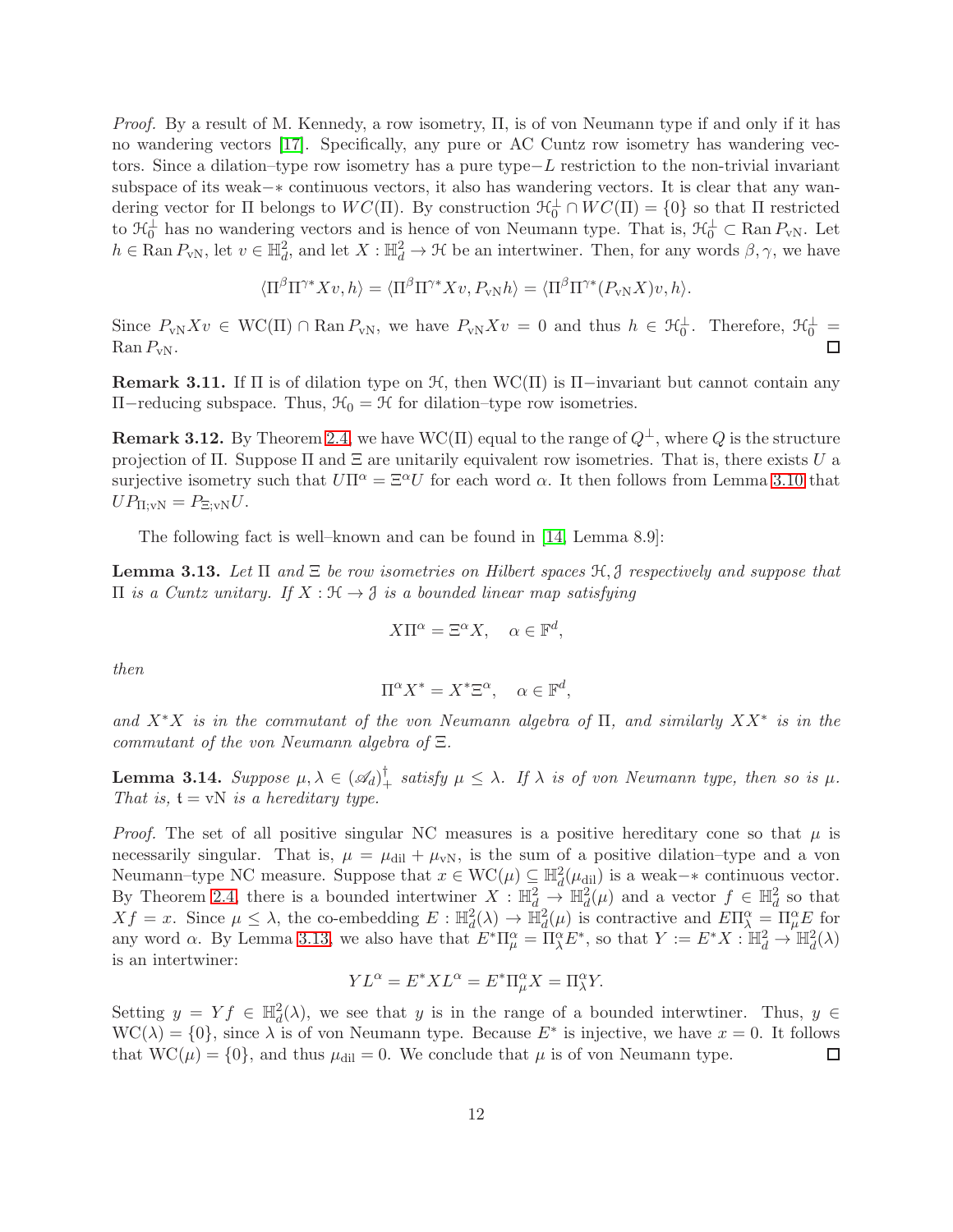*Proof.* By a result of M. Kennedy, a row isometry, $\Pi$, is of von Neumann type if and only if it has no wandering vectors [17]. Specifically, any pure or AC Cuntz row isometry has wandering vectors. Since a dilation–type row isometry has a pure type$-L$ restriction to the non-trivial invariant subspace of its weak$-*$ continuous vectors, it also has wandering vectors. It is clear that any wandering vector for $\Pi$ belongs to $WC(\Pi)$. By construction $\mathcal{H}_0^\perp \cap WC(\Pi) = \{0\}$ so that $\Pi$ restricted to $\mathcal{H}_0^\perp$ has no wandering vectors and is hence of von Neumann type. That is, $\mathcal{H}_0^\perp \subset \operatorname{Ran} P_{\mathrm{vN}}$. Let $h \in \operatorname{Ran} P_{\mathrm{vN}}$, let $v \in \mathbb{H}^2_d$, and let $X : \mathbb{H}^2_d \to \mathcal{H}$ be an intertwiner. Then, for any words $\beta, \gamma$, we have

$$\langle \Pi^\beta \Pi^{\gamma *} X v, h\rangle = \langle \Pi^\beta \Pi^{\gamma *} X v, P_{\mathrm{vN}} h\rangle = \langle \Pi^\beta \Pi^{\gamma *} (P_{\mathrm{vN}} X) v, h\rangle.$$

Since $P_{\mathrm{vN}} X v \in \mathrm{WC}(\Pi) \cap \operatorname{Ran} P_{\mathrm{vN}}$, we have $P_{\mathrm{vN}} X v = 0$ and thus $h \in \mathcal{H}_0^\perp$. Therefore, $\mathcal{H}_0^\perp = \operatorname{Ran} P_{\mathrm{vN}}$. ◻

**Remark 3.11.** If $\Pi$ is of dilation type on $\mathcal{H}$, then $\mathrm{WC}(\Pi)$ is $\Pi-$invariant but cannot contain any $\Pi-$reducing subspace. Thus, $\mathcal{H}_0 = \mathcal{H}$ for dilation–type row isometries.

**Remark 3.12.** By Theorem 2.4, we have $\mathrm{WC}(\Pi)$ equal to the range of $Q^\perp$, where $Q$ is the structure projection of $\Pi$. Suppose $\Pi$ and $\Xi$ are unitarily equivalent row isometries. That is, there exists $U$ a surjective isometry such that $U\Pi^\alpha = \Xi^\alpha U$ for each word $\alpha$. It then follows from Lemma 3.10 that $UP_{\Pi;\mathrm{vN}} = P_{\Xi;\mathrm{vN}} U$.

The following fact is well–known and can be found in [14, Lemma 8.9]:

**Lemma 3.13.** *Let $\Pi$ and $\Xi$ be row isometries on Hilbert spaces $\mathcal{H}, \mathcal{J}$ respectively and suppose that $\Pi$ is a Cuntz unitary. If $X : \mathcal{H} \to \mathcal{J}$ is a bounded linear map satisfying*

$$X\Pi^\alpha = \Xi^\alpha X, \quad \alpha \in \mathbb{F}^d,$$

*then*

$$\Pi^\alpha X^* = X^* \Xi^\alpha, \quad \alpha \in \mathbb{F}^d,$$

*and $X^*X$ is in the commutant of the von Neumann algebra of $\Pi$, and similarly $XX^*$ is in the commutant of the von Neumann algebra of $\Xi$.*

**Lemma 3.14.** *Suppose $\mu, \lambda \in (\mathscr{A}_d)^\dagger_+$ satisfy $\mu \leq \lambda$. If $\lambda$ is of von Neumann type, then so is $\mu$. That is, $\mathfrak{t} = \mathrm{vN}$ is a hereditary type.*

*Proof.* The set of all positive singular NC measures is a positive hereditary cone so that $\mu$ is necessarily singular. That is, $\mu = \mu_{\mathrm{dil}} + \mu_{\mathrm{vN}}$, is the sum of a positive dilation–type and a von Neumann–type NC measure. Suppose that $x \in \mathrm{WC}(\mu) \subseteq \mathbb{H}^2_d(\mu_{\mathrm{dil}})$ is a weak$-*$ continuous vector. By Theorem 2.4, there is a bounded intertwiner $X : \mathbb{H}^2_d \to \mathbb{H}^2_d(\mu)$ and a vector $f \in \mathbb{H}^2_d$ so that $Xf = x$. Since $\mu \leq \lambda$, the co-embedding $E : \mathbb{H}^2_d(\lambda) \to \mathbb{H}^2_d(\mu)$ is contractive and $E\Pi^\alpha_\lambda = \Pi^\alpha_\mu E$ for any word $\alpha$. By Lemma 3.13, we also have that $E^*\Pi^\alpha_\mu = \Pi^\alpha_\lambda E^*$, so that $Y := E^*X : \mathbb{H}^2_d \to \mathbb{H}^2_d(\lambda)$ is an intertwiner:

$$YL^\alpha = E^*XL^\alpha = E^*\Pi^\alpha_\mu X = \Pi^\alpha_\lambda Y.$$

Setting $y = Yf \in \mathbb{H}^2_d(\lambda)$, we see that $y$ is in the range of a bounded interwtiner. Thus, $y \in \mathrm{WC}(\lambda) = \{0\}$, since $\lambda$ is of von Neumann type. Because $E^*$ is injective, we have $x = 0$. It follows that $\mathrm{WC}(\mu) = \{0\}$, and thus $\mu_{\mathrm{dil}} = 0$. We conclude that $\mu$ is of von Neumann type. ◻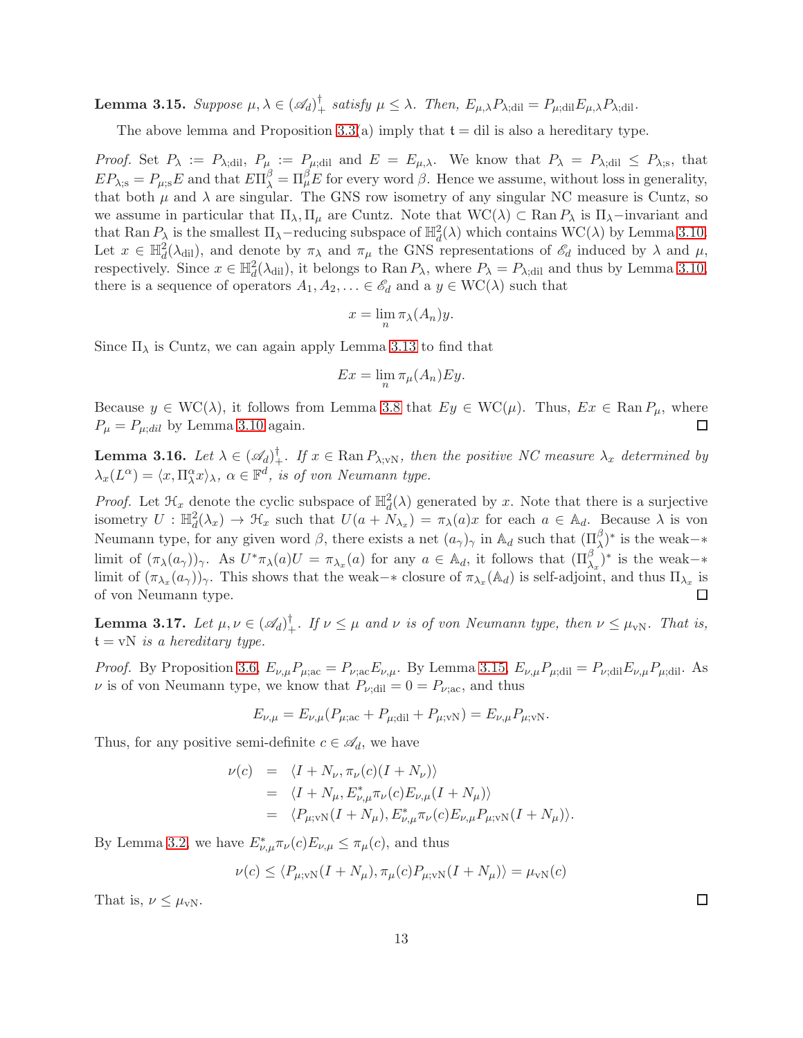**Lemma 3.15.** *Suppose $\mu, \lambda \in (\mathscr{A}_d)^\dagger_+$ satisfy $\mu \leq \lambda$. Then, $E_{\mu,\lambda} P_{\lambda;\mathrm{dil}} = P_{\mu;\mathrm{dil}} E_{\mu,\lambda} P_{\lambda;\mathrm{dil}}$.*

The above lemma and Proposition 3.3(a) imply that $\mathfrak{t} = \mathrm{dil}$ is also a hereditary type.

*Proof.* Set $P_\lambda := P_{\lambda;\mathrm{dil}}$, $P_\mu := P_{\mu;\mathrm{dil}}$ and $E = E_{\mu,\lambda}$. We know that $P_\lambda = P_{\lambda;\mathrm{dil}} \leq P_{\lambda;\mathrm{s}}$, that $EP_{\lambda;\mathrm{s}} = P_{\mu;\mathrm{s}} E$ and that $E\Pi_\lambda^\beta = \Pi_\mu^\beta E$ for every word $\beta$. Hence we assume, without loss in generality, that both $\mu$ and $\lambda$ are singular. The GNS row isometry of any singular NC measure is Cuntz, so we assume in particular that $\Pi_\lambda, \Pi_\mu$ are Cuntz. Note that $\mathrm{WC}(\lambda) \subset \mathrm{Ran}\, P_\lambda$ is $\Pi_\lambda-$invariant and that $\mathrm{Ran}\, P_\lambda$ is the smallest $\Pi_\lambda-$reducing subspace of $\mathbb{H}^2_d(\lambda)$ which contains $\mathrm{WC}(\lambda)$ by Lemma 3.10. Let $x \in \mathbb{H}^2_d(\lambda_{\mathrm{dil}})$, and denote by $\pi_\lambda$ and $\pi_\mu$ the GNS representations of $\mathscr{E}_d$ induced by $\lambda$ and $\mu$, respectively. Since $x \in \mathbb{H}^2_d(\lambda_{\mathrm{dil}})$, it belongs to $\mathrm{Ran}\, P_\lambda$, where $P_\lambda = P_{\lambda;\mathrm{dil}}$ and thus by Lemma 3.10, there is a sequence of operators $A_1, A_2, \ldots \in \mathscr{E}_d$ and a $y \in \mathrm{WC}(\lambda)$ such that

$$x = \lim_n \pi_\lambda(A_n) y.$$

Since $\Pi_\lambda$ is Cuntz, we can again apply Lemma 3.13 to find that

$$Ex = \lim_n \pi_\mu(A_n) Ey.$$

Because $y \in \mathrm{WC}(\lambda)$, it follows from Lemma 3.8 that $Ey \in \mathrm{WC}(\mu)$. Thus, $Ex \in \mathrm{Ran}\, P_\mu$, where $P_\mu = P_{\mu;dil}$ by Lemma 3.10 again. $\square$

**Lemma 3.16.** *Let $\lambda \in (\mathscr{A}_d)^\dagger_+$. If $x \in \mathrm{Ran}\, P_{\lambda;\mathrm{vN}}$, then the positive NC measure $\lambda_x$ determined by $\lambda_x(L^\alpha) = \langle x, \Pi_\lambda^\alpha x\rangle_\lambda$, $\alpha \in \mathbb{F}^d$, is of von Neumann type.*

*Proof.* Let $\mathcal{H}_x$ denote the cyclic subspace of $\mathbb{H}^2_d(\lambda)$ generated by $x$. Note that there is a surjective isometry $U : \mathbb{H}^2_d(\lambda_x) \to \mathcal{H}_x$ such that $U(a + N_{\lambda_x}) = \pi_\lambda(a)x$ for each $a \in \mathbb{A}_d$. Because $\lambda$ is von Neumann type, for any given word $\beta$, there exists a net $(a_\gamma)_\gamma$ in $\mathbb{A}_d$ such that $(\Pi_\lambda^\beta)^*$ is the weak$-*$ limit of $(\pi_\lambda(a_\gamma))_\gamma$. As $U^*\pi_\lambda(a)U = \pi_{\lambda_x}(a)$ for any $a \in \mathbb{A}_d$, it follows that $(\Pi_{\lambda_x}^\beta)^*$ is the weak$-*$ limit of $(\pi_{\lambda_x}(a_\gamma))_\gamma$. This shows that the weak$-*$ closure of $\pi_{\lambda_x}(\mathbb{A}_d)$ is self-adjoint, and thus $\Pi_{\lambda_x}$ is of von Neumann type. $\square$

**Lemma 3.17.** *Let $\mu, \nu \in (\mathscr{A}_d)^\dagger_+$. If $\nu \leq \mu$ and $\nu$ is of von Neumann type, then $\nu \leq \mu_{\mathrm{vN}}$. That is, $\mathfrak{t} = \mathrm{vN}$ is a hereditary type.*

*Proof.* By Proposition 3.6, $E_{\nu,\mu} P_{\mu;\mathrm{ac}} = P_{\nu;\mathrm{ac}} E_{\nu,\mu}$. By Lemma 3.15, $E_{\nu,\mu} P_{\mu;\mathrm{dil}} = P_{\nu;\mathrm{dil}} E_{\nu,\mu} P_{\mu;\mathrm{dil}}$. As $\nu$ is of von Neumann type, we know that $P_{\nu;\mathrm{dil}} = 0 = P_{\nu;\mathrm{ac}}$, and thus

$$E_{\nu,\mu} = E_{\nu,\mu}(P_{\mu;\mathrm{ac}} + P_{\mu;\mathrm{dil}} + P_{\mu;\mathrm{vN}}) = E_{\nu,\mu} P_{\mu;\mathrm{vN}}.$$

Thus, for any positive semi-definite $c \in \mathscr{A}_d$, we have

$$\begin{aligned}
\nu(c) &= \langle I + N_\nu, \pi_\nu(c)(I + N_\nu)\rangle \\
&= \langle I + N_\mu, E_{\nu,\mu}^* \pi_\nu(c) E_{\nu,\mu}(I + N_\mu)\rangle \\
&= \langle P_{\mu;\mathrm{vN}}(I + N_\mu), E_{\nu,\mu}^* \pi_\nu(c) E_{\nu,\mu} P_{\mu;\mathrm{vN}}(I + N_\mu)\rangle.
\end{aligned}$$

By Lemma 3.2, we have $E_{\nu,\mu}^* \pi_\nu(c) E_{\nu,\mu} \leq \pi_\mu(c)$, and thus

$$\nu(c) \leq \langle P_{\mu;\mathrm{vN}}(I + N_\mu), \pi_\mu(c) P_{\mu;\mathrm{vN}}(I + N_\mu)\rangle = \mu_{\mathrm{vN}}(c)$$

That is, $\nu \leq \mu_{\mathrm{vN}}$. $\square$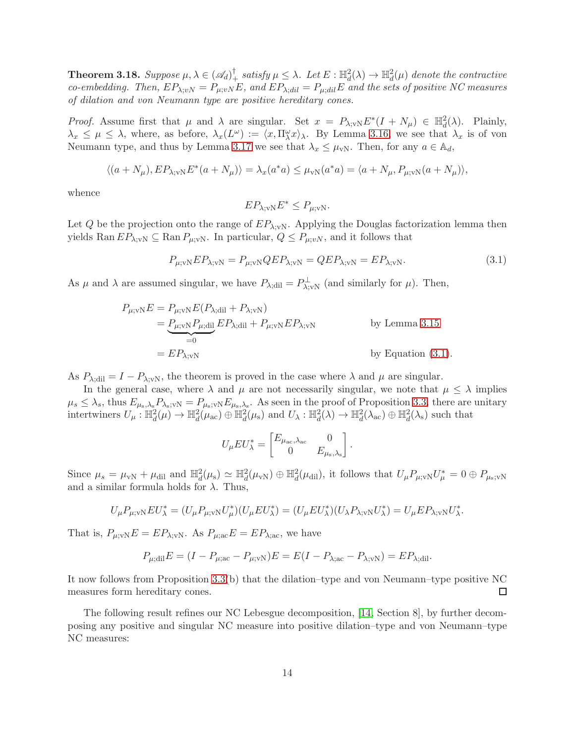**Theorem 3.18.** *Suppose $\mu, \lambda \in (\mathscr{A}_d)^\dagger_+$ satisfy $\mu \leq \lambda$. Let $E : \mathbb{H}^2_d(\lambda) \to \mathbb{H}^2_d(\mu)$ denote the contractive co-embedding. Then, $EP_{\lambda;vN} = P_{\mu;vN}E$, and $EP_{\lambda;dil} = P_{\mu;dil}E$ and the sets of positive NC measures of dilation and von Neumann type are positive hereditary cones.*

*Proof.* Assume first that $\mu$ and $\lambda$ are singular. Set $x = P_{\lambda;\mathrm{vN}}E^*(I + N_\mu) \in \mathbb{H}^2_d(\lambda)$. Plainly, $\lambda_x \leq \mu \leq \lambda$, where, as before, $\lambda_x(L^\omega) := \langle x, \Pi^\omega_\lambda x\rangle_\lambda$. By Lemma 3.16, we see that $\lambda_x$ is of von Neumann type, and thus by Lemma 3.17 we see that $\lambda_x \leq \mu_{\mathrm{vN}}$. Then, for any $a \in \mathbb{A}_d$,

$$\langle (a + N_\mu), EP_{\lambda;\mathrm{vN}}E^*(a + N_\mu)\rangle = \lambda_x(a^*a) \leq \mu_{\mathrm{vN}}(a^*a) = \langle a + N_\mu, P_{\mu;\mathrm{vN}}(a + N_\mu)\rangle,$$

whence

$$EP_{\lambda;\mathrm{vN}}E^* \leq P_{\mu;\mathrm{vN}}.$$

Let $Q$ be the projection onto the range of $EP_{\lambda;\mathrm{vN}}$. Applying the Douglas factorization lemma then yields $\operatorname{Ran} EP_{\lambda;\mathrm{vN}} \subseteq \operatorname{Ran} P_{\mu;\mathrm{vN}}$. In particular, $Q \leq P_{\mu;vN}$, and it follows that

$$P_{\mu;\mathrm{vN}}EP_{\lambda;\mathrm{vN}} = P_{\mu;\mathrm{vN}}QEP_{\lambda;\mathrm{vN}} = QEP_{\lambda;\mathrm{vN}} = EP_{\lambda;\mathrm{vN}}. \tag{3.1}$$

As $\mu$ and $\lambda$ are assumed singular, we have $P_{\lambda;\mathrm{dil}} = P^\perp_{\lambda;\mathrm{vN}}$ (and similarly for $\mu$). Then,

$$\begin{aligned}
P_{\mu;\mathrm{vN}}E &= P_{\mu;\mathrm{vN}}E(P_{\lambda;\mathrm{dil}} + P_{\lambda;\mathrm{vN}}) \\
&= \underbrace{P_{\mu;\mathrm{vN}}P_{\mu;\mathrm{dil}}}_{=0}EP_{\lambda;\mathrm{dil}} + P_{\mu;\mathrm{vN}}EP_{\lambda;\mathrm{vN}} && \text{by Lemma 3.15} \\
&= EP_{\lambda;\mathrm{vN}} && \text{by Equation (3.1).}
\end{aligned}$$

As $P_{\lambda;\mathrm{dil}} = I - P_{\lambda;\mathrm{vN}}$, the theorem is proved in the case where $\lambda$ and $\mu$ are singular.

In the general case, where $\lambda$ and $\mu$ are not necessarily singular, we note that $\mu \leq \lambda$ implies $\mu_{\mathrm{s}} \leq \lambda_{\mathrm{s}}$, thus $E_{\mu_{\mathrm{s}},\lambda_{\mathrm{s}}}P_{\lambda_{\mathrm{s}};\mathrm{vN}} = P_{\mu_{\mathrm{s}};\mathrm{vN}}E_{\mu_{\mathrm{s}},\lambda_{\mathrm{s}}}$. As seen in the proof of Proposition 3.3, there are unitary intertwiners $U_\mu : \mathbb{H}^2_d(\mu) \to \mathbb{H}^2_d(\mu_{\mathrm{ac}}) \oplus \mathbb{H}^2_d(\mu_{\mathrm{s}})$ and $U_\lambda : \mathbb{H}^2_d(\lambda) \to \mathbb{H}^2_d(\lambda_{\mathrm{ac}}) \oplus \mathbb{H}^2_d(\lambda_{\mathrm{s}})$ such that

$$U_\mu E U^*_\lambda = \begin{bmatrix} E_{\mu_{\mathrm{ac}},\lambda_{\mathrm{ac}}} & 0 \\ 0 & E_{\mu_{\mathrm{s}},\lambda_{\mathrm{s}}} \end{bmatrix}.$$

Since $\mu_s = \mu_{\mathrm{vN}} + \mu_{\mathrm{dil}}$ and $\mathbb{H}^2_d(\mu_{\mathrm{s}}) \simeq \mathbb{H}^2_d(\mu_{\mathrm{vN}}) \oplus \mathbb{H}^2_d(\mu_{\mathrm{dil}})$, it follows that $U_\mu P_{\mu;\mathrm{vN}}U^*_\mu = 0 \oplus P_{\mu_{\mathrm{s}};\mathrm{vN}}$ and a similar formula holds for $\lambda$. Thus,

$$U_\mu P_{\mu;\mathrm{vN}}EU^*_\lambda = (U_\mu P_{\mu;\mathrm{vN}}U^*_\mu)(U_\mu EU^*_\lambda) = (U_\mu EU^*_\lambda)(U_\lambda P_{\lambda;\mathrm{vN}}U^*_\lambda) = U_\mu EP_{\lambda;\mathrm{vN}}U^*_\lambda.$$

That is, $P_{\mu;\mathrm{vN}}E = EP_{\lambda;\mathrm{vN}}$. As $P_{\mu;\mathrm{ac}}E = EP_{\lambda;\mathrm{ac}}$, we have

$$P_{\mu;\mathrm{dil}}E = (I - P_{\mu;\mathrm{ac}} - P_{\mu;\mathrm{vN}})E = E(I - P_{\lambda;\mathrm{ac}} - P_{\lambda;\mathrm{vN}}) = EP_{\lambda;\mathrm{dil}}.$$

It now follows from Proposition 3.3(b) that the dilation–type and von Neumann–type positive NC measures form hereditary cones. $\square$

The following result refines our NC Lebesgue decomposition, [14, Section 8], by further decomposing any positive and singular NC measure into positive dilation–type and von Neumann–type NC measures: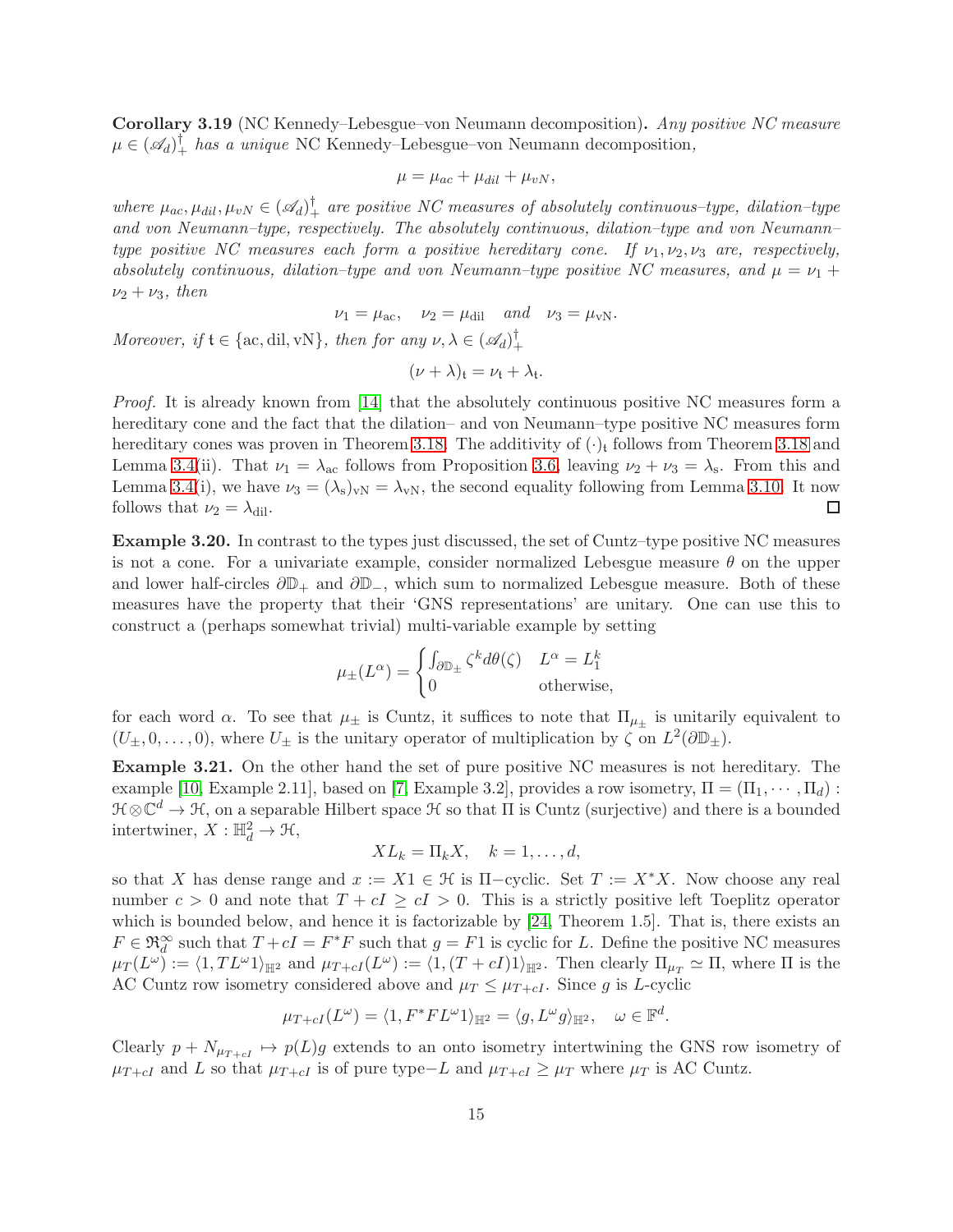**Corollary 3.19** (NC Kennedy–Lebesgue–von Neumann decomposition)**.** *Any positive NC measure $\mu \in (\mathscr{A}_d)^\dagger_+$ has a unique* NC Kennedy–Lebesgue–von Neumann decomposition*,*

$$\mu = \mu_{ac} + \mu_{dil} + \mu_{vN},$$

*where $\mu_{ac}, \mu_{dil}, \mu_{vN} \in (\mathscr{A}_d)^\dagger_+$ are positive NC measures of absolutely continuous–type, dilation–type and von Neumann–type, respectively. The absolutely continuous, dilation–type and von Neumann–type positive NC measures each form a positive hereditary cone. If $\nu_1, \nu_2, \nu_3$ are, respectively, absolutely continuous, dilation–type and von Neumann–type positive NC measures, and $\mu = \nu_1 + \nu_2 + \nu_3$, then*

$$\nu_1 = \mu_{\mathrm{ac}}, \quad \nu_2 = \mu_{\mathrm{dil}} \quad \text{and} \quad \nu_3 = \mu_{\mathrm{vN}}.$$

*Moreover, if $\mathfrak{t} \in \{\mathrm{ac}, \mathrm{dil}, \mathrm{vN}\}$, then for any $\nu, \lambda \in (\mathscr{A}_d)^\dagger_+$*

$$(\nu + \lambda)_{\mathfrak{t}} = \nu_{\mathfrak{t}} + \lambda_{\mathfrak{t}}.$$

*Proof.* It is already known from [14] that the absolutely continuous positive NC measures form a hereditary cone and the fact that the dilation– and von Neumann–type positive NC measures form hereditary cones was proven in Theorem 3.18. The additivity of $(\cdot)_{\mathfrak{t}}$ follows from Theorem 3.18 and Lemma 3.4(ii). That $\nu_1 = \lambda_{\mathrm{ac}}$ follows from Proposition 3.6, leaving $\nu_2 + \nu_3 = \lambda_{\mathrm{s}}$. From this and Lemma 3.4(i), we have $\nu_3 = (\lambda_{\mathrm{s}})_{\mathrm{vN}} = \lambda_{\mathrm{vN}}$, the second equality following from Lemma 3.10. It now follows that $\nu_2 = \lambda_{\mathrm{dil}}$. ∎

**Example 3.20.** In contrast to the types just discussed, the set of Cuntz–type positive NC measures is not a cone. For a univariate example, consider normalized Lebesgue measure $\theta$ on the upper and lower half-circles $\partial\mathbb{D}_+$ and $\partial\mathbb{D}_-$, which sum to normalized Lebesgue measure. Both of these measures have the property that their 'GNS representations' are unitary. One can use this to construct a (perhaps somewhat trivial) multi-variable example by setting

$$\mu_{\pm}(L^\alpha) = \begin{cases} \int_{\partial\mathbb{D}_\pm} \zeta^k d\theta(\zeta) & L^\alpha = L_1^k \\ 0 & \text{otherwise,} \end{cases}$$

for each word $\alpha$. To see that $\mu_\pm$ is Cuntz, it suffices to note that $\Pi_{\mu_\pm}$ is unitarily equivalent to $(U_\pm, 0, \dots, 0)$, where $U_\pm$ is the unitary operator of multiplication by $\zeta$ on $L^2(\partial\mathbb{D}_\pm)$.

**Example 3.21.** On the other hand the set of pure positive NC measures is not hereditary. The example [10, Example 2.11], based on [7, Example 3.2], provides a row isometry, $\Pi = (\Pi_1, \cdots, \Pi_d) : \mathcal{H} \otimes \mathbb{C}^d \to \mathcal{H}$, on a separable Hilbert space $\mathcal{H}$ so that $\Pi$ is Cuntz (surjective) and there is a bounded intertwiner, $X : \mathbb{H}^2_d \to \mathcal{H}$,

$$XL_k = \Pi_k X, \quad k = 1, \dots, d,$$

so that $X$ has dense range and $x := X1 \in \mathcal{H}$ is $\Pi-$cyclic. Set $T := X^*X$. Now choose any real number $c > 0$ and note that $T + cI \geq cI > 0$. This is a strictly positive left Toeplitz operator which is bounded below, and hence it is factorizable by [24, Theorem 1.5]. That is, there exists an $F \in \mathfrak{R}^\infty_d$ such that $T + cI = F^*F$ such that $g = F1$ is cyclic for $L$. Define the positive NC measures $\mu_T(L^\omega) := \langle 1, TL^\omega 1\rangle_{\mathbb{H}^2}$ and $\mu_{T+cI}(L^\omega) := \langle 1, (T + cI)1\rangle_{\mathbb{H}^2}$. Then clearly $\Pi_{\mu_T} \simeq \Pi$, where $\Pi$ is the AC Cuntz row isometry considered above and $\mu_T \leq \mu_{T+cI}$. Since $g$ is $L$-cyclic

$$\mu_{T+cI}(L^\omega) = \langle 1, F^*FL^\omega 1\rangle_{\mathbb{H}^2} = \langle g, L^\omega g\rangle_{\mathbb{H}^2}, \quad \omega \in \mathbb{F}^d.$$

Clearly $p + N_{\mu_{T+cI}} \mapsto p(L)g$ extends to an onto isometry intertwining the GNS row isometry of $\mu_{T+cI}$ and $L$ so that $\mu_{T+cI}$ is of pure type$-L$ and $\mu_{T+cI} \geq \mu_T$ where $\mu_T$ is AC Cuntz.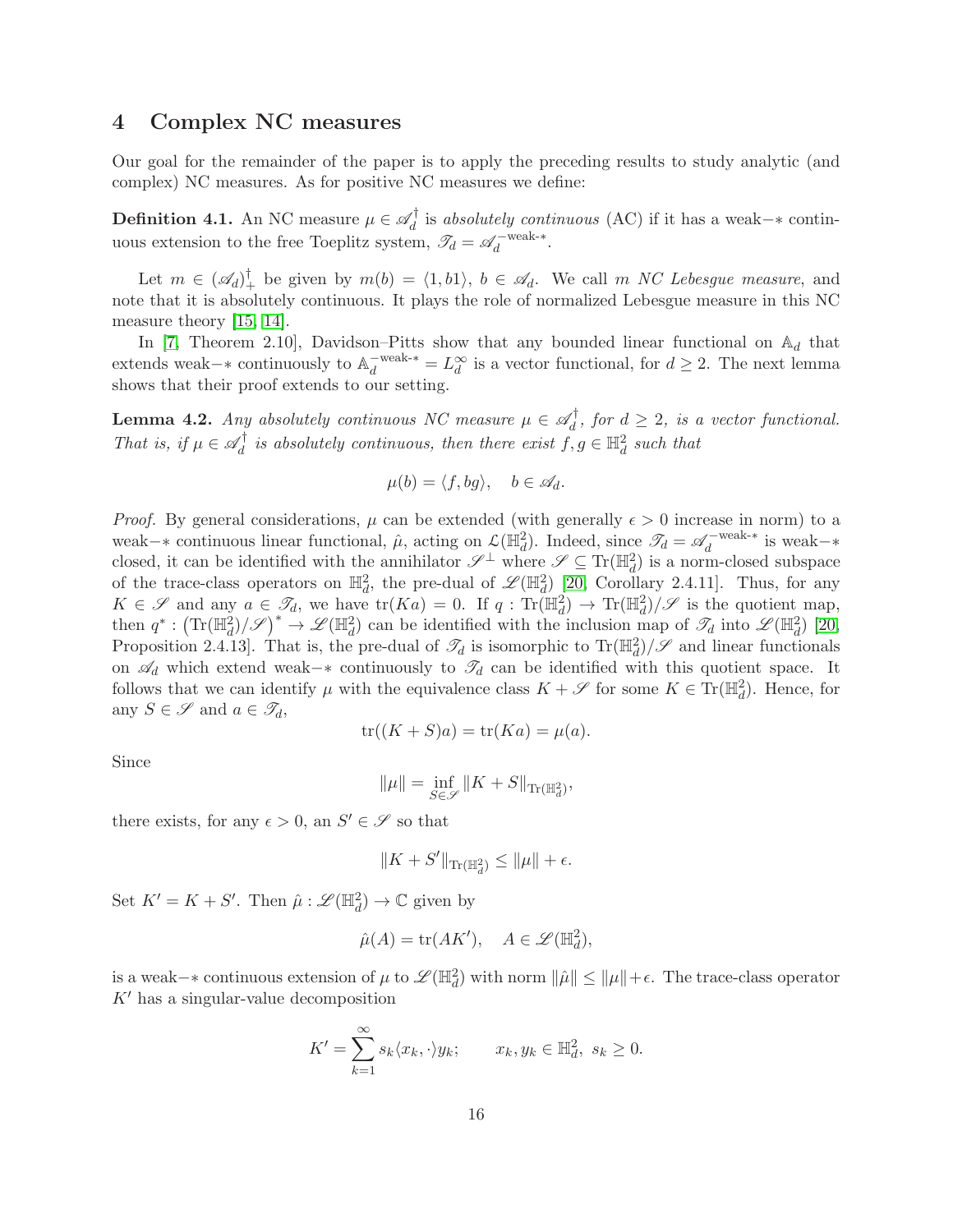## 4 Complex NC measures

Our goal for the remainder of the paper is to apply the preceding results to study analytic (and complex) NC measures. As for positive NC measures we define:

**Definition 4.1.** An NC measure $\mu \in \mathscr{A}_d^\dagger$ is *absolutely continuous* (AC) if it has a weak−∗ continuous extension to the free Toeplitz system, $\mathscr{T}_d = \mathscr{A}_d^{-\text{weak-}*}$.

Let $m \in (\mathscr{A}_d)_+^\dagger$ be given by $m(b) = \langle 1, b1 \rangle$, $b \in \mathscr{A}_d$. We call $m$ *NC Lebesgue measure*, and note that it is absolutely continuous. It plays the role of normalized Lebesgue measure in this NC measure theory [15, 14].

In [7, Theorem 2.10], Davidson–Pitts show that any bounded linear functional on $\mathbb{A}_d$ that extends weak−∗ continuously to $\mathbb{A}_d^{-\text{weak-}*} = L_d^\infty$ is a vector functional, for $d \geq 2$. The next lemma shows that their proof extends to our setting.

**Lemma 4.2.** *Any absolutely continuous NC measure $\mu \in \mathscr{A}_d^\dagger$, for $d \geq 2$, is a vector functional. That is, if $\mu \in \mathscr{A}_d^\dagger$ is absolutely continuous, then there exist $f, g \in \mathbb{H}_d^2$ such that*

$$\mu(b) = \langle f, bg \rangle, \quad b \in \mathscr{A}_d.$$

*Proof.* By general considerations, $\mu$ can be extended (with generally $\epsilon > 0$ increase in norm) to a weak−∗ continuous linear functional, $\hat{\mu}$, acting on $\mathcal{L}(\mathbb{H}_d^2)$. Indeed, since $\mathscr{T}_d = \mathscr{A}_d^{-\text{weak-}*}$ is weak−∗ closed, it can be identified with the annihilator $\mathscr{S}^\perp$ where $\mathscr{S} \subseteq \mathrm{Tr}(\mathbb{H}_d^2)$ is a norm-closed subspace of the trace-class operators on $\mathbb{H}_d^2$, the pre-dual of $\mathscr{L}(\mathbb{H}_d^2)$ [20, Corollary 2.4.11]. Thus, for any $K \in \mathscr{S}$ and any $a \in \mathscr{T}_d$, we have $\mathrm{tr}(Ka) = 0$. If $q : \mathrm{Tr}(\mathbb{H}_d^2) \to \mathrm{Tr}(\mathbb{H}_d^2)/\mathscr{S}$ is the quotient map, then $q^* : \left(\mathrm{Tr}(\mathbb{H}_d^2)/\mathscr{S}\right)^* \to \mathscr{L}(\mathbb{H}_d^2)$ can be identified with the inclusion map of $\mathscr{T}_d$ into $\mathscr{L}(\mathbb{H}_d^2)$ [20, Proposition 2.4.13]. That is, the pre-dual of $\mathscr{T}_d$ is isomorphic to $\mathrm{Tr}(\mathbb{H}_d^2)/\mathscr{S}$ and linear functionals on $\mathscr{A}_d$ which extend weak−∗ continuously to $\mathscr{T}_d$ can be identified with this quotient space. It follows that we can identify $\mu$ with the equivalence class $K + \mathscr{S}$ for some $K \in \mathrm{Tr}(\mathbb{H}_d^2)$. Hence, for any $S \in \mathscr{S}$ and $a \in \mathscr{T}_d$,

$$\mathrm{tr}((K + S)a) = \mathrm{tr}(Ka) = \mu(a).$$

Since

$$\|\mu\| = \inf_{S \in \mathscr{S}} \|K + S\|_{\mathrm{Tr}(\mathbb{H}_d^2)},$$

there exists, for any $\epsilon > 0$, an $S' \in \mathscr{S}$ so that

$$\|K + S'\|_{\mathrm{Tr}(\mathbb{H}_d^2)} \leq \|\mu\| + \epsilon.$$

Set $K' = K + S'$. Then $\hat{\mu} : \mathscr{L}(\mathbb{H}_d^2) \to \mathbb{C}$ given by

$$\hat{\mu}(A) = \mathrm{tr}(AK'), \quad A \in \mathscr{L}(\mathbb{H}_d^2),$$

is a weak−∗ continuous extension of $\mu$ to $\mathscr{L}(\mathbb{H}_d^2)$ with norm $\|\hat{\mu}\| \leq \|\mu\| + \epsilon$. The trace-class operator $K'$ has a singular-value decomposition

$$K' = \sum_{k=1}^{\infty} s_k \langle x_k, \cdot \rangle y_k; \qquad x_k, y_k \in \mathbb{H}_d^2,\ s_k \geq 0.$$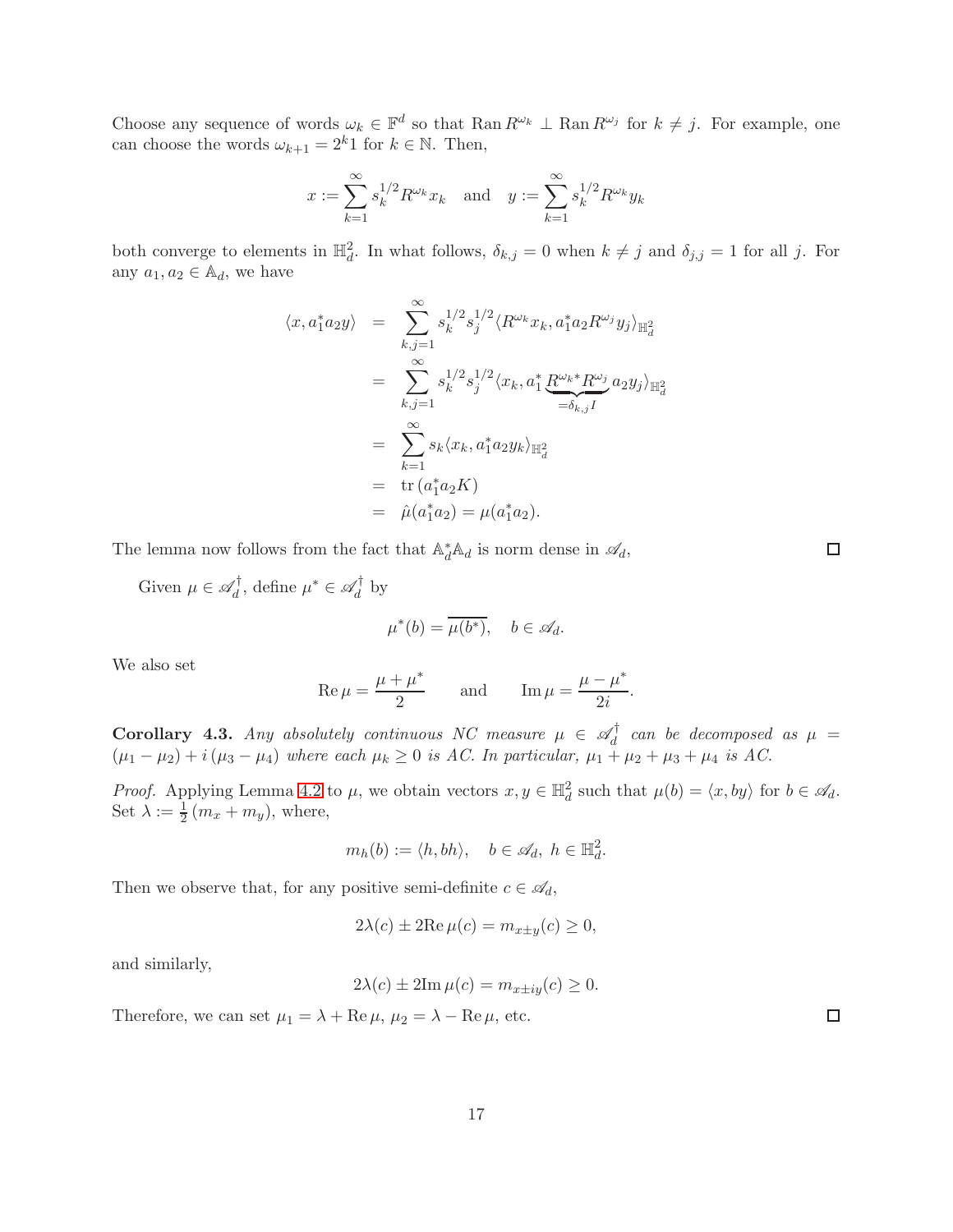Choose any sequence of words $\omega_k \in \mathbb{F}^d$ so that $\operatorname{Ran} R^{\omega_k} \perp \operatorname{Ran} R^{\omega_j}$ for $k \neq j$. For example, one can choose the words $\omega_{k+1} = 2^k 1$ for $k \in \mathbb{N}$. Then,

$$x := \sum_{k=1}^{\infty} s_k^{1/2} R^{\omega_k} x_k \quad \text{and} \quad y := \sum_{k=1}^{\infty} s_k^{1/2} R^{\omega_k} y_k$$

both converge to elements in $\mathbb{H}^2_d$. In what follows, $\delta_{k,j} = 0$ when $k \neq j$ and $\delta_{j,j} = 1$ for all $j$. For any $a_1, a_2 \in \mathbb{A}_d$, we have

$$\begin{aligned}
\langle x, a_1^* a_2 y \rangle &= \sum_{k,j=1}^{\infty} s_k^{1/2} s_j^{1/2} \langle R^{\omega_k} x_k, a_1^* a_2 R^{\omega_j} y_j \rangle_{\mathbb{H}^2_d} \\
&= \sum_{k,j=1}^{\infty} s_k^{1/2} s_j^{1/2} \langle x_k, a_1^* \underbrace{R^{\omega_k *} R^{\omega_j}}_{=\delta_{k,j} I} a_2 y_j \rangle_{\mathbb{H}^2_d} \\
&= \sum_{k=1}^{\infty} s_k \langle x_k, a_1^* a_2 y_k \rangle_{\mathbb{H}^2_d} \\
&= \operatorname{tr}(a_1^* a_2 K) \\
&= \hat{\mu}(a_1^* a_2) = \mu(a_1^* a_2).
\end{aligned}$$

The lemma now follows from the fact that $\mathbb{A}_d^* \mathbb{A}_d$ is norm dense in $\mathscr{A}_d$, $\square$

Given $\mu \in \mathscr{A}_d^\dagger$, define $\mu^* \in \mathscr{A}_d^\dagger$ by

$$\mu^*(b) = \overline{\mu(b^*)}, \quad b \in \mathscr{A}_d.$$

We also set

$$\operatorname{Re} \mu = \frac{\mu + \mu^*}{2} \qquad \text{and} \qquad \operatorname{Im} \mu = \frac{\mu - \mu^*}{2i}.$$

**Corollary 4.3.** *Any absolutely continuous NC measure $\mu \in \mathscr{A}_d^\dagger$ can be decomposed as $\mu = (\mu_1 - \mu_2) + i(\mu_3 - \mu_4)$ where each $\mu_k \geq 0$ is AC. In particular, $\mu_1 + \mu_2 + \mu_3 + \mu_4$ is AC.*

*Proof.* Applying Lemma 4.2 to $\mu$, we obtain vectors $x, y \in \mathbb{H}^2_d$ such that $\mu(b) = \langle x, by \rangle$ for $b \in \mathscr{A}_d$. Set $\lambda := \frac{1}{2}(m_x + m_y)$, where,

$$m_h(b) := \langle h, bh \rangle, \quad b \in \mathscr{A}_d,\ h \in \mathbb{H}^2_d.$$

Then we observe that, for any positive semi-definite $c \in \mathscr{A}_d$,

$$2\lambda(c) \pm 2\operatorname{Re} \mu(c) = m_{x \pm y}(c) \geq 0,$$

and similarly,

$$2\lambda(c) \pm 2\operatorname{Im} \mu(c) = m_{x \pm iy}(c) \geq 0.$$

Therefore, we can set $\mu_1 = \lambda + \operatorname{Re} \mu$, $\mu_2 = \lambda - \operatorname{Re} \mu$, etc. $\square$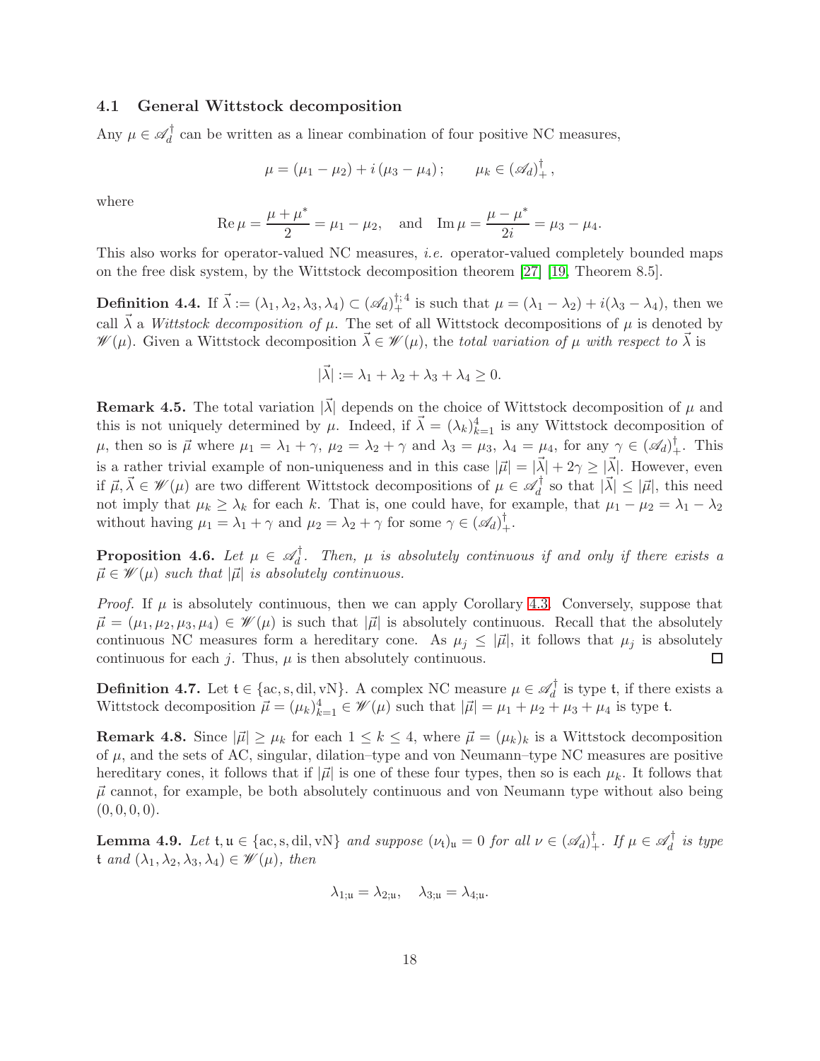### 4.1 General Wittstock decomposition

Any $\mu \in \mathscr{A}_d^\dagger$ can be written as a linear combination of four positive NC measures,

$$\mu = (\mu_1 - \mu_2) + i\,(\mu_3 - \mu_4)\,; \qquad \mu_k \in (\mathscr{A}_d)_+^\dagger\,,$$

where

$$\operatorname{Re}\mu = \frac{\mu + \mu^*}{2} = \mu_1 - \mu_2, \quad \text{and} \quad \operatorname{Im}\mu = \frac{\mu - \mu^*}{2i} = \mu_3 - \mu_4.$$

This also works for operator-valued NC measures, *i.e.* operator-valued completely bounded maps on the free disk system, by the Wittstock decomposition theorem [27] [19, Theorem 8.5].

**Definition 4.4.** If $\vec{\lambda} := (\lambda_1, \lambda_2, \lambda_3, \lambda_4) \subset (\mathscr{A}_d)_+^{\dagger;4}$ is such that $\mu = (\lambda_1 - \lambda_2) + i(\lambda_3 - \lambda_4)$, then we call $\vec{\lambda}$ a *Wittstock decomposition of* $\mu$. The set of all Wittstock decompositions of $\mu$ is denoted by $\mathscr{W}(\mu)$. Given a Wittstock decomposition $\vec{\lambda} \in \mathscr{W}(\mu)$, the *total variation of* $\mu$ *with respect to* $\vec{\lambda}$ is

$$|\vec{\lambda}| := \lambda_1 + \lambda_2 + \lambda_3 + \lambda_4 \geq 0.$$

**Remark 4.5.** The total variation $|\vec{\lambda}|$ depends on the choice of Wittstock decomposition of $\mu$ and this is not uniquely determined by $\mu$. Indeed, if $\vec{\lambda} = (\lambda_k)_{k=1}^4$ is any Wittstock decomposition of $\mu$, then so is $\vec{\mu}$ where $\mu_1 = \lambda_1 + \gamma$, $\mu_2 = \lambda_2 + \gamma$ and $\lambda_3 = \mu_3$, $\lambda_4 = \mu_4$, for any $\gamma \in (\mathscr{A}_d)_+^\dagger$. This is a rather trivial example of non-uniqueness and in this case $|\vec{\mu}| = |\vec{\lambda}| + 2\gamma \geq |\vec{\lambda}|$. However, even if $\vec{\mu}, \vec{\lambda} \in \mathscr{W}(\mu)$ are two different Wittstock decompositions of $\mu \in \mathscr{A}_d^\dagger$ so that $|\vec{\lambda}| \leq |\vec{\mu}|$, this need not imply that $\mu_k \geq \lambda_k$ for each $k$. That is, one could have, for example, that $\mu_1 - \mu_2 = \lambda_1 - \lambda_2$ without having $\mu_1 = \lambda_1 + \gamma$ and $\mu_2 = \lambda_2 + \gamma$ for some $\gamma \in (\mathscr{A}_d)_+^\dagger$.

**Proposition 4.6.** *Let* $\mu \in \mathscr{A}_d^\dagger$. *Then,* $\mu$ *is absolutely continuous if and only if there exists a* $\vec{\mu} \in \mathscr{W}(\mu)$ *such that* $|\vec{\mu}|$ *is absolutely continuous.*

*Proof.* If $\mu$ is absolutely continuous, then we can apply Corollary 4.3. Conversely, suppose that $\vec{\mu} = (\mu_1, \mu_2, \mu_3, \mu_4) \in \mathscr{W}(\mu)$ is such that $|\vec{\mu}|$ is absolutely continuous. Recall that the absolutely continuous NC measures form a hereditary cone. As $\mu_j \leq |\vec{\mu}|$, it follows that $\mu_j$ is absolutely continuous for each $j$. Thus, $\mu$ is then absolutely continuous. ∎

**Definition 4.7.** Let $\mathfrak{t} \in \{\mathrm{ac}, \mathrm{s}, \mathrm{dil}, \mathrm{vN}\}$. A complex NC measure $\mu \in \mathscr{A}_d^\dagger$ is type $\mathfrak{t}$, if there exists a Wittstock decomposition $\vec{\mu} = (\mu_k)_{k=1}^4 \in \mathscr{W}(\mu)$ such that $|\vec{\mu}| = \mu_1 + \mu_2 + \mu_3 + \mu_4$ is type $\mathfrak{t}$.

**Remark 4.8.** Since $|\vec{\mu}| \geq \mu_k$ for each $1 \leq k \leq 4$, where $\vec{\mu} = (\mu_k)_k$ is a Wittstock decomposition of $\mu$, and the sets of AC, singular, dilation–type and von Neumann–type NC measures are positive hereditary cones, it follows that if $|\vec{\mu}|$ is one of these four types, then so is each $\mu_k$. It follows that $\vec{\mu}$ cannot, for example, be both absolutely continuous and von Neumann type without also being $(0,0,0,0)$.

**Lemma 4.9.** *Let* $\mathfrak{t}, \mathfrak{u} \in \{\mathrm{ac}, \mathrm{s}, \mathrm{dil}, \mathrm{vN}\}$ *and suppose* $(\nu_{\mathfrak{t}})_{\mathfrak{u}} = 0$ *for all* $\nu \in (\mathscr{A}_d)_+^\dagger$. *If* $\mu \in \mathscr{A}_d^\dagger$ *is type* $\mathfrak{t}$ *and* $(\lambda_1, \lambda_2, \lambda_3, \lambda_4) \in \mathscr{W}(\mu)$, *then*

$$\lambda_{1;\mathfrak{u}} = \lambda_{2;\mathfrak{u}}, \quad \lambda_{3;\mathfrak{u}} = \lambda_{4;\mathfrak{u}}.$$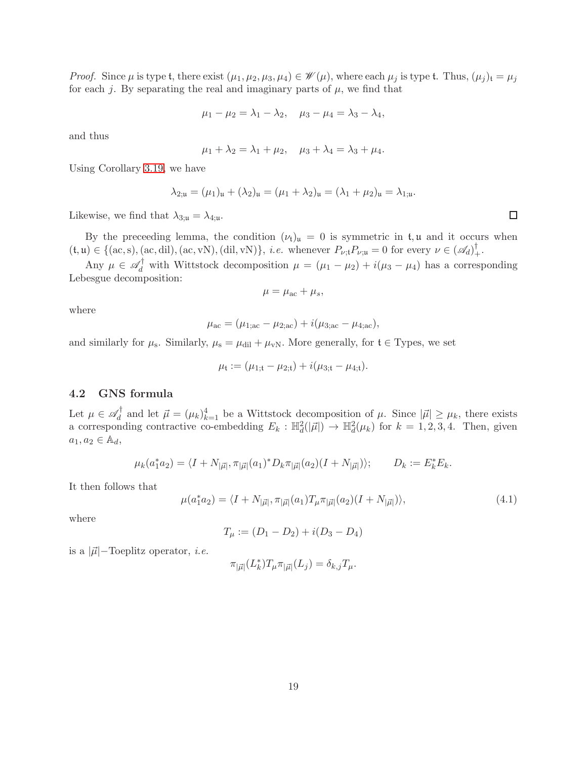*Proof.* Since $\mu$ is type $\mathfrak{t}$, there exist $(\mu_1, \mu_2, \mu_3, \mu_4) \in \mathscr{W}(\mu)$, where each $\mu_j$ is type $\mathfrak{t}$. Thus, $(\mu_j)_{\mathfrak{t}} = \mu_j$ for each $j$. By separating the real and imaginary parts of $\mu$, we find that

$$\mu_1 - \mu_2 = \lambda_1 - \lambda_2, \quad \mu_3 - \mu_4 = \lambda_3 - \lambda_4,$$

and thus

$$\mu_1 + \lambda_2 = \lambda_1 + \mu_2, \quad \mu_3 + \lambda_4 = \lambda_3 + \mu_4.$$

Using Corollary 3.19, we have

$$\lambda_{2;\mathfrak{u}} = (\mu_1)_{\mathfrak{u}} + (\lambda_2)_{\mathfrak{u}} = (\mu_1 + \lambda_2)_{\mathfrak{u}} = (\lambda_1 + \mu_2)_{\mathfrak{u}} = \lambda_{1;\mathfrak{u}}.$$

Likewise, we find that $\lambda_{3;\mathfrak{u}} = \lambda_{4;\mathfrak{u}}$. □

By the preceeding lemma, the condition $(\nu_{\mathfrak{t}})_{\mathfrak{u}} = 0$ is symmetric in $\mathfrak{t}, \mathfrak{u}$ and it occurs when $(\mathfrak{t}, \mathfrak{u}) \in \{(\mathrm{ac}, \mathrm{s}), (\mathrm{ac}, \mathrm{dil}), (\mathrm{ac}, \mathrm{vN}), (\mathrm{dil}, \mathrm{vN})\}$, *i.e.* whenever $P_{\nu;\mathfrak{t}} P_{\nu;\mathfrak{u}} = 0$ for every $\nu \in (\mathscr{A}_d)^\dagger_+$.

Any $\mu \in \mathscr{A}_d^\dagger$ with Wittstock decomposition $\mu = (\mu_1 - \mu_2) + i(\mu_3 - \mu_4)$ has a corresponding Lebesgue decomposition:

$$\mu = \mu_{\mathrm{ac}} + \mu_s,$$

where

$$\mu_{\mathrm{ac}} = (\mu_{1;\mathrm{ac}} - \mu_{2;\mathrm{ac}}) + i(\mu_{3;\mathrm{ac}} - \mu_{4;\mathrm{ac}}),$$

and similarly for $\mu_{\mathrm{s}}$. Similarly, $\mu_{\mathrm{s}} = \mu_{\mathrm{dil}} + \mu_{\mathrm{vN}}$. More generally, for $\mathfrak{t} \in \mathrm{Types}$, we set

$$\mu_{\mathfrak{t}} := (\mu_{1;\mathfrak{t}} - \mu_{2;\mathfrak{t}}) + i(\mu_{3;\mathfrak{t}} - \mu_{4;\mathfrak{t}}).$$

### 4.2 GNS formula

Let $\mu \in \mathscr{A}_d^\dagger$ and let $\vec{\mu} = (\mu_k)_{k=1}^4$ be a Wittstock decomposition of $\mu$. Since $|\vec{\mu}| \geq \mu_k$, there exists a corresponding contractive co-embedding $E_k : \mathbb{H}^2_d(|\vec{\mu}|) \to \mathbb{H}^2_d(\mu_k)$ for $k = 1, 2, 3, 4$. Then, given $a_1, a_2 \in \mathbb{A}_d$,

$$\mu_k(a_1^* a_2) = \langle I + N_{|\vec{\mu}|}, \pi_{|\vec{\mu}|}(a_1)^* D_k \pi_{|\vec{\mu}|}(a_2)(I + N_{|\vec{\mu}|}) \rangle; \qquad D_k := E_k^* E_k.$$

It then follows that

$$\mu(a_1^* a_2) = \langle I + N_{|\vec{\mu}|}, \pi_{|\vec{\mu}|}(a_1) T_\mu \pi_{|\vec{\mu}|}(a_2)(I + N_{|\vec{\mu}|}) \rangle, \tag{4.1}$$

where

$$T_\mu := (D_1 - D_2) + i(D_3 - D_4)$$

is a $|\vec{\mu}|-$Toeplitz operator, *i.e.*

$$\pi_{|\vec{\mu}|}(L_k^*) T_\mu \pi_{|\vec{\mu}|}(L_j) = \delta_{k,j} T_\mu.$$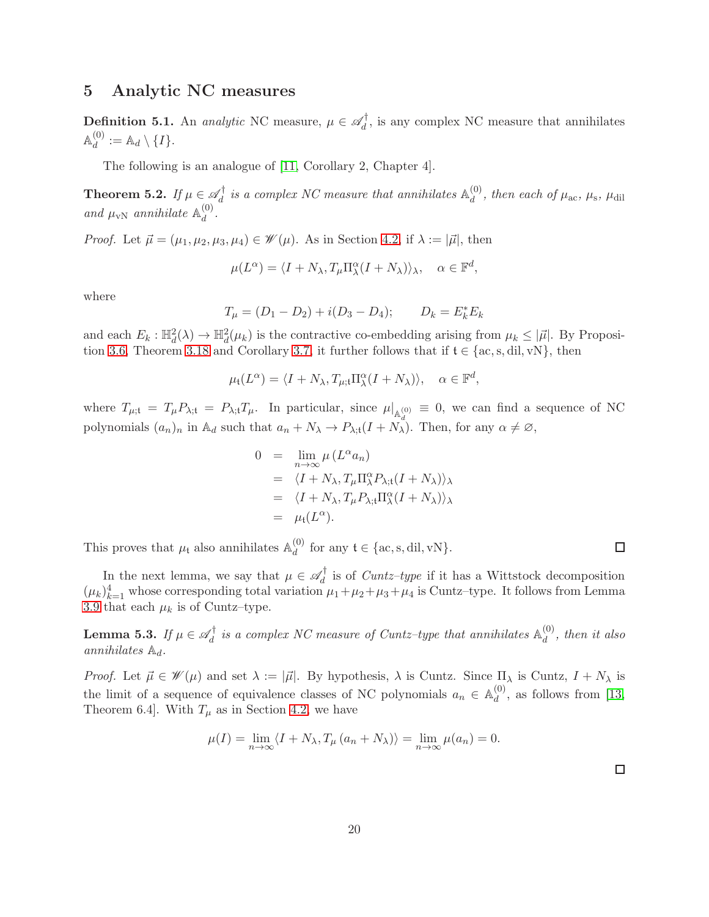# 5 Analytic NC measures

**Definition 5.1.** An *analytic* NC measure, $\mu \in \mathscr{A}_d^\dagger$, is any complex NC measure that annihilates $\mathbb{A}_d^{(0)} := \mathbb{A}_d \setminus \{I\}$.

The following is an analogue of [11, Corollary 2, Chapter 4].

**Theorem 5.2.** *If $\mu \in \mathscr{A}_d^\dagger$ is a complex NC measure that annihilates $\mathbb{A}_d^{(0)}$, then each of $\mu_{\mathrm{ac}}$, $\mu_{\mathrm{s}}$, $\mu_{\mathrm{dil}}$ and $\mu_{\mathrm{vN}}$ annihilate $\mathbb{A}_d^{(0)}$.*

*Proof.* Let $\vec{\mu} = (\mu_1, \mu_2, \mu_3, \mu_4) \in \mathscr{W}(\mu)$. As in Section 4.2, if $\lambda := |\vec{\mu}|$, then

$$\mu(L^\alpha) = \langle I + N_\lambda, T_\mu \Pi_\lambda^\alpha (I + N_\lambda)\rangle_\lambda, \quad \alpha \in \mathbb{F}^d,$$

where

$$T_\mu = (D_1 - D_2) + i(D_3 - D_4); \qquad D_k = E_k^* E_k$$

and each $E_k : \mathbb{H}_d^2(\lambda) \to \mathbb{H}_d^2(\mu_k)$ is the contractive co-embedding arising from $\mu_k \leq |\vec{\mu}|$. By Proposition 3.6, Theorem 3.18 and Corollary 3.7, it further follows that if $\mathfrak{t} \in \{\mathrm{ac}, \mathrm{s}, \mathrm{dil}, \mathrm{vN}\}$, then

$$\mu_{\mathfrak{t}}(L^\alpha) = \langle I + N_\lambda, T_{\mu;\mathfrak{t}} \Pi_\lambda^\alpha (I + N_\lambda)\rangle, \quad \alpha \in \mathbb{F}^d,$$

where $T_{\mu;\mathfrak{t}} = T_\mu P_{\lambda;\mathfrak{t}} = P_{\lambda;\mathfrak{t}} T_\mu$. In particular, since $\mu|_{\mathbb{A}_d^{(0)}} \equiv 0$, we can find a sequence of NC polynomials $(a_n)_n$ in $\mathbb{A}_d$ such that $a_n + N_\lambda \to P_{\lambda;\mathfrak{t}}(I + N_\lambda)$. Then, for any $\alpha \neq \varnothing$,

$$\begin{aligned}
0 &= \lim_{n\to\infty} \mu\left(L^\alpha a_n\right) \\
&= \langle I + N_\lambda, T_\mu \Pi_\lambda^\alpha P_{\lambda;\mathfrak{t}}(I + N_\lambda)\rangle_\lambda \\
&= \langle I + N_\lambda, T_\mu P_{\lambda;\mathfrak{t}} \Pi_\lambda^\alpha (I + N_\lambda)\rangle_\lambda \\
&= \mu_{\mathfrak{t}}(L^\alpha).
\end{aligned}$$

This proves that $\mu_{\mathfrak{t}}$ also annihilates $\mathbb{A}_d^{(0)}$ for any $\mathfrak{t} \in \{\mathrm{ac}, \mathrm{s}, \mathrm{dil}, \mathrm{vN}\}$. ◻

In the next lemma, we say that $\mu \in \mathscr{A}_d^\dagger$ is of *Cuntz–type* if it has a Wittstock decomposition $(\mu_k)_{k=1}^4$ whose corresponding total variation $\mu_1 + \mu_2 + \mu_3 + \mu_4$ is Cuntz–type. It follows from Lemma 3.9 that each $\mu_k$ is of Cuntz–type.

**Lemma 5.3.** *If $\mu \in \mathscr{A}_d^\dagger$ is a complex NC measure of Cuntz–type that annihilates $\mathbb{A}_d^{(0)}$, then it also annihilates $\mathbb{A}_d$.*

*Proof.* Let $\vec{\mu} \in \mathscr{W}(\mu)$ and set $\lambda := |\vec{\mu}|$. By hypothesis, $\lambda$ is Cuntz. Since $\Pi_\lambda$ is Cuntz, $I + N_\lambda$ is the limit of a sequence of equivalence classes of NC polynomials $a_n \in \mathbb{A}_d^{(0)}$, as follows from [13, Theorem 6.4]. With $T_\mu$ as in Section 4.2, we have

$$\mu(I) = \lim_{n\to\infty} \langle I + N_\lambda, T_\mu \left(a_n + N_\lambda\right)\rangle = \lim_{n\to\infty} \mu(a_n) = 0.$$

◻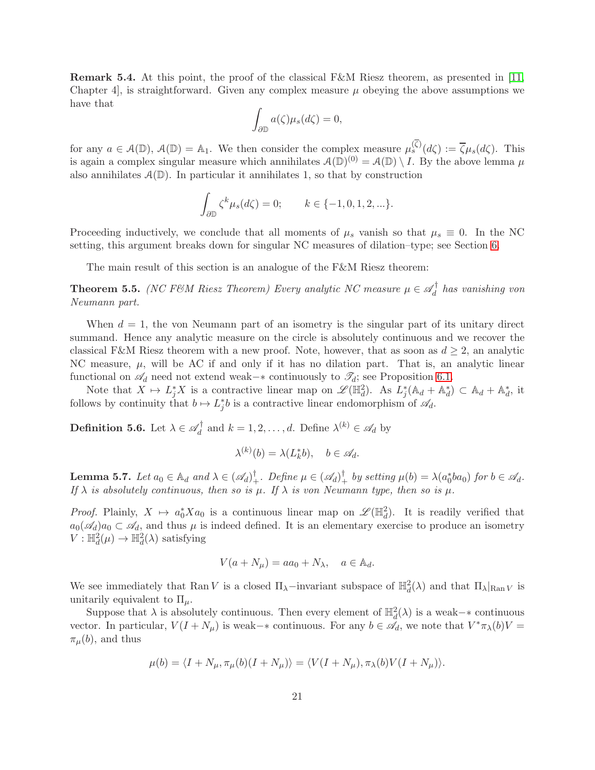**Remark 5.4.** At this point, the proof of the classical F&M Riesz theorem, as presented in [11, Chapter 4], is straightforward. Given any complex measure $\mu$ obeying the above assumptions we have that

$$\int_{\partial\mathbb{D}} a(\zeta)\mu_s(d\zeta) = 0,$$

for any $a \in \mathcal{A}(\mathbb{D})$, $\mathcal{A}(\mathbb{D}) = \mathbb{A}_1$. We then consider the complex measure $\mu_s^{(\overline{\zeta})}(d\zeta) := \overline{\zeta}\mu_s(d\zeta)$. This is again a complex singular measure which annihilates $\mathcal{A}(\mathbb{D})^{(0)} = \mathcal{A}(\mathbb{D}) \setminus I$. By the above lemma $\mu$ also annihilates $\mathcal{A}(\mathbb{D})$. In particular it annihilates 1, so that by construction

$$\int_{\partial\mathbb{D}} \zeta^k \mu_s(d\zeta) = 0; \qquad k \in \{-1, 0, 1, 2, ...\}.$$

Proceeding inductively, we conclude that all moments of $\mu_s$ vanish so that $\mu_s \equiv 0$. In the NC setting, this argument breaks down for singular NC measures of dilation–type; see Section 6.

The main result of this section is an analogue of the F&M Riesz theorem:

**Theorem 5.5.** *(NC F&M Riesz Theorem) Every analytic NC measure $\mu \in \mathscr{A}_d^\dagger$ has vanishing von Neumann part.*

When $d = 1$, the von Neumann part of an isometry is the singular part of its unitary direct summand. Hence any analytic measure on the circle is absolutely continuous and we recover the classical F&M Riesz theorem with a new proof. Note, however, that as soon as $d \geq 2$, an analytic NC measure, $\mu$, will be AC if and only if it has no dilation part. That is, an analytic linear functional on $\mathscr{A}_d$ need not extend weak−∗ continuously to $\mathscr{T}_d$; see Proposition 6.1.

Note that $X \mapsto L_j^* X$ is a contractive linear map on $\mathscr{L}(\mathbb{H}_d^2)$. As $L_j^*(\mathbb{A}_d + \mathbb{A}_d^*) \subset \mathbb{A}_d + \mathbb{A}_d^*$, it follows by continuity that $b \mapsto L_j^* b$ is a contractive linear endomorphism of $\mathscr{A}_d$.

**Definition 5.6.** Let $\lambda \in \mathscr{A}_d^\dagger$ and $k = 1, 2, \ldots, d$. Define $\lambda^{(k)} \in \mathscr{A}_d$ by

$$\lambda^{(k)}(b) = \lambda(L_k^* b), \quad b \in \mathscr{A}_d.$$

**Lemma 5.7.** *Let $a_0 \in \mathbb{A}_d$ and $\lambda \in (\mathscr{A}_d)_+^\dagger$. Define $\mu \in (\mathscr{A}_d)_+^\dagger$ by setting $\mu(b) = \lambda(a_0^* b a_0)$ for $b \in \mathscr{A}_d$. If $\lambda$ is absolutely continuous, then so is $\mu$. If $\lambda$ is von Neumann type, then so is $\mu$.*

*Proof.* Plainly, $X \mapsto a_0^* X a_0$ is a continuous linear map on $\mathscr{L}(\mathbb{H}_d^2)$. It is readily verified that $a_0(\mathscr{A}_d)a_0 \subset \mathscr{A}_d$, and thus $\mu$ is indeed defined. It is an elementary exercise to produce an isometry $V : \mathbb{H}_d^2(\mu) \to \mathbb{H}_d^2(\lambda)$ satisfying

$$V(a + N_\mu) = a a_0 + N_\lambda, \quad a \in \mathbb{A}_d.$$

We see immediately that $\operatorname{Ran} V$ is a closed $\Pi_\lambda$−invariant subspace of $\mathbb{H}_d^2(\lambda)$ and that $\Pi_\lambda|_{\operatorname{Ran} V}$ is unitarily equivalent to $\Pi_\mu$.

Suppose that $\lambda$ is absolutely continuous. Then every element of $\mathbb{H}_d^2(\lambda)$ is a weak−∗ continuous vector. In particular, $V(I + N_\mu)$ is weak−∗ continuous. For any $b \in \mathscr{A}_d$, we note that $V^*\pi_\lambda(b)V = \pi_\mu(b)$, and thus

$$\mu(b) = \langle I + N_\mu, \pi_\mu(b)(I + N_\mu)\rangle = \langle V(I + N_\mu), \pi_\lambda(b)V(I + N_\mu)\rangle.$$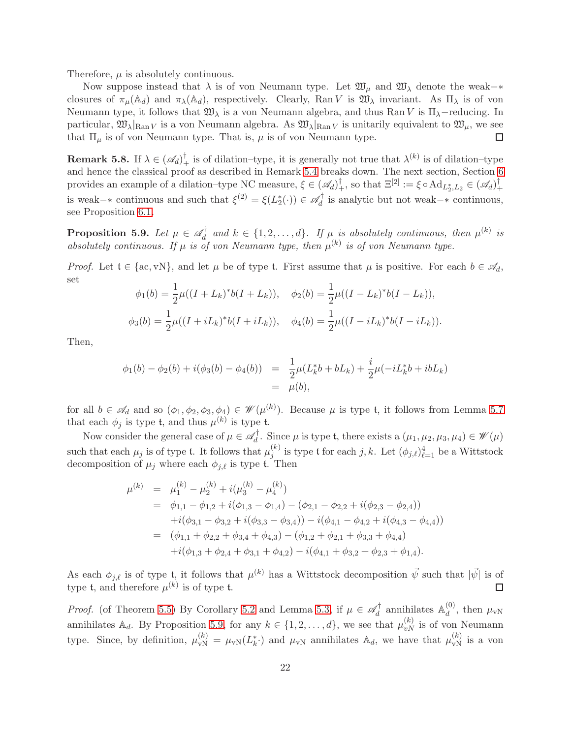Therefore, $\mu$ is absolutely continuous.

Now suppose instead that $\lambda$ is of von Neumann type. Let $\mathfrak{W}_\mu$ and $\mathfrak{W}_\lambda$ denote the weak−∗ closures of $\pi_\mu(\mathbb{A}_d)$ and $\pi_\lambda(\mathbb{A}_d)$, respectively. Clearly, $\operatorname{Ran} V$ is $\mathfrak{W}_\lambda$ invariant. As $\Pi_\lambda$ is of von Neumann type, it follows that $\mathfrak{W}_\lambda$ is a von Neumann algebra, and thus $\operatorname{Ran} V$ is $\Pi_\lambda$−reducing. In particular, $\mathfrak{W}_\lambda|_{\operatorname{Ran} V}$ is a von Neumann algebra. As $\mathfrak{W}_\lambda|_{\operatorname{Ran} V}$ is unitarily equivalent to $\mathfrak{W}_\mu$, we see that $\Pi_\mu$ is of von Neumann type. That is, $\mu$ is of von Neumann type. $\square$

**Remark 5.8.** If $\lambda \in (\mathscr{A}_d)^\dagger_+$ is of dilation–type, it is generally not true that $\lambda^{(k)}$ is of dilation–type and hence the classical proof as described in Remark 5.4 breaks down. The next section, Section 6 provides an example of a dilation–type NC measure, $\xi \in (\mathscr{A}_d)^\dagger_+$, so that $\Xi^{[2]} := \xi \circ \operatorname{Ad}_{L_2^*, L_2} \in (\mathscr{A}_d)^\dagger_+$ is weak−∗ continuous and such that $\xi^{(2)} = \xi(L_2^*(\cdot)) \in \mathscr{A}_d^\dagger$ is analytic but not weak−∗ continuous, see Proposition 6.1.

**Proposition 5.9.** *Let $\mu \in \mathscr{A}_d^\dagger$ and $k \in \{1, 2, \dots, d\}$. If $\mu$ is absolutely continuous, then $\mu^{(k)}$ is absolutely continuous. If $\mu$ is of von Neumann type, then $\mu^{(k)}$ is of von Neumann type.*

*Proof.* Let $\mathfrak{t} \in \{\mathrm{ac}, \mathrm{vN}\}$, and let $\mu$ be of type $\mathfrak{t}$. First assume that $\mu$ is positive. For each $b \in \mathscr{A}_d$, set

$$\phi_1(b) = \frac{1}{2}\mu((I+L_k)^* b (I+L_k)), \quad \phi_2(b) = \frac{1}{2}\mu((I-L_k)^* b (I-L_k)),$$
$$\phi_3(b) = \frac{1}{2}\mu((I+iL_k)^* b (I+iL_k)), \quad \phi_4(b) = \frac{1}{2}\mu((I-iL_k)^* b (I-iL_k)).$$

Then,

$$\begin{aligned} \phi_1(b) - \phi_2(b) + i(\phi_3(b) - \phi_4(b)) &= \frac{1}{2}\mu(L_k^* b + bL_k) + \frac{i}{2}\mu(-iL_k^* b + ibL_k) \\ &= \mu(b), \end{aligned}$$

for all $b \in \mathscr{A}_d$ and so $(\phi_1, \phi_2, \phi_3, \phi_4) \in \mathscr{W}(\mu^{(k)})$. Because $\mu$ is type $\mathfrak{t}$, it follows from Lemma 5.7 that each $\phi_j$ is type $\mathfrak{t}$, and thus $\mu^{(k)}$ is type $\mathfrak{t}$.

Now consider the general case of $\mu \in \mathscr{A}_d^\dagger$. Since $\mu$ is type $\mathfrak{t}$, there exists a $(\mu_1, \mu_2, \mu_3, \mu_4) \in \mathscr{W}(\mu)$ such that each $\mu_j$ is of type $\mathfrak{t}$. It follows that $\mu_j^{(k)}$ is type $\mathfrak{t}$ for each $j, k$. Let $(\phi_{j,\ell})_{\ell=1}^4$ be a Wittstock decomposition of $\mu_j$ where each $\phi_{j,\ell}$ is type $\mathfrak{t}$. Then

$$\begin{aligned} \mu^{(k)} &= \mu_1^{(k)} - \mu_2^{(k)} + i(\mu_3^{(k)} - \mu_4^{(k)}) \\ &= \phi_{1,1} - \phi_{1,2} + i(\phi_{1,3} - \phi_{1,4}) - (\phi_{2,1} - \phi_{2,2} + i(\phi_{2,3} - \phi_{2,4})) \\ &\quad + i(\phi_{3,1} - \phi_{3,2} + i(\phi_{3,3} - \phi_{3,4})) - i(\phi_{4,1} - \phi_{4,2} + i(\phi_{4,3} - \phi_{4,4})) \\ &= (\phi_{1,1} + \phi_{2,2} + \phi_{3,4} + \phi_{4,3}) - (\phi_{1,2} + \phi_{2,1} + \phi_{3,3} + \phi_{4,4}) \\ &\quad + i(\phi_{1,3} + \phi_{2,4} + \phi_{3,1} + \phi_{4,2}) - i(\phi_{4,1} + \phi_{3,2} + \phi_{2,3} + \phi_{1,4}). \end{aligned}$$

As each $\phi_{j,\ell}$ is of type $\mathfrak{t}$, it follows that $\mu^{(k)}$ has a Wittstock decomposition $\vec{\psi}$ such that $|\vec{\psi}|$ is of type $\mathfrak{t}$, and therefore $\mu^{(k)}$ is of type $\mathfrak{t}$. $\square$

*Proof.* (of Theorem 5.5) By Corollary 5.2 and Lemma 5.3, if $\mu \in \mathscr{A}_d^\dagger$ annihilates $\mathbb{A}_d^{(0)}$, then $\mu_{\mathrm{vN}}$ annihilates $\mathbb{A}_d$. By Proposition 5.9, for any $k \in \{1, 2, \dots, d\}$, we see that $\mu_{vN}^{(k)}$ is of von Neumann type. Since, by definition, $\mu_{\mathrm{vN}}^{(k)} = \mu_{\mathrm{vN}}(L_k^* \cdot)$ and $\mu_{\mathrm{vN}}$ annihilates $\mathbb{A}_d$, we have that $\mu_{\mathrm{vN}}^{(k)}$ is a von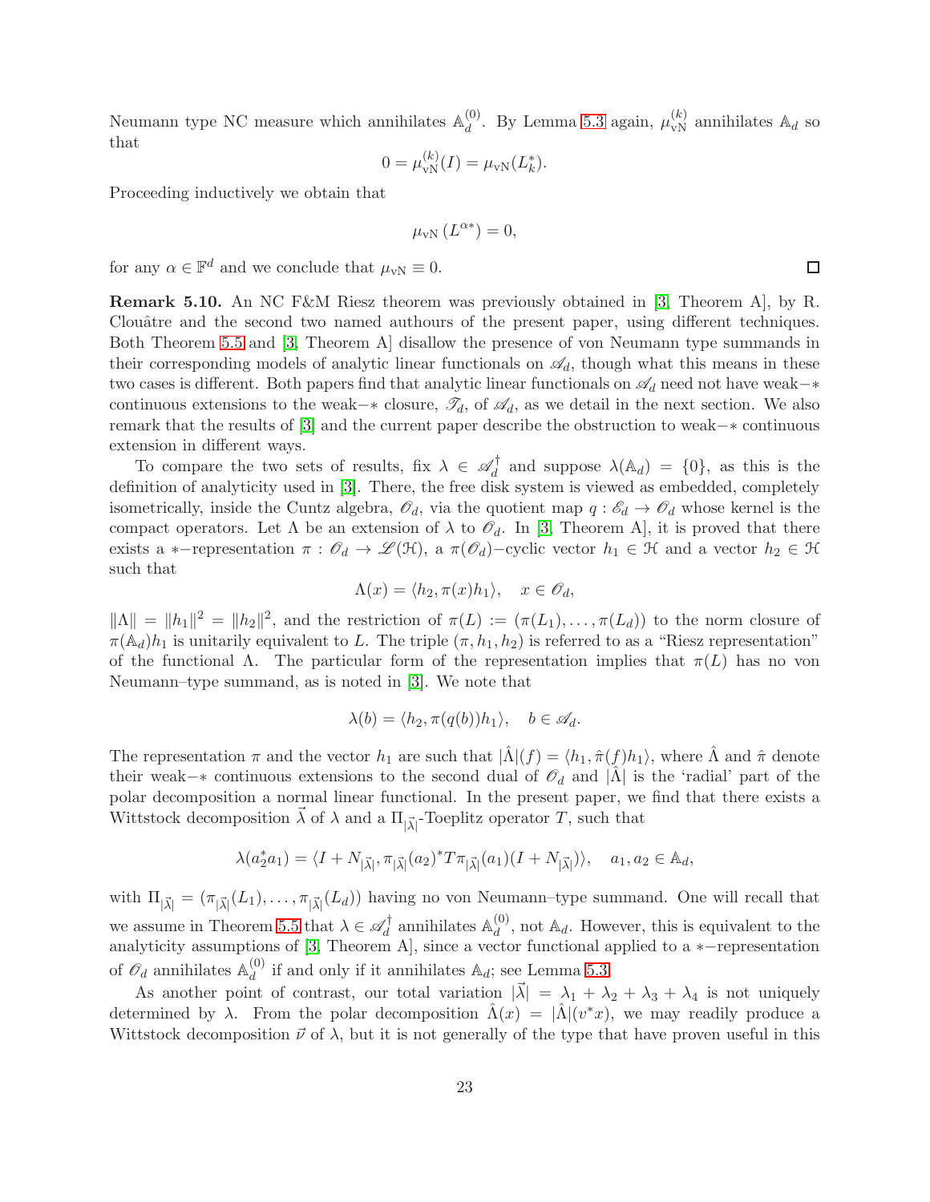Neumann type NC measure which annihilates $\mathbb{A}_d^{(0)}$. By Lemma 5.3 again, $\mu_{\mathrm{vN}}^{(k)}$ annihilates $\mathbb{A}_d$ so that

$$0 = \mu_{\mathrm{vN}}^{(k)}(I) = \mu_{\mathrm{vN}}(L_k^*).$$

Proceeding inductively we obtain that

$$\mu_{\mathrm{vN}}\left(L^{\alpha *}\right) = 0,$$

for any $\alpha \in \mathbb{F}^d$ and we conclude that $\mu_{\mathrm{vN}} \equiv 0$. $\square$

**Remark 5.10.** An NC F&M Riesz theorem was previously obtained in [3, Theorem A], by R. Clouâtre and the second two named authours of the present paper, using different techniques. Both Theorem 5.5 and [3, Theorem A] disallow the presence of von Neumann type summands in their corresponding models of analytic linear functionals on $\mathscr{A}_d$, though what this means in these two cases is different. Both papers find that analytic linear functionals on $\mathscr{A}_d$ need not have weak−∗ continuous extensions to the weak−∗ closure, $\mathscr{T}_d$, of $\mathscr{A}_d$, as we detail in the next section. We also remark that the results of [3] and the current paper describe the obstruction to weak−∗ continuous extension in different ways.

To compare the two sets of results, fix $\lambda \in \mathscr{A}_d^\dagger$ and suppose $\lambda(\mathbb{A}_d) = \{0\}$, as this is the definition of analyticity used in [3]. There, the free disk system is viewed as embedded, completely isometrically, inside the Cuntz algebra, $\mathscr{O}_d$, via the quotient map $q : \mathscr{E}_d \to \mathscr{O}_d$ whose kernel is the compact operators. Let $\Lambda$ be an extension of $\lambda$ to $\mathscr{O}_d$. In [3, Theorem A], it is proved that there exists a ∗−representation $\pi : \mathscr{O}_d \to \mathscr{L}(\mathcal{H})$, a $\pi(\mathscr{O}_d)$−cyclic vector $h_1 \in \mathcal{H}$ and a vector $h_2 \in \mathcal{H}$ such that

$$\Lambda(x) = \langle h_2, \pi(x) h_1 \rangle, \quad x \in \mathscr{O}_d,$$

$\|\Lambda\| = \|h_1\|^2 = \|h_2\|^2$, and the restriction of $\pi(L) := (\pi(L_1), \dots, \pi(L_d))$ to the norm closure of $\pi(\mathbb{A}_d)h_1$ is unitarily equivalent to $L$. The triple $(\pi, h_1, h_2)$ is referred to as a "Riesz representation" of the functional $\Lambda$. The particular form of the representation implies that $\pi(L)$ has no von Neumann–type summand, as is noted in [3]. We note that

$$\lambda(b) = \langle h_2, \pi(q(b)) h_1 \rangle, \quad b \in \mathscr{A}_d.$$

The representation $\pi$ and the vector $h_1$ are such that $|\hat{\Lambda}|(f) = \langle h_1, \hat{\pi}(f) h_1 \rangle$, where $\hat{\Lambda}$ and $\hat{\pi}$ denote their weak−∗ continuous extensions to the second dual of $\mathscr{O}_d$ and $|\hat{\Lambda}|$ is the 'radial' part of the polar decomposition a normal linear functional. In the present paper, we find that there exists a Wittstock decomposition $\vec{\lambda}$ of $\lambda$ and a $\Pi_{|\vec{\lambda}|}$-Toeplitz operator $T$, such that

$$\lambda(a_2^* a_1) = \langle I + N_{|\vec{\lambda}|}, \pi_{|\vec{\lambda}|}(a_2)^* T \pi_{|\vec{\lambda}|}(a_1)(I + N_{|\vec{\lambda}|}) \rangle, \quad a_1, a_2 \in \mathbb{A}_d,$$

with $\Pi_{|\vec{\lambda}|} = (\pi_{|\vec{\lambda}|}(L_1), \dots, \pi_{|\vec{\lambda}|}(L_d))$ having no von Neumann–type summand. One will recall that we assume in Theorem 5.5 that $\lambda \in \mathscr{A}_d^\dagger$ annihilates $\mathbb{A}_d^{(0)}$, not $\mathbb{A}_d$. However, this is equivalent to the analyticity assumptions of [3, Theorem A], since a vector functional applied to a ∗−representation of $\mathscr{O}_d$ annihilates $\mathbb{A}_d^{(0)}$ if and only if it annihilates $\mathbb{A}_d$; see Lemma 5.3.

As another point of contrast, our total variation $|\vec{\lambda}| = \lambda_1 + \lambda_2 + \lambda_3 + \lambda_4$ is not uniquely determined by $\lambda$. From the polar decomposition $\hat{\Lambda}(x) = |\hat{\Lambda}|(v^* x)$, we may readily produce a Wittstock decomposition $\vec{\nu}$ of $\lambda$, but it is not generally of the type that have proven useful in this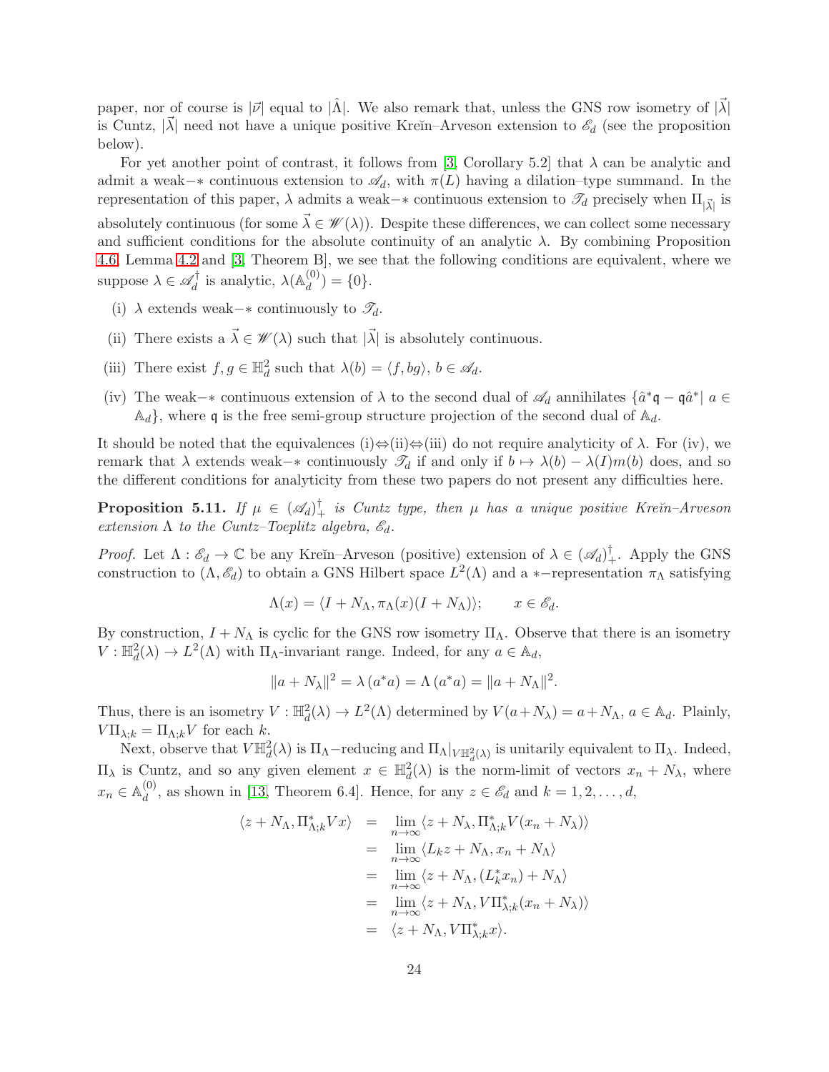paper, nor of course is $|\vec{\nu}|$ equal to $|\hat{\Lambda}|$. We also remark that, unless the GNS row isometry of $|\vec{\lambda}|$ is Cuntz, $|\vec{\lambda}|$ need not have a unique positive Kreĭn–Arveson extension to $\mathscr{E}_d$ (see the proposition below).

For yet another point of contrast, it follows from [3, Corollary 5.2] that $\lambda$ can be analytic and admit a weak−∗ continuous extension to $\mathscr{A}_d$, with $\pi(L)$ having a dilation–type summand. In the representation of this paper, $\lambda$ admits a weak−∗ continuous extension to $\mathscr{T}_d$ precisely when $\Pi_{|\vec{\lambda}|}$ is absolutely continuous (for some $\vec{\lambda} \in \mathscr{W}(\lambda)$). Despite these differences, we can collect some necessary and sufficient conditions for the absolute continuity of an analytic $\lambda$. By combining Proposition 4.6, Lemma 4.2 and [3, Theorem B], we see that the following conditions are equivalent, where we suppose $\lambda \in \mathscr{A}_d^\dagger$ is analytic, $\lambda(\mathbb{A}_d^{(0)}) = \{0\}$.

(i) $\lambda$ extends weak−∗ continuously to $\mathscr{T}_d$.

(ii) There exists a $\vec{\lambda} \in \mathscr{W}(\lambda)$ such that $|\vec{\lambda}|$ is absolutely continuous.

(iii) There exist $f, g \in \mathbb{H}^2_d$ such that $\lambda(b) = \langle f, bg\rangle$, $b \in \mathscr{A}_d$.

(iv) The weak−∗ continuous extension of $\lambda$ to the second dual of $\mathscr{A}_d$ annihilates $\{\hat{a}^*\mathfrak{q} - \mathfrak{q}\hat{a}^* |\ a \in \mathbb{A}_d\}$, where $\mathfrak{q}$ is the free semi-group structure projection of the second dual of $\mathbb{A}_d$.

It should be noted that the equivalences (i)⇔(ii)⇔(iii) do not require analyticity of $\lambda$. For (iv), we remark that $\lambda$ extends weak−∗ continuously $\mathscr{T}_d$ if and only if $b \mapsto \lambda(b) - \lambda(I)m(b)$ does, and so the different conditions for analyticity from these two papers do not present any difficulties here.

**Proposition 5.11.** *If $\mu \in (\mathscr{A}_d)^\dagger_+$ is Cuntz type, then $\mu$ has a unique positive Kreĭn–Arveson extension $\Lambda$ to the Cuntz–Toeplitz algebra, $\mathscr{E}_d$.*

*Proof.* Let $\Lambda : \mathscr{E}_d \to \mathbb{C}$ be any Kreĭn–Arveson (positive) extension of $\lambda \in (\mathscr{A}_d)^\dagger_+$. Apply the GNS construction to $(\Lambda, \mathscr{E}_d)$ to obtain a GNS Hilbert space $L^2(\Lambda)$ and a ∗−representation $\pi_\Lambda$ satisfying

$$\Lambda(x) = \langle I + N_\Lambda, \pi_\Lambda(x)(I + N_\Lambda)\rangle; \qquad x \in \mathscr{E}_d.$$

By construction, $I + N_\Lambda$ is cyclic for the GNS row isometry $\Pi_\Lambda$. Observe that there is an isometry $V : \mathbb{H}^2_d(\lambda) \to L^2(\Lambda)$ with $\Pi_\Lambda$-invariant range. Indeed, for any $a \in \mathbb{A}_d$,

$$\|a + N_\lambda\|^2 = \lambda\left(a^*a\right) = \Lambda\left(a^*a\right) = \|a + N_\Lambda\|^2.$$

Thus, there is an isometry $V : \mathbb{H}^2_d(\lambda) \to L^2(\Lambda)$ determined by $V(a+N_\lambda) = a+N_\Lambda$, $a \in \mathbb{A}_d$. Plainly, $V\Pi_{\lambda;k} = \Pi_{\Lambda;k}V$ for each $k$.

Next, observe that $V\mathbb{H}^2_d(\lambda)$ is $\Pi_\Lambda$−reducing and $\Pi_\Lambda|_{V\mathbb{H}^2_d(\lambda)}$ is unitarily equivalent to $\Pi_\lambda$. Indeed, $\Pi_\lambda$ is Cuntz, and so any given element $x \in \mathbb{H}^2_d(\lambda)$ is the norm-limit of vectors $x_n + N_\lambda$, where $x_n \in \mathbb{A}_d^{(0)}$, as shown in [13, Theorem 6.4]. Hence, for any $z \in \mathscr{E}_d$ and $k = 1, 2, \ldots, d$,

$$\begin{aligned}
\langle z + N_\Lambda, \Pi^*_{\Lambda;k}Vx\rangle &= \lim_{n\to\infty} \langle z + N_\lambda, \Pi^*_{\Lambda;k}V(x_n + N_\lambda)\rangle \\
&= \lim_{n\to\infty} \langle L_kz + N_\Lambda, x_n + N_\Lambda\rangle \\
&= \lim_{n\to\infty} \langle z + N_\Lambda, (L_k^*x_n) + N_\Lambda\rangle \\
&= \lim_{n\to\infty} \langle z + N_\Lambda, V\Pi^*_{\lambda;k}(x_n + N_\lambda)\rangle \\
&= \langle z + N_\Lambda, V\Pi^*_{\lambda;k}x\rangle.
\end{aligned}$$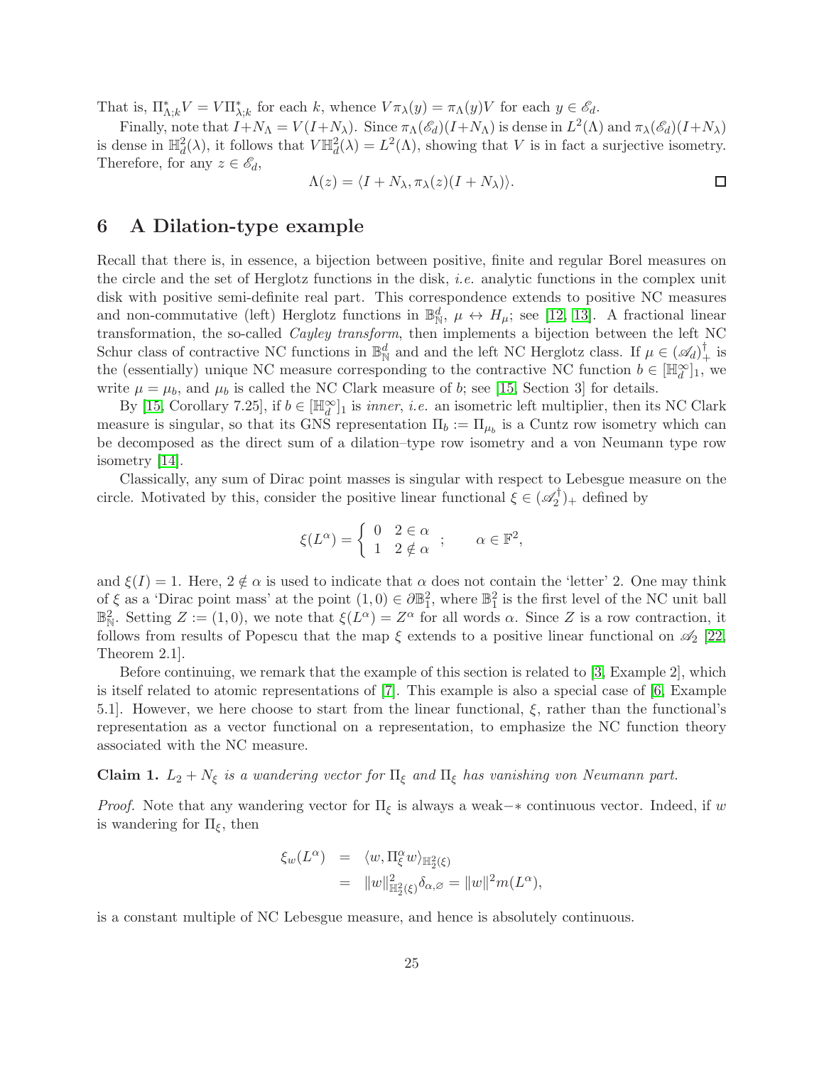That is, $\Pi^*_{\Lambda;k} V = V \Pi^*_{\lambda;k}$ for each $k$, whence $V\pi_\lambda(y) = \pi_\Lambda(y)V$ for each $y \in \mathscr{E}_d$.

Finally, note that $I + N_\Lambda = V(I + N_\lambda)$. Since $\pi_\Lambda(\mathscr{E}_d)(I+N_\Lambda)$ is dense in $L^2(\Lambda)$ and $\pi_\lambda(\mathscr{E}_d)(I+N_\lambda)$ is dense in $\mathbb{H}^2_d(\lambda)$, it follows that $V\mathbb{H}^2_d(\lambda) = L^2(\Lambda)$, showing that $V$ is in fact a surjective isometry. Therefore, for any $z \in \mathscr{E}_d$,

$$\Lambda(z) = \langle I + N_\lambda, \pi_\lambda(z)(I + N_\lambda)\rangle.$$

□

## 6 A Dilation-type example

Recall that there is, in essence, a bijection between positive, finite and regular Borel measures on the circle and the set of Herglotz functions in the disk, *i.e.* analytic functions in the complex unit disk with positive semi-definite real part. This correspondence extends to positive NC measures and non-commutative (left) Herglotz functions in $\mathbb{B}^d_{\mathbb{N}}$, $\mu \leftrightarrow H_\mu$; see [12, 13]. A fractional linear transformation, the so-called *Cayley transform*, then implements a bijection between the left NC Schur class of contractive NC functions in $\mathbb{B}^d_{\mathbb{N}}$ and and the left NC Herglotz class. If $\mu \in (\mathscr{A}_d)^\dagger_+$ is the (essentially) unique NC measure corresponding to the contractive NC function $b \in [\mathbb{H}^\infty_d]_1$, we write $\mu = \mu_b$, and $\mu_b$ is called the NC Clark measure of $b$; see [15, Section 3] for details.

By [15, Corollary 7.25], if $b \in [\mathbb{H}^\infty_d]_1$ is *inner*, *i.e.* an isometric left multiplier, then its NC Clark measure is singular, so that its GNS representation $\Pi_b := \Pi_{\mu_b}$ is a Cuntz row isometry which can be decomposed as the direct sum of a dilation–type row isometry and a von Neumann type row isometry [14].

Classically, any sum of Dirac point masses is singular with respect to Lebesgue measure on the circle. Motivated by this, consider the positive linear functional $\xi \in (\mathscr{A}_2^\dagger)_+$ defined by

$$\xi(L^\alpha) = \begin{cases} 0 & 2 \in \alpha \\ 1 & 2 \notin \alpha \end{cases}; \qquad \alpha \in \mathbb{F}^2,$$

and $\xi(I) = 1$. Here, $2 \notin \alpha$ is used to indicate that $\alpha$ does not contain the 'letter' 2. One may think of $\xi$ as a 'Dirac point mass' at the point $(1,0) \in \partial\mathbb{B}^2_1$, where $\mathbb{B}^2_1$ is the first level of the NC unit ball $\mathbb{B}^2_{\mathbb{N}}$. Setting $Z := (1,0)$, we note that $\xi(L^\alpha) = Z^\alpha$ for all words $\alpha$. Since $Z$ is a row contraction, it follows from results of Popescu that the map $\xi$ extends to a positive linear functional on $\mathscr{A}_2$ [22, Theorem 2.1].

Before continuing, we remark that the example of this section is related to [3, Example 2], which is itself related to atomic representations of [7]. This example is also a special case of [6, Example 5.1]. However, we here choose to start from the linear functional, $\xi$, rather than the functional's representation as a vector functional on a representation, to emphasize the NC function theory associated with the NC measure.

**Claim 1.** *$L_2 + N_\xi$ is a wandering vector for $\Pi_\xi$ and $\Pi_\xi$ has vanishing von Neumann part.*

*Proof.* Note that any wandering vector for $\Pi_\xi$ is always a weak$-*$ continuous vector. Indeed, if $w$ is wandering for $\Pi_\xi$, then

$$\begin{aligned} \xi_w(L^\alpha) &= \langle w, \Pi^\alpha_\xi w\rangle_{\mathbb{H}^2_2(\xi)} \\ &= \|w\|^2_{\mathbb{H}^2_2(\xi)}\delta_{\alpha,\varnothing} = \|w\|^2 m(L^\alpha), \end{aligned}$$

is a constant multiple of NC Lebesgue measure, and hence is absolutely continuous.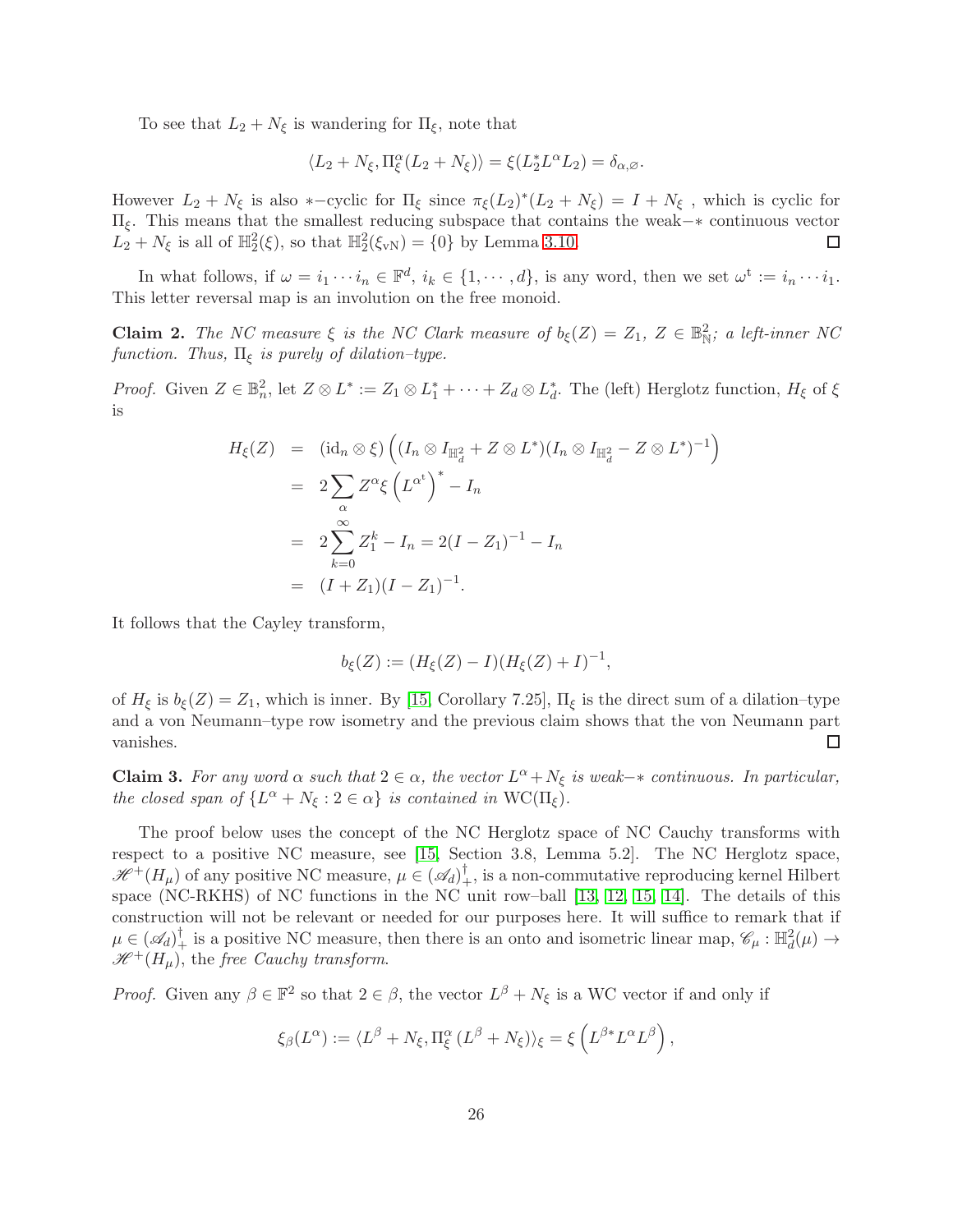To see that $L_2 + N_\xi$ is wandering for $\Pi_\xi$, note that

$$\langle L_2 + N_\xi, \Pi_\xi^\alpha (L_2 + N_\xi)\rangle = \xi(L_2^* L^\alpha L_2) = \delta_{\alpha,\varnothing}.$$

However $L_2 + N_\xi$ is also $*-$cyclic for $\Pi_\xi$ since $\pi_\xi(L_2)^*(L_2 + N_\xi) = I + N_\xi$ , which is cyclic for $\Pi_\xi$. This means that the smallest reducing subspace that contains the weak$-*$ continuous vector $L_2 + N_\xi$ is all of $\mathbb{H}^2_2(\xi)$, so that $\mathbb{H}^2_2(\xi_{\mathrm{vN}}) = \{0\}$ by Lemma 3.10. ◻

In what follows, if $\omega = i_1 \cdots i_n \in \mathbb{F}^d$, $i_k \in \{1, \cdots, d\}$, is any word, then we set $\omega^{\mathrm{t}} := i_n \cdots i_1$. This letter reversal map is an involution on the free monoid.

**Claim 2.** *The NC measure $\xi$ is the NC Clark measure of $b_\xi(Z) = Z_1$, $Z \in \mathbb{B}^2_{\mathbb{N}}$; a left-inner NC function. Thus, $\Pi_\xi$ is purely of dilation–type.*

*Proof.* Given $Z \in \mathbb{B}^2_n$, let $Z \otimes L^* := Z_1 \otimes L_1^* + \cdots + Z_d \otimes L_d^*$. The (left) Herglotz function, $H_\xi$ of $\xi$ is

$$\begin{aligned}
H_\xi(Z) &= (\mathrm{id}_n \otimes \xi)\left( (I_n \otimes I_{\mathbb{H}^2_d} + Z \otimes L^*)(I_n \otimes I_{\mathbb{H}^2_d} - Z \otimes L^*)^{-1}\right) \\
&= 2 \sum_\alpha Z^\alpha \xi\left(L^{\alpha^{\mathrm{t}}}\right)^* - I_n \\
&= 2 \sum_{k=0}^{\infty} Z_1^k - I_n = 2(I - Z_1)^{-1} - I_n \\
&= (I + Z_1)(I - Z_1)^{-1}.
\end{aligned}$$

It follows that the Cayley transform,

$$b_\xi(Z) := (H_\xi(Z) - I)(H_\xi(Z) + I)^{-1},$$

of $H_\xi$ is $b_\xi(Z) = Z_1$, which is inner. By [15, Corollary 7.25], $\Pi_\xi$ is the direct sum of a dilation–type and a von Neumann–type row isometry and the previous claim shows that the von Neumann part vanishes. ◻

**Claim 3.** *For any word $\alpha$ such that $2 \in \alpha$, the vector $L^\alpha + N_\xi$ is weak$-*$ continuous. In particular, the closed span of $\{L^\alpha + N_\xi : 2 \in \alpha\}$ is contained in $\mathrm{WC}(\Pi_\xi)$.*

The proof below uses the concept of the NC Herglotz space of NC Cauchy transforms with respect to a positive NC measure, see [15, Section 3.8, Lemma 5.2]. The NC Herglotz space, $\mathscr{H}^+(H_\mu)$ of any positive NC measure, $\mu \in (\mathscr{A}_d)^\dagger_+$, is a non-commutative reproducing kernel Hilbert space (NC-RKHS) of NC functions in the NC unit row–ball [13, 12, 15, 14]. The details of this construction will not be relevant or needed for our purposes here. It will suffice to remark that if $\mu \in (\mathscr{A}_d)^\dagger_+$ is a positive NC measure, then there is an onto and isometric linear map, $\mathscr{C}_\mu : \mathbb{H}^2_d(\mu) \to \mathscr{H}^+(H_\mu)$, the *free Cauchy transform*.

*Proof.* Given any $\beta \in \mathbb{F}^2$ so that $2 \in \beta$, the vector $L^\beta + N_\xi$ is a WC vector if and only if

$$\xi_\beta(L^\alpha) := \langle L^\beta + N_\xi, \Pi_\xi^\alpha (L^\beta + N_\xi)\rangle_\xi = \xi\left(L^{\beta *} L^\alpha L^\beta\right),$$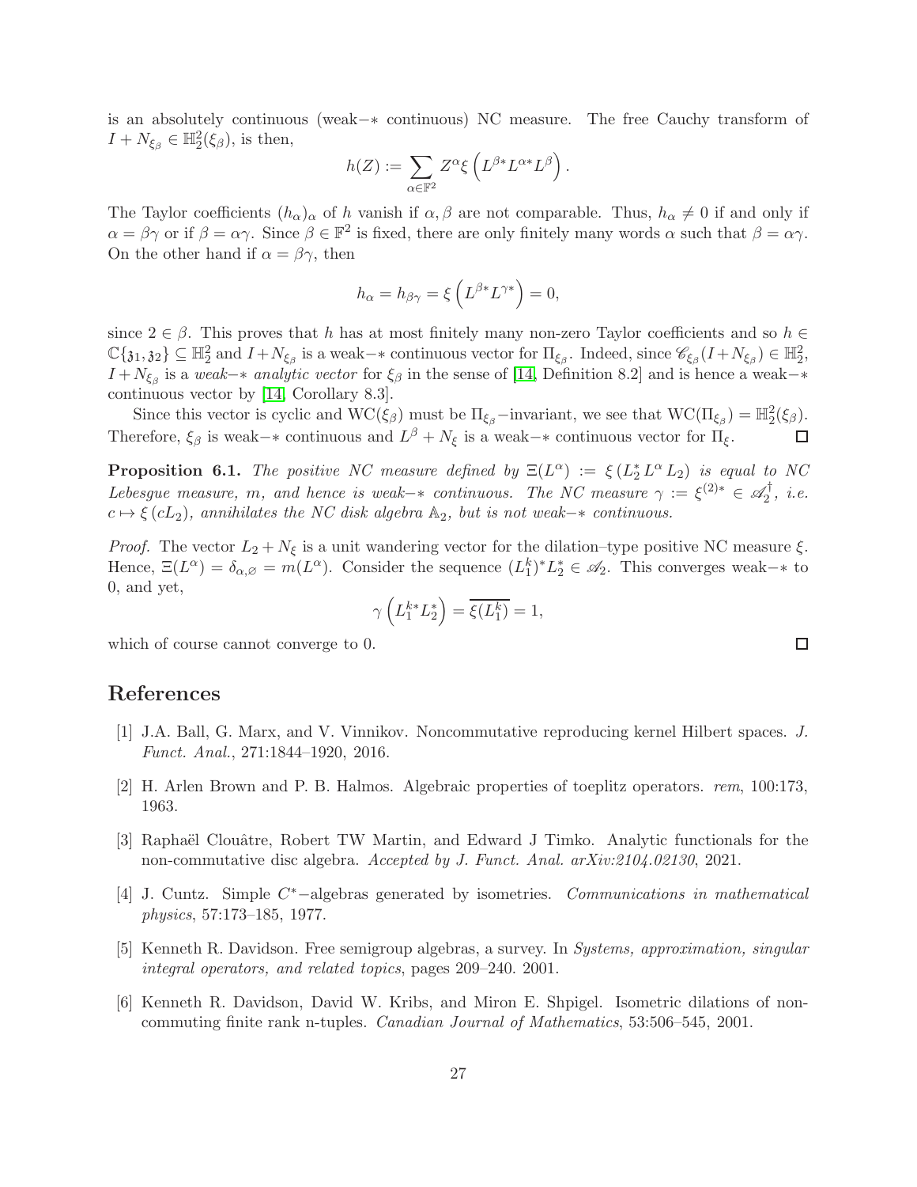is an absolutely continuous (weak−∗ continuous) NC measure. The free Cauchy transform of $I + N_{\xi_\beta} \in \mathbb{H}^2_2(\xi_\beta)$, is then,

$$h(Z) := \sum_{\alpha \in \mathbb{F}^2} Z^\alpha \xi \left( L^{\beta *} L^{\alpha *} L^\beta \right).$$

The Taylor coefficients $(h_\alpha)_\alpha$ of $h$ vanish if $\alpha, \beta$ are not comparable. Thus, $h_\alpha \neq 0$ if and only if $\alpha = \beta\gamma$ or if $\beta = \alpha\gamma$. Since $\beta \in \mathbb{F}^2$ is fixed, there are only finitely many words $\alpha$ such that $\beta = \alpha\gamma$. On the other hand if $\alpha = \beta\gamma$, then

$$h_\alpha = h_{\beta\gamma} = \xi \left( L^{\beta *} L^{\gamma *} \right) = 0,$$

since $2 \in \beta$. This proves that $h$ has at most finitely many non-zero Taylor coefficients and so $h \in \mathbb{C}\{\mathfrak{z}_1, \mathfrak{z}_2\} \subseteq \mathbb{H}^2_2$ and $I + N_{\xi_\beta}$ is a weak−∗ continuous vector for $\Pi_{\xi_\beta}$. Indeed, since $\mathscr{C}_{\xi_\beta}(I + N_{\xi_\beta}) \in \mathbb{H}^2_2$, $I + N_{\xi_\beta}$ is a *weak−∗ analytic vector* for $\xi_\beta$ in the sense of [14, Definition 8.2] and is hence a weak−∗ continuous vector by [14, Corollary 8.3].

Since this vector is cyclic and $\mathrm{WC}(\xi_\beta)$ must be $\Pi_{\xi_\beta}$−invariant, we see that $\mathrm{WC}(\Pi_{\xi_\beta}) = \mathbb{H}^2_2(\xi_\beta)$. Therefore, $\xi_\beta$ is weak−∗ continuous and $L^\beta + N_\xi$ is a weak−∗ continuous vector for $\Pi_\xi$. □

**Proposition 6.1.** *The positive NC measure defined by $\Xi(L^\alpha) := \xi\left(L_2^* L^\alpha L_2\right)$ is equal to NC Lebesgue measure, $m$, and hence is weak−∗ continuous. The NC measure $\gamma := \xi^{(2)*} \in \mathscr{A}_2^\dagger$, i.e. $c \mapsto \xi\left(cL_2\right)$, annihilates the NC disk algebra $\mathbb{A}_2$, but is not weak−∗ continuous.*

*Proof.* The vector $L_2 + N_\xi$ is a unit wandering vector for the dilation–type positive NC measure $\xi$. Hence, $\Xi(L^\alpha) = \delta_{\alpha,\varnothing} = m(L^\alpha)$. Consider the sequence $(L_1^k)^* L_2^* \in \mathscr{A}_2$. This converges weak−∗ to 0, and yet,

$$\gamma\left(L_1^{k*} L_2^*\right) = \overline{\xi(L_1^k)} = 1,$$

which of course cannot converge to 0. □

## References

[1] J.A. Ball, G. Marx, and V. Vinnikov. Noncommutative reproducing kernel Hilbert spaces. *J. Funct. Anal.*, 271:1844–1920, 2016.

[2] H. Arlen Brown and P. B. Halmos. Algebraic properties of toeplitz operators. *rem*, 100:173, 1963.

[3] Raphaël Clouâtre, Robert TW Martin, and Edward J Timko. Analytic functionals for the non-commutative disc algebra. *Accepted by J. Funct. Anal. arXiv:2104.02130*, 2021.

[4] J. Cuntz. Simple $C^*$−algebras generated by isometries. *Communications in mathematical physics*, 57:173–185, 1977.

[5] Kenneth R. Davidson. Free semigroup algebras, a survey. In *Systems, approximation, singular integral operators, and related topics*, pages 209–240. 2001.

[6] Kenneth R. Davidson, David W. Kribs, and Miron E. Shpigel. Isometric dilations of non-commuting finite rank n-tuples. *Canadian Journal of Mathematics*, 53:506–545, 2001.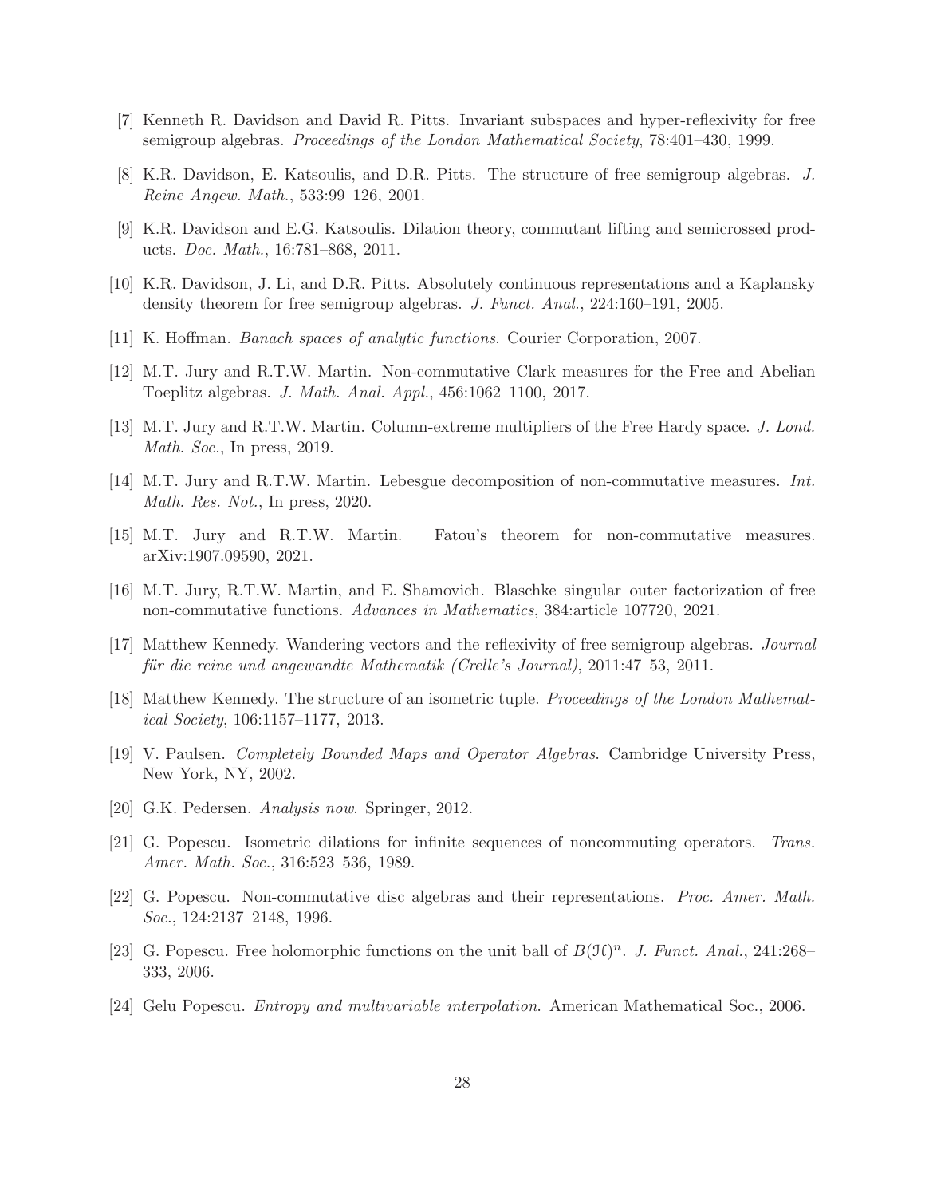[7] Kenneth R. Davidson and David R. Pitts. Invariant subspaces and hyper-reflexivity for free semigroup algebras. *Proceedings of the London Mathematical Society*, 78:401–430, 1999.

[8] K.R. Davidson, E. Katsoulis, and D.R. Pitts. The structure of free semigroup algebras. *J. Reine Angew. Math.*, 533:99–126, 2001.

[9] K.R. Davidson and E.G. Katsoulis. Dilation theory, commutant lifting and semicrossed products. *Doc. Math.*, 16:781–868, 2011.

[10] K.R. Davidson, J. Li, and D.R. Pitts. Absolutely continuous representations and a Kaplansky density theorem for free semigroup algebras. *J. Funct. Anal.*, 224:160–191, 2005.

[11] K. Hoffman. *Banach spaces of analytic functions*. Courier Corporation, 2007.

[12] M.T. Jury and R.T.W. Martin. Non-commutative Clark measures for the Free and Abelian Toeplitz algebras. *J. Math. Anal. Appl.*, 456:1062–1100, 2017.

[13] M.T. Jury and R.T.W. Martin. Column-extreme multipliers of the Free Hardy space. *J. Lond. Math. Soc.*, In press, 2019.

[14] M.T. Jury and R.T.W. Martin. Lebesgue decomposition of non-commutative measures. *Int. Math. Res. Not.*, In press, 2020.

[15] M.T. Jury and R.T.W. Martin. Fatou's theorem for non-commutative measures. arXiv:1907.09590, 2021.

[16] M.T. Jury, R.T.W. Martin, and E. Shamovich. Blaschke–singular–outer factorization of free non-commutative functions. *Advances in Mathematics*, 384:article 107720, 2021.

[17] Matthew Kennedy. Wandering vectors and the reflexivity of free semigroup algebras. *Journal für die reine und angewandte Mathematik (Crelle's Journal)*, 2011:47–53, 2011.

[18] Matthew Kennedy. The structure of an isometric tuple. *Proceedings of the London Mathematical Society*, 106:1157–1177, 2013.

[19] V. Paulsen. *Completely Bounded Maps and Operator Algebras*. Cambridge University Press, New York, NY, 2002.

[20] G.K. Pedersen. *Analysis now*. Springer, 2012.

[21] G. Popescu. Isometric dilations for infinite sequences of noncommuting operators. *Trans. Amer. Math. Soc.*, 316:523–536, 1989.

[22] G. Popescu. Non-commutative disc algebras and their representations. *Proc. Amer. Math. Soc.*, 124:2137–2148, 1996.

[23] G. Popescu. Free holomorphic functions on the unit ball of $B(\mathcal{H})^n$. *J. Funct. Anal.*, 241:268–333, 2006.

[24] Gelu Popescu. *Entropy and multivariable interpolation*. American Mathematical Soc., 2006.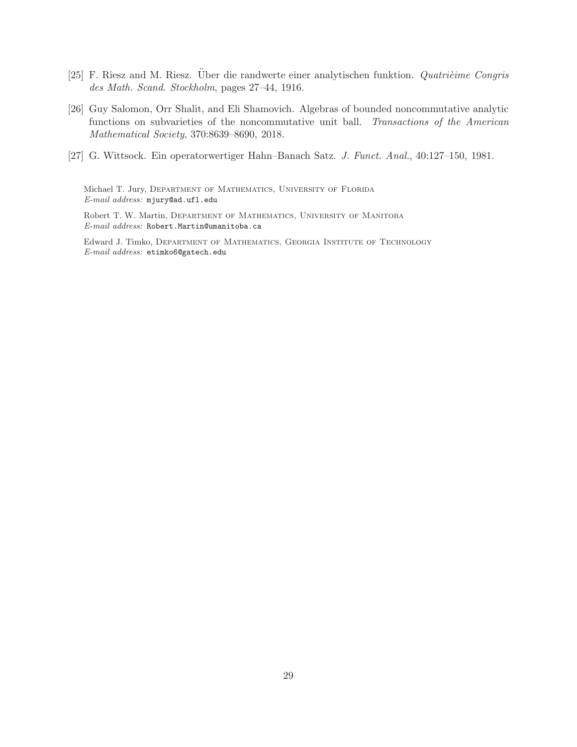[25] F. Riesz and M. Riesz. Über die randwerte einer analytischen funktion. *Quatrièime Congris des Math. Scand. Stockholm*, pages 27–44, 1916.

[26] Guy Salomon, Orr Shalit, and Eli Shamovich. Algebras of bounded noncommutative analytic functions on subvarieties of the noncommutative unit ball. *Transactions of the American Mathematical Society*, 370:8639–8690, 2018.

[27] G. Wittsock. Ein operatorwertiger Hahn–Banach Satz. *J. Funct. Anal.*, 40:127–150, 1981.

Michael T. Jury, Department of Mathematics, University of Florida
*E-mail address:* mjury@ad.ufl.edu

Robert T. W. Martin, Department of Mathematics, University of Manitoba
*E-mail address:* Robert.Martin@umanitoba.ca

Edward J. Timko, Department of Mathematics, Georgia Institute of Technology
*E-mail address:* etimko6@gatech.edu